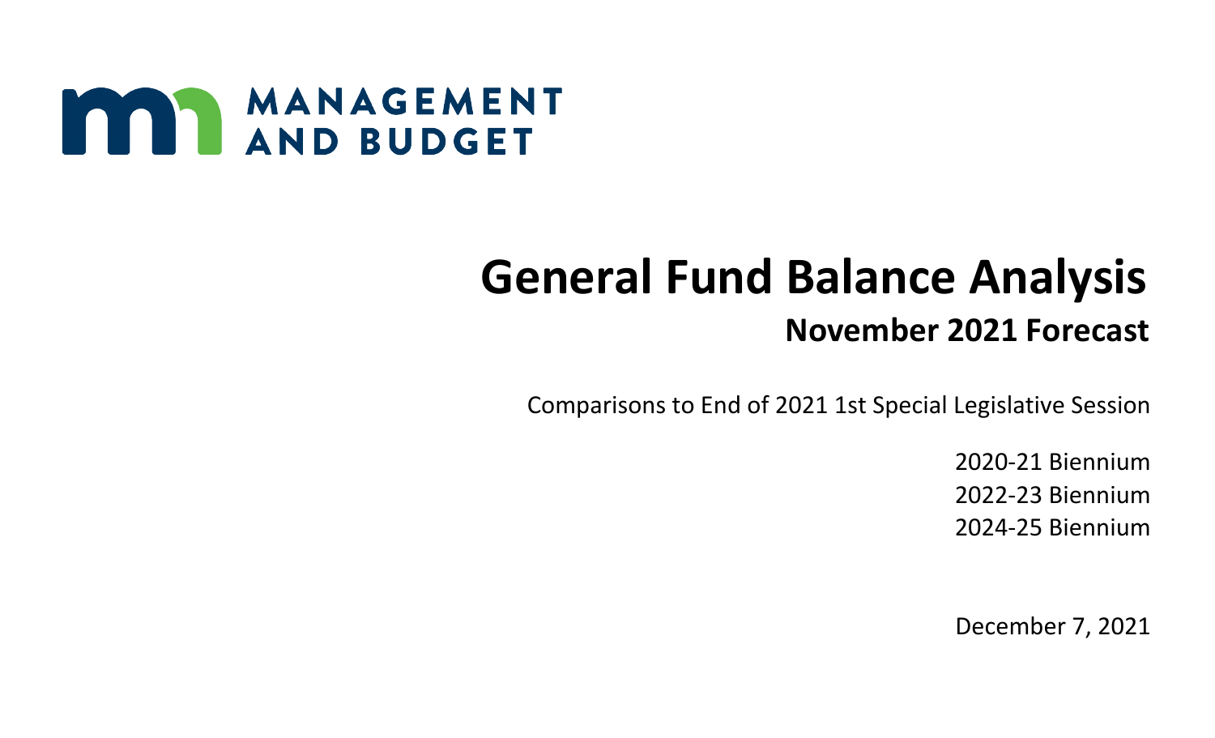MANAGEMENT AND BUDGET

# General Fund Balance Analysis

## November 2021 Forecast

Comparisons to End of 2021 1st Special Legislative Session

2020-21 Biennium
2022-23 Biennium
2024-25 Biennium

December 7, 2021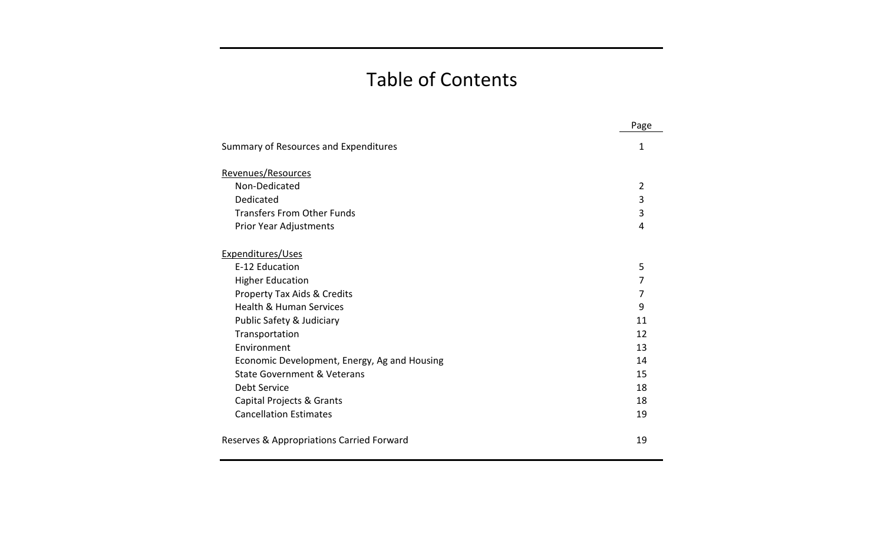# Table of Contents

| | Page |
|---|---|
| Summary of Resources and Expenditures | 1 |
| Revenues/Resources | |
| Non-Dedicated | 2 |
| Dedicated | 3 |
| Transfers From Other Funds | 3 |
| Prior Year Adjustments | 4 |
| Expenditures/Uses | |
| E-12 Education | 5 |
| Higher Education | 7 |
| Property Tax Aids & Credits | 7 |
| Health & Human Services | 9 |
| Public Safety & Judiciary | 11 |
| Transportation | 12 |
| Environment | 13 |
| Economic Development, Energy, Ag and Housing | 14 |
| State Government & Veterans | 15 |
| Debt Service | 18 |
| Capital Projects & Grants | 18 |
| Cancellation Estimates | 19 |
| Reserves & Appropriations Carried Forward | 19 |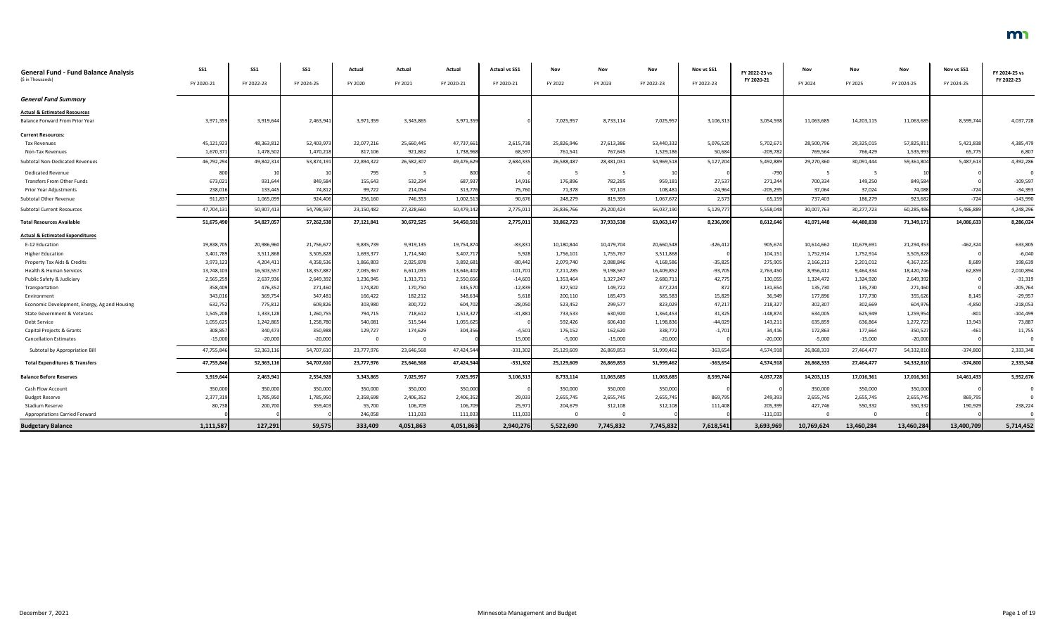# General Fund - Fund Balance Analysis

($ in Thousands)

| | SS1 FY 2020-21 | SS1 FY 2022-23 | SS1 FY 2024-25 | Actual FY 2020 | Actual FY 2021 | Actual FY 2020-21 | Actual vs SS1 FY 2020-21 | Nov FY 2022 | Nov FY 2023 | Nov FY 2022-23 | Nov vs SS1 FY 2022-23 | FY 2022-23 vs FY 2020-21 | Nov FY 2024 | Nov FY 2025 | Nov FY 2024-25 | Nov vs SS1 FY 2024-25 | FY 2024-25 vs FY 2022-23 |
|---|---|---|---|---|---|---|---|---|---|---|---|---|---|---|---|---|---|
| ***General Fund Summary*** | | | | | | | | | | | | | | | | | |
| **Actual & Estimated Resources** | | | | | | | | | | | | | | | | | |
| Balance Forward From Prior Year | 3,971,359 | 3,919,644 | 2,463,941 | 3,971,359 | 3,343,865 | 3,971,359 | 0 | 7,025,957 | 8,733,114 | 7,025,957 | 3,106,313 | 3,054,598 | 11,063,685 | 14,203,115 | 11,063,685 | 8,599,744 | 4,037,728 |
| **Current Resources:** | | | | | | | | | | | | | | | | | |
| Tax Revenues | 45,121,923 | 48,363,812 | 52,403,973 | 22,077,216 | 25,660,445 | 47,737,661 | 2,615,738 | 25,826,946 | 27,613,386 | 53,440,332 | 5,076,520 | 5,702,671 | 28,500,796 | 29,325,015 | 57,825,811 | 5,421,838 | 4,385,479 |
| Non-Tax Revenues | 1,670,371 | 1,478,502 | 1,470,218 | 817,106 | 921,862 | 1,738,968 | 68,597 | 761,541 | 767,645 | 1,529,186 | 50,684 | -209,782 | 769,564 | 766,429 | 1,535,993 | 65,775 | 6,807 |
| Subtotal Non-Dedicated Revenues | 46,792,294 | 49,842,314 | 53,874,191 | 22,894,322 | 26,582,307 | 49,476,629 | 2,684,335 | 26,588,487 | 28,381,031 | 54,969,518 | 5,127,204 | 5,492,889 | 29,270,360 | 30,091,444 | 59,361,804 | 5,487,613 | 4,392,286 |
| Dedicated Revenue | 800 | 10 | 10 | 795 | 5 | 800 | 0 | 5 | 5 | 10 | 0 | -790 | 5 | 5 | 10 | 0 | 0 |
| Transfers From Other Funds | 673,021 | 931,644 | 849,584 | 155,643 | 532,294 | 687,937 | 14,916 | 176,896 | 782,285 | 959,181 | 27,537 | 271,244 | 700,334 | 149,250 | 849,584 | 0 | -109,597 |
| Prior Year Adjustments | 238,016 | 133,445 | 74,812 | 99,722 | 214,054 | 313,776 | 75,760 | 71,378 | 37,103 | 108,481 | -24,964 | -205,295 | 37,064 | 37,024 | 74,088 | -724 | -34,393 |
| Subtotal Other Revenue | 911,837 | 1,065,099 | 924,406 | 256,160 | 746,353 | 1,002,513 | 90,676 | 248,279 | 819,393 | 1,067,672 | 2,573 | 65,159 | 737,403 | 186,279 | 923,682 | -724 | -143,990 |
| Subtotal Current Resources | 47,704,131 | 50,907,413 | 54,798,597 | 23,150,482 | 27,328,660 | 50,479,142 | 2,775,011 | 26,836,766 | 29,200,424 | 56,037,190 | 5,129,777 | 5,558,048 | 30,007,763 | 30,277,723 | 60,285,486 | 5,486,889 | 4,248,296 |
| **Total Resources Available** | **51,675,490** | **54,827,057** | **57,262,538** | **27,121,841** | **30,672,525** | **54,450,501** | **2,775,011** | **33,862,723** | **37,933,538** | **63,063,147** | **8,236,090** | **8,612,646** | **41,071,448** | **44,480,838** | **71,349,171** | **14,086,633** | **8,286,024** |
| **Actual & Estimated Expenditures** | | | | | | | | | | | | | | | | | |
| E-12 Education | 19,838,705 | 20,986,960 | 21,756,677 | 9,835,739 | 9,919,135 | 19,754,874 | -83,831 | 10,180,844 | 10,479,704 | 20,660,548 | -326,412 | 905,674 | 10,614,662 | 10,679,691 | 21,294,353 | -462,324 | 633,805 |
| Higher Education | 3,401,789 | 3,511,868 | 3,505,828 | 1,693,377 | 1,714,340 | 3,407,717 | 5,928 | 1,756,101 | 1,755,767 | 3,511,868 | 0 | 104,151 | 1,752,914 | 1,752,914 | 3,505,828 | 0 | -6,040 |
| Property Tax Aids & Credits | 3,973,123 | 4,204,411 | 4,358,536 | 1,866,803 | 2,025,878 | 3,892,681 | -80,442 | 2,079,740 | 2,088,846 | 4,168,586 | -35,825 | 275,905 | 2,166,213 | 2,201,012 | 4,367,225 | 8,689 | 198,639 |
| Health & Human Services | 13,748,103 | 16,503,557 | 18,357,887 | 7,035,367 | 6,611,035 | 13,646,402 | -101,701 | 7,211,285 | 9,198,567 | 16,409,852 | -93,705 | 2,763,450 | 8,956,412 | 9,464,334 | 18,420,746 | 62,859 | 2,010,894 |
| Public Safety & Judiciary | 2,565,259 | 2,637,936 | 2,649,392 | 1,236,945 | 1,313,711 | 2,550,656 | -14,603 | 1,353,464 | 1,327,247 | 2,680,711 | 42,775 | 130,055 | 1,324,472 | 1,324,920 | 2,649,392 | 0 | -31,319 |
| Transportation | 358,409 | 476,352 | 271,460 | 174,820 | 170,750 | 345,570 | -12,839 | 327,502 | 149,722 | 477,224 | 872 | 131,654 | 135,730 | 135,730 | 271,460 | 0 | -205,764 |
| Environment | 343,016 | 369,754 | 347,481 | 166,422 | 182,212 | 348,634 | 5,618 | 200,110 | 185,473 | 385,583 | 15,829 | 36,949 | 177,896 | 177,730 | 355,626 | 8,145 | -29,957 |
| Economic Development, Energy, Ag and Housing | 632,752 | 775,812 | 609,826 | 303,980 | 300,722 | 604,702 | -28,050 | 523,452 | 299,577 | 823,029 | 47,217 | 218,327 | 302,307 | 302,669 | 604,976 | -4,850 | -218,053 |
| State Government & Veterans | 1,545,208 | 1,333,128 | 1,260,755 | 794,715 | 718,612 | 1,513,327 | -31,881 | 733,533 | 630,920 | 1,364,453 | 31,325 | -148,874 | 634,005 | 625,949 | 1,259,954 | -801 | -104,499 |
| Debt Service | 1,055,625 | 1,242,865 | 1,258,780 | 540,081 | 515,544 | 1,055,625 | 0 | 592,426 | 606,410 | 1,198,836 | -44,029 | 143,211 | 635,859 | 636,864 | 1,272,723 | 13,943 | 73,887 |
| Capital Projects & Grants | 308,857 | 340,473 | 350,988 | 129,727 | 174,629 | 304,356 | -4,501 | 176,152 | 162,620 | 338,772 | -1,701 | 34,416 | 172,863 | 177,664 | 350,527 | -461 | 11,755 |
| Cancellation Estimates | -15,000 | -20,000 | -20,000 | 0 | 0 | 0 | 15,000 | -5,000 | -15,000 | -20,000 | 0 | -20,000 | -5,000 | -15,000 | -20,000 | 0 | 0 |
| Subtotal by Appropriation Bill | 47,755,846 | 52,363,116 | 54,707,610 | 23,777,976 | 23,646,568 | 47,424,544 | -331,302 | 25,129,609 | 26,869,853 | 51,999,462 | -363,654 | 4,574,918 | 26,868,333 | 27,464,477 | 54,332,810 | -374,800 | 2,333,348 |
| **Total Expenditures & Transfers** | **47,755,846** | **52,363,116** | **54,707,610** | **23,777,976** | **23,646,568** | **47,424,544** | **-331,302** | **25,129,609** | **26,869,853** | **51,999,462** | **-363,654** | **4,574,918** | **26,868,333** | **27,464,477** | **54,332,810** | **-374,800** | **2,333,348** |
| **Balance Before Reserves** | **3,919,644** | **2,463,941** | **2,554,928** | **3,343,865** | **7,025,957** | **7,025,957** | **3,106,313** | **8,733,114** | **11,063,685** | **11,063,685** | **8,599,744** | **4,037,728** | **14,203,115** | **17,016,361** | **17,016,361** | **14,461,433** | **5,952,676** |
| Cash Flow Account | 350,000 | 350,000 | 350,000 | 350,000 | 350,000 | 350,000 | 0 | 350,000 | 350,000 | 350,000 | 0 | 0 | 350,000 | 350,000 | 350,000 | 0 | 0 |
| Budget Reserve | 2,377,319 | 1,785,950 | 1,785,950 | 2,358,698 | 2,406,352 | 2,406,352 | 29,033 | 2,655,745 | 2,655,745 | 2,655,745 | 869,795 | 249,393 | 2,655,745 | 2,655,745 | 2,655,745 | 869,795 | 0 |
| Stadium Reserve | 80,738 | 200,700 | 359,403 | 55,700 | 106,709 | 106,709 | 25,971 | 204,679 | 312,108 | 312,108 | 111,408 | 205,399 | 427,746 | 550,332 | 550,332 | 190,929 | 238,224 |
| Appropriations Carried Forward | 0 | 0 | 0 | 246,058 | 111,033 | 111,033 | 111,033 | 0 | 0 | 0 | 0 | -111,033 | 0 | 0 | 0 | 0 | 0 |
| **Budgetary Balance** | **1,111,587** | **127,291** | **59,575** | **333,409** | **4,051,863** | **4,051,863** | **2,940,276** | **5,522,690** | **7,745,832** | **7,745,832** | **7,618,541** | **3,693,969** | **10,769,624** | **13,460,284** | **13,460,284** | **13,400,709** | **5,714,452** |

December 7, 2021 — Minnesota Management and Budget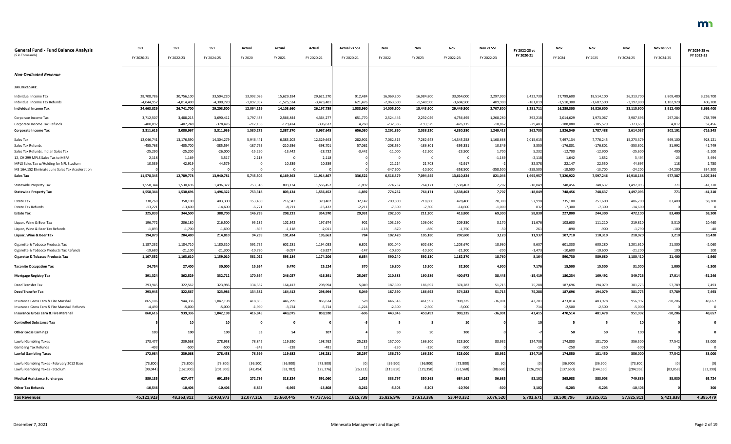| General Fund - Fund Balance Analysis ($ in Thousands) | SS1 FY 2020-21 | SS1 FY 2022-23 | SS1 FY 2024-25 | Actual FY 2020 | Actual FY 2021 | Actual FY 2020-21 | Actual vs SS1 FY 2020-21 | Nov FY 2022 | Nov FY 2023 | Nov FY 2022-23 | Nov vs SS1 FY 2022-23 | FY 2022-23 vs FY 2020-21 | Nov FY 2024 | Nov FY 2025 | Nov FY 2024-25 | Nov vs SS1 FY 2024-25 | FY 2024-25 vs FY 2022-23 |
|---|---|---|---|---|---|---|---|---|---|---|---|---|---|---|---|---|---|
| ***Non-Dedicated Revenue*** | | | | | | | | | | | | | | | | | |
| **Tax Revenues:** | | | | | | | | | | | | | | | | | |
| Individual Income Tax | 28,708,786 | 30,756,100 | 33,504,220 | 13,992,086 | 15,629,184 | 29,621,270 | 912,484 | 16,069,200 | 16,984,800 | 33,054,000 | 2,297,900 | 3,432,730 | 17,799,600 | 18,514,100 | 36,313,700 | 2,809,480 | 3,259,700 |
| Individual Income Tax Refunds | -4,044,957 | -4,014,400 | -4,300,720 | -1,897,957 | -1,525,524 | -3,423,481 | 621,476 | -2,063,600 | -1,540,900 | -3,604,500 | 409,900 | -181,019 | -1,510,300 | -1,687,500 | -3,197,800 | 1,102,920 | 406,700 |
| **Individual Income Tax** | **24,663,829** | **26,741,700** | **29,203,500** | **12,094,129** | **14,103,660** | **26,197,789** | **1,533,960** | **14,005,600** | **15,443,900** | **29,449,500** | **2,707,800** | **3,251,711** | **16,289,300** | **16,826,600** | **33,115,900** | **3,912,400** | **3,666,400** |
| Corporate Income Tax | 3,712,507 | 3,488,215 | 3,690,412 | 1,797,433 | 2,566,844 | 4,364,277 | 651,770 | 2,524,446 | 2,232,049 | 4,756,495 | 1,268,280 | 392,218 | 2,014,629 | 1,973,067 | 3,987,696 | 297,284 | -768,799 |
| Corporate Income Tax Refunds | -400,892 | -407,248 | -378,476 | -217,158 | -179,474 | -396,632 | 4,260 | -232,586 | -193,529 | -426,115 | -18,867 | -29,483 | -188,080 | -185,579 | -373,659 | 4,817 | 52,456 |
| **Corporate Income Tax** | **3,311,615** | **3,080,967** | **3,311,936** | **1,580,275** | **2,387,370** | **3,967,645** | **656,030** | **2,291,860** | **2,038,520** | **4,330,380** | **1,249,413** | **362,735** | **1,826,549** | **1,787,488** | **3,614,037** | **302,101** | **-716,343** |
| Sales Tax | 12,046,741 | 13,176,590 | 14,304,279 | 5,946,441 | 6,383,202 | 12,329,643 | 282,902 | 7,062,315 | 7,282,943 | 14,345,258 | 1,168,668 | 2,015,615 | 7,497,134 | 7,776,245 | 15,273,379 | 969,100 | 928,121 |
| Sales Tax Refunds | -455,763 | -405,700 | -385,594 | -187,765 | -210,936 | -398,701 | 57,062 | -208,550 | -186,801 | -395,351 | 10,349 | 3,350 | -176,801 | -176,801 | -353,602 | 31,992 | 41,749 |
| Sales Tax Refunds, Indian Sales Tax | -25,290 | -25,200 | -26,000 | -15,290 | -13,442 | -28,732 | -3,442 | -11,000 | -12,500 | -23,500 | 1,700 | 5,232 | -12,700 | -12,900 | -25,600 | 400 | -2,100 |
| 12, CH 299 MPLS Sales Tax to MSFA | 2,118 | 1,169 | 3,517 | 2,118 | 0 | 2,118 | 0 | 0 | 0 | 0 | -1,169 | -2,118 | 1,642 | 1,852 | 3,494 | -23 | 3,494 |
| MPLS Sales Tax w/Holding for NFL Stadium | 10,539 | 42,919 | 44,579 | 0 | 10,539 | 10,539 | 0 | 21,214 | 21,703 | 42,917 | -2 | 32,378 | 22,147 | 22,550 | 44,697 | 118 | 1,780 |
| MS 16A.152 Eliminate June Sales Tax Acceleration | 0 | 0 | 0 | 0 | 0 | 0 | 0 | -347,600 | -10,900 | -358,500 | -358,500 | -358,500 | -10,500 | -13,700 | -24,200 | -24,200 | 334,300 |
| **Sales Tax** | **11,578,345** | **12,789,778** | **13,940,781** | **5,745,504** | **6,169,363** | **11,914,867** | **336,522** | **6,516,379** | **7,094,445** | **13,610,824** | **821,046** | **1,695,957** | **7,320,922** | **7,597,246** | **14,918,168** | **977,387** | **1,307,344** |
| Statewide Property Tax | 1,558,344 | 1,530,696 | 1,496,322 | 753,318 | 803,134 | 1,556,452 | -1,892 | 774,232 | 764,171 | 1,538,403 | 7,707 | -18,049 | 748,456 | 748,637 | 1,497,093 | 771 | -41,310 |
| **Statewide Property Tax** | **1,558,344** | **1,530,696** | **1,496,322** | **753,318** | **803,134** | **1,556,452** | **-1,892** | **774,232** | **764,171** | **1,538,403** | **7,707** | **-18,049** | **748,456** | **748,637** | **1,497,093** | **771** | **-41,310** |
| Estate Tax | 338,260 | 358,100 | 403,300 | 153,460 | 216,942 | 370,402 | 32,142 | 209,800 | 218,600 | 428,400 | 70,300 | 57,998 | 235,100 | 251,600 | 486,700 | 83,400 | 58,300 |
| Estate Tax Refunds | -13,221 | -13,600 | -14,600 | -6,721 | -8,711 | -15,432 | -2,211 | -7,300 | -7,300 | -14,600 | -1,000 | 832 | -7,300 | -7,300 | -14,600 | 0 | 0 |
| **Estate Tax** | **325,039** | **344,500** | **388,700** | **146,739** | **208,231** | **354,970** | **29,931** | **202,500** | **211,300** | **413,800** | **69,300** | **58,830** | **227,800** | **244,300** | **472,100** | **83,400** | **58,300** |
| Liquor, Wine & Beer Tax | 196,772 | 206,180 | 216,500 | 95,132 | 102,542 | 197,674 | 902 | 103,290 | 106,060 | 209,350 | 3,170 | 11,676 | 108,600 | 111,210 | 219,810 | 3,310 | 10,460 |
| Liquor, Wine & Beer Tax Refunds | -1,893 | -1,700 | -1,690 | -893 | -1,118 | -2,011 | -118 | -870 | -880 | -1,750 | -50 | 261 | -890 | -900 | -1,790 | -100 | -40 |
| **Liquor, Wine & Beer Tax** | **194,879** | **204,480** | **214,810** | **94,239** | **101,424** | **195,663** | **784** | **102,420** | **105,180** | **207,600** | **3,120** | **11,937** | **107,710** | **110,310** | **218,020** | **3,210** | **10,420** |
| Cigarette & Tobacco Products Tax | 1,187,232 | 1,184,710 | 1,180,310 | 591,752 | 602,281 | 1,194,033 | 6,801 | 601,040 | 602,630 | 1,203,670 | 18,960 | 9,637 | 601,330 | 600,280 | 1,201,610 | 21,300 | -2,060 |
| Cigarette & Tobacco Products Tax Refunds | -19,680 | -21,100 | -21,300 | -10,730 | -9,097 | -19,827 | -147 | -10,800 | -10,500 | -21,300 | -200 | -1,473 | -10,600 | -10,600 | -21,200 | 100 | 100 |
| **Cigarette & Tobacco Products Tax** | **1,167,552** | **1,163,610** | **1,159,010** | **581,022** | **593,184** | **1,174,206** | **6,654** | **590,240** | **592,130** | **1,182,370** | **18,760** | **8,164** | **590,730** | **589,680** | **1,180,410** | **21,400** | **-1,960** |
| **Taconite Occupation Tax** | **24,754** | **27,400** | **30,000** | **15,654** | **9,470** | **25,124** | **370** | **16,800** | **15,500** | **32,300** | **4,900** | **7,176** | **15,500** | **15,500** | **31,000** | **1,000** | **-1,300** |
| **Mortgage Registry Tax** | **391,324** | **362,529** | **332,712** | **170,364** | **246,027** | **416,391** | **25,067** | **210,383** | **190,589** | **400,972** | **38,443** | **-15,419** | **180,234** | **169,492** | **349,726** | **17,014** | **-51,246** |
| Deed Transfer Tax | 293,945 | 322,567 | 323,986 | 134,582 | 164,412 | 298,994 | 5,049 | 187,590 | 186,692 | 374,282 | 51,715 | 75,288 | 187,696 | 194,079 | 381,775 | 57,789 | 7,493 |
| **Deed Transfer Tax** | **293,945** | **322,567** | **323,986** | **134,582** | **164,412** | **298,994** | **5,049** | **187,590** | **186,692** | **374,282** | **51,715** | **75,288** | **187,696** | **194,079** | **381,775** | **57,789** | **7,493** |
| Insurance Gross Earn & Fire Marshall | 865,106 | 944,336 | 1,047,198 | 418,835 | 446,799 | 865,634 | 528 | 446,343 | 461,992 | 908,335 | -36,001 | 42,701 | 473,014 | 483,978 | 956,992 | -90,206 | 48,657 |
| Insurance Gross Earn & Fire Marshall Refunds | -4,490 | -5,000 | -5,000 | -1,990 | -3,724 | -5,714 | -1,224 | -2,500 | -2,500 | -5,000 | 0 | 714 | -2,500 | -2,500 | -5,000 | 0 | 0 |
| **Insurance Gross Earn & Fire Marshall** | **860,616** | **939,336** | **1,042,198** | **416,845** | **443,075** | **859,920** | **-696** | **443,843** | **459,492** | **903,335** | **-36,001** | **43,415** | **470,514** | **481,478** | **951,992** | **-90,206** | **48,657** |
| **Controlled Substance Tax** | **5** | **10** | **10** | **0** | **0** | **0** | **-5** | **5** | **5** | **10** | **0** | **10** | **5** | **5** | **10** | **0** | **0** |
| **Other Gross Earnings** | **103** | **100** | **100** | **53** | **54** | **107** | **4** | **50** | **50** | **100** | **0** | **-7** | **50** | **50** | **100** | **0** | **0** |
| Lawful Gambling Taxes | 173,477 | 239,568 | 278,958 | 78,842 | 119,920 | 198,762 | 25,285 | 157,000 | 166,500 | 323,500 | 83,932 | 124,738 | 174,800 | 181,700 | 356,500 | 77,542 | 33,000 |
| Gambling Tax Refunds | -493 | -500 | -500 | -243 | -238 | -481 | 12 | -250 | -250 | -500 | 0 | -19 | -250 | -250 | -500 | 0 | 0 |
| **Lawful Gambling Taxes** | **172,984** | **239,068** | **278,458** | **78,599** | **119,682** | **198,281** | **25,297** | **156,750** | **166,250** | **323,000** | **83,932** | **124,719** | **174,550** | **181,450** | **356,000** | **77,542** | **33,000** |
| Lawful Gambling Taxes - February 2012 Base | [73,800] | [73,800] | [73,800] | [36,900] | [36,900] | [73,800] | [0] | [36,900] | [36,900] | [73,800] | [0] | [0] | [36,900] | [36,900] | [73,800] | [0] | [0] |
| Lawful Gambling Taxes - Stadium | [99,044] | [162,900] | [201,900] | [42,494] | [82,782] | [125,276] | [26,232] | [119,850] | [129,350] | [251,568] | [88,668] | [126,292] | [137,650] | [144,550] | [284,958] | [83,058] | [33,390] |
| **Medical Assistance Surcharges** | **589,135** | **627,477** | **691,856** | **272,736** | **318,324** | **591,060** | **1,925** | **333,797** | **350,365** | **684,162** | **56,685** | **93,102** | **365,983** | **383,903** | **749,886** | **58,030** | **65,724** |
| **Other Tax Refunds** | **-10,546** | **-10,406** | **-10,406** | **-6,843** | **-6,965** | **-13,808** | **-3,262** | **-5,503** | **-5,203** | **-10,706** | **-300** | **3,102** | **-5,203** | **-5,203** | **-10,406** | **0** | **300** |
| **Tax Revenues** | **45,121,923** | **48,363,812** | **52,403,973** | **22,077,216** | **25,660,445** | **47,737,661** | **2,615,738** | **25,826,946** | **27,613,386** | **53,440,332** | **5,076,520** | **5,702,671** | **28,500,796** | **29,325,015** | **57,825,811** | **5,421,838** | **4,385,479** |

December 7, 2021 — Minnesota Management and Budget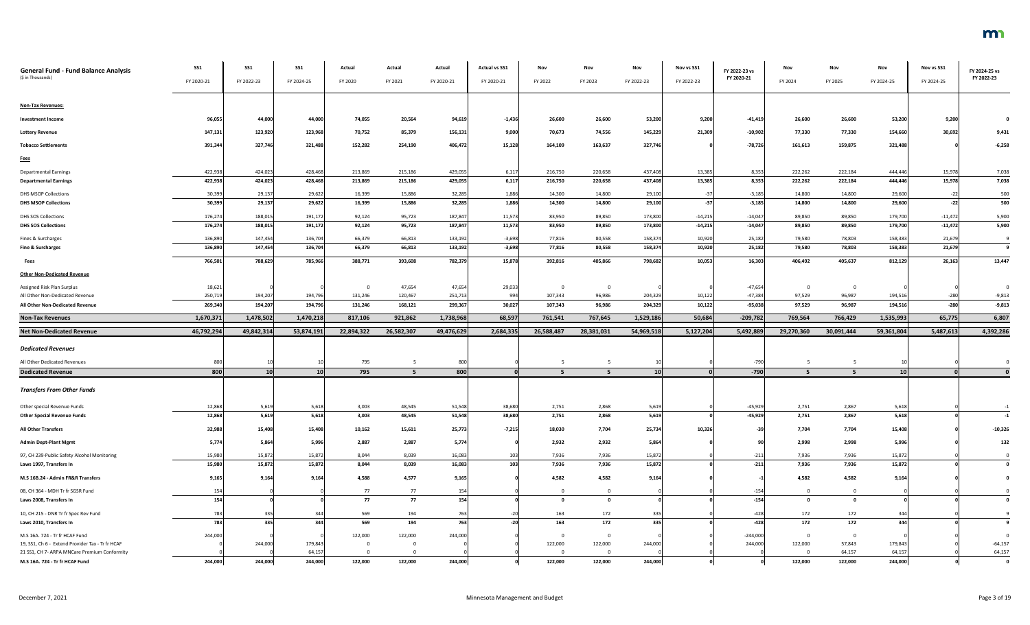| General Fund - Fund Balance Analysis<br>($ in Thousands) | SS1<br>FY 2020-21 | SS1<br>FY 2022-23 | SS1<br>FY 2024-25 | Actual<br>FY 2020 | Actual<br>FY 2021 | Actual<br>FY 2020-21 | Actual vs SS1<br>FY 2020-21 | Nov<br>FY 2022 | Nov<br>FY 2023 | Nov<br>FY 2022-23 | Nov vs SS1<br>FY 2022-23 | FY 2022-23 vs FY 2020-21 | Nov<br>FY 2024 | Nov<br>FY 2025 | Nov<br>FY 2024-25 | Nov vs SS1<br>FY 2024-25 | FY 2024-25 vs FY 2022-23 |
|---|---|---|---|---|---|---|---|---|---|---|---|---|---|---|---|---|---|
| **Non-Tax Revenues:** | | | | | | | | | | | | | | | | | |
| **Investment Income** | **96,055** | **44,000** | **44,000** | **74,055** | **20,564** | **94,619** | **-1,436** | **26,600** | **26,600** | **53,200** | **9,200** | **-41,419** | **26,600** | **26,600** | **53,200** | **9,200** | **0** |
| **Lottery Revenue** | **147,131** | **123,920** | **123,968** | **70,752** | **85,379** | **156,131** | **9,000** | **70,673** | **74,556** | **145,229** | **21,309** | **-10,902** | **77,330** | **77,330** | **154,660** | **30,692** | **9,431** |
| **Tobacco Settlements** | **391,344** | **327,746** | **321,488** | **152,282** | **254,190** | **406,472** | **15,128** | **164,109** | **163,637** | **327,746** | **0** | **-78,726** | **161,613** | **159,875** | **321,488** | **0** | **-6,258** |
| **Fees** | | | | | | | | | | | | | | | | | |
| Departmental Earnings | 422,938 | 424,023 | 428,468 | 213,869 | 215,186 | 429,055 | 6,117 | 216,750 | 220,658 | 437,408 | 13,385 | 8,353 | 222,262 | 222,184 | 444,446 | 15,978 | 7,038 |
| **Departmental Earnings** | **422,938** | **424,023** | **428,468** | **213,869** | **215,186** | **429,055** | **6,117** | **216,750** | **220,658** | **437,408** | **13,385** | **8,353** | **222,262** | **222,184** | **444,446** | **15,978** | **7,038** |
| DHS MSOP Collections | 30,399 | 29,137 | 29,622 | 16,399 | 15,886 | 32,285 | 1,886 | 14,300 | 14,800 | 29,100 | -37 | -3,185 | 14,800 | 14,800 | 29,600 | -22 | 500 |
| **DHS MSOP Collections** | **30,399** | **29,137** | **29,622** | **16,399** | **15,886** | **32,285** | **1,886** | **14,300** | **14,800** | **29,100** | **-37** | **-3,185** | **14,800** | **14,800** | **29,600** | **-22** | **500** |
| DHS SOS Collections | 176,274 | 188,015 | 191,172 | 92,124 | 95,723 | 187,847 | 11,573 | 83,950 | 89,850 | 173,800 | -14,215 | -14,047 | 89,850 | 89,850 | 179,700 | -11,472 | 5,900 |
| **DHS SOS Collections** | **176,274** | **188,015** | **191,172** | **92,124** | **95,723** | **187,847** | **11,573** | **83,950** | **89,850** | **173,800** | **-14,215** | **-14,047** | **89,850** | **89,850** | **179,700** | **-11,472** | **5,900** |
| Fines & Surcharges | 136,890 | 147,454 | 136,704 | 66,379 | 66,813 | 133,192 | -3,698 | 77,816 | 80,558 | 158,374 | 10,920 | 25,182 | 79,580 | 78,803 | 158,383 | 21,679 | 9 |
| **Fine & Surcharges** | **136,890** | **147,454** | **136,704** | **66,379** | **66,813** | **133,192** | **-3,698** | **77,816** | **80,558** | **158,374** | **10,920** | **25,182** | **79,580** | **78,803** | **158,383** | **21,679** | **9** |
| **Fees** | **766,501** | **788,629** | **785,966** | **388,771** | **393,608** | **782,379** | **15,878** | **392,816** | **405,866** | **798,682** | **10,053** | **16,303** | **406,492** | **405,637** | **812,129** | **26,163** | **13,447** |
| **Other Non-Dedicated Revenue** | | | | | | | | | | | | | | | | | |
| Assigned Risk Plan Surplus | 18,621 | 0 | 0 | 0 | 47,654 | 47,654 | 29,033 | 0 | 0 | 0 | 0 | -47,654 | 0 | 0 | 0 | 0 | 0 |
| All Other Non-Dedicated Revenue | 250,719 | 194,207 | 194,796 | 131,246 | 120,467 | 251,713 | 994 | 107,343 | 96,986 | 204,329 | 10,122 | -47,384 | 97,529 | 96,987 | 194,516 | -280 | -9,813 |
| **All Other Non-Dedicated Revenue** | **269,340** | **194,207** | **194,796** | **131,246** | **168,121** | **299,367** | **30,027** | **107,343** | **96,986** | **204,329** | **10,122** | **-95,038** | **97,529** | **96,987** | **194,516** | **-280** | **-9,813** |
| **Non-Tax Revenues** | **1,670,371** | **1,478,502** | **1,470,218** | **817,106** | **921,862** | **1,738,968** | **68,597** | **761,541** | **767,645** | **1,529,186** | **50,684** | **-209,782** | **769,564** | **766,429** | **1,535,993** | **65,775** | **6,807** |
| **Net Non-Dedicated Revenue** | **46,792,294** | **49,842,314** | **53,874,191** | **22,894,322** | **26,582,307** | **49,476,629** | **2,684,335** | **26,588,487** | **28,381,031** | **54,969,518** | **5,127,204** | **5,492,889** | **29,270,360** | **30,091,444** | **59,361,804** | **5,487,613** | **4,392,286** |
| ***Dedicated Revenues*** | | | | | | | | | | | | | | | | | |
| All Other Dedicated Revenues | 800 | 10 | 10 | 795 | 5 | 800 | 0 | 5 | 5 | 10 | 0 | -790 | 5 | 5 | 10 | 0 | 0 |
| **Dedicated Revenue** | **800** | **10** | **10** | **795** | **5** | **800** | **0** | **5** | **5** | **10** | **0** | **-790** | **5** | **5** | **10** | **0** | **0** |
| ***Transfers From Other Funds*** | | | | | | | | | | | | | | | | | |
| Other special Revenue Funds | 12,868 | 5,619 | 5,618 | 3,003 | 48,545 | 51,548 | 38,680 | 2,751 | 2,868 | 5,619 | 0 | -45,929 | 2,751 | 2,867 | 5,618 | 0 | -1 |
| **Other Special Revenue Funds** | **12,868** | **5,619** | **5,618** | **3,003** | **48,545** | **51,548** | **38,680** | **2,751** | **2,868** | **5,619** | **0** | **-45,929** | **2,751** | **2,867** | **5,618** | **0** | **-1** |
| **All Other Transfers** | **32,988** | **15,408** | **15,408** | **10,162** | **15,611** | **25,773** | **-7,215** | **18,030** | **7,704** | **25,734** | **10,326** | **-39** | **7,704** | **7,704** | **15,408** | **0** | **-10,326** |
| **Admin Dept-Plant Mgmt** | **5,774** | **5,864** | **5,996** | **2,887** | **2,887** | **5,774** | **0** | **2,932** | **2,932** | **5,864** | **0** | **90** | **2,998** | **2,998** | **5,996** | **0** | **132** |
| 97, CH 239-Public Safety Alcohol Monitoring | 15,980 | 15,872 | 15,872 | 8,044 | 8,039 | 16,083 | 103 | 7,936 | 7,936 | 15,872 | 0 | -211 | 7,936 | 7,936 | 15,872 | 0 | 0 |
| **Laws 1997, Transfers In** | **15,980** | **15,872** | **15,872** | **8,044** | **8,039** | **16,083** | **103** | **7,936** | **7,936** | **15,872** | **0** | **-211** | **7,936** | **7,936** | **15,872** | **0** | **0** |
| **M.S 16B.24 - Admin FR&R Transfers** | **9,165** | **9,164** | **9,164** | **4,588** | **4,577** | **9,165** | **0** | **4,582** | **4,582** | **9,164** | **0** | **-1** | **4,582** | **4,582** | **9,164** | **0** | **0** |
| 08, CH 364 - MDH Tr fr SGSR Fund | 154 | 0 | 0 | 77 | 77 | 154 | 0 | 0 | 0 | 0 | 0 | -154 | 0 | 0 | 0 | 0 | 0 |
| **Laws 2008, Transfers In** | **154** | **0** | **0** | **77** | **77** | **154** | **0** | **0** | **0** | **0** | **0** | **-154** | **0** | **0** | **0** | **0** | **0** |
| 10, CH 215 - DNR Tr fr Spec Rev Fund | 783 | 335 | 344 | 569 | 194 | 763 | -20 | 163 | 172 | 335 | 0 | -428 | 172 | 172 | 344 | 0 | 9 |
| **Laws 2010, Transfers In** | **783** | **335** | **344** | **569** | **194** | **763** | **-20** | **163** | **172** | **335** | **0** | **-428** | **172** | **172** | **344** | **0** | **9** |
| M.S 16A. 724 - Tr fr HCAF Fund | 244,000 | 0 | 0 | 122,000 | 122,000 | 244,000 | 0 | 0 | 0 | 0 | 0 | -244,000 | 0 | 0 | 0 | 0 | 0 |
| 19, SS1, Ch 6 - Extend Provider Tax - Tr fr HCAF | 0 | 244,000 | 179,843 | 0 | 0 | 0 | 0 | 122,000 | 122,000 | 244,000 | 0 | 244,000 | 122,000 | 57,843 | 179,843 | 0 | -64,157 |
| 21 SS1, CH 7- ARPA MNCare Premium Conformity | 0 | 0 | 64,157 | 0 | 0 | 0 | 0 | 0 | 0 | 0 | 0 | 0 | 0 | 64,157 | 64,157 | 0 | 64,157 |
| **M.S 16A. 724 - Tr fr HCAF Fund** | **244,000** | **244,000** | **244,000** | **122,000** | **122,000** | **244,000** | **0** | **122,000** | **122,000** | **244,000** | **0** | **0** | **122,000** | **122,000** | **244,000** | **0** | **0** |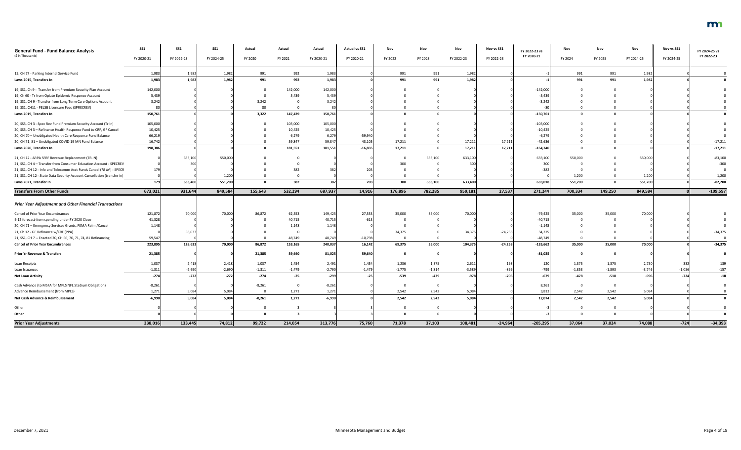| **General Fund - Fund Balance Analysis** ($ in Thousands) | SS1 FY 2020-21 | SS1 FY 2022-23 | SS1 FY 2024-25 | Actual FY 2020 | Actual FY 2021 | Actual FY 2020-21 | Actual vs SS1 FY 2020-21 | Nov FY 2022 | Nov FY 2023 | Nov FY 2022-23 | Nov vs SS1 FY 2022-23 | FY 2022-23 vs FY 2020-21 | Nov FY 2024 | Nov FY 2025 | Nov FY 2024-25 | Nov vs SS1 FY 2024-25 | FY 2024-25 vs FY 2022-23 |
|---|---|---|---|---|---|---|---|---|---|---|---|---|---|---|---|---|---|
| 15, CH 77 - Parking Internal Service Fund | 1,983 | 1,982 | 1,982 | 991 | 992 | 1,983 | 0 | 991 | 991 | 1,982 | 0 | -1 | 991 | 991 | 1,982 | 0 | 0 |
| **Laws 2015, Transfers In** | **1,983** | **1,982** | **1,982** | **991** | **992** | **1,983** | **0** | **991** | **991** | **1,982** | **0** | **-1** | **991** | **991** | **1,982** | **0** | **0** |
| 19, SS1, Ch 9 - Transfer from Premium Security Plan Account | 142,000 | 0 | 0 | 0 | 142,000 | 142,000 | 0 | 0 | 0 | 0 | 0 | -142,000 | 0 | 0 | 0 | 0 | 0 |
| 19, Ch 60 - Tr from Opiate Epidemic Response Account | 5,439 | 0 | 0 | 0 | 5,439 | 5,439 | 0 | 0 | 0 | 0 | 0 | -5,439 | 0 | 0 | 0 | 0 | 0 |
| 19, SS1, CH 9 - Transfer from Long Term Care Options Account | 3,242 | 0 | 0 | 3,242 | 0 | 3,242 | 0 | 0 | 0 | 0 | 0 | -3,242 | 0 | 0 | 0 | 0 | 0 |
| 19, SS1, CH11 - PELSB Licensure Fees (SPRECREV) | 80 | 0 | 0 | 80 | 0 | 80 | 0 | 0 | 0 | 0 | 0 | -80 | 0 | 0 | 0 | 0 | 0 |
| **Laws 2019, Transfers In** | **150,761** | **0** | **0** | **3,322** | **147,439** | **150,761** | **0** | **0** | **0** | **0** | **0** | **-150,761** | **0** | **0** | **0** | **0** | **0** |
| 20, SS5, CH 3 - Spec Rev Fund Premium Security Account (Tr In) | 105,000 | 0 | 0 | 0 | 105,000 | 105,000 | 0 | 0 | 0 | 0 | 0 | -105,000 | 0 | 0 | 0 | 0 | 0 |
| 20, SS5, CH 3 – Refinance Health Response Fund to CRF, GF Cancel | 10,425 | 0 | 0 | 0 | 10,425 | 10,425 | 0 | 0 | 0 | 0 | 0 | -10,425 | 0 | 0 | 0 | 0 | 0 |
| 20, CH 70 – Unobligated Health Care Response Fund Balance | 66,219 | 0 | 0 | 0 | 6,279 | 6,279 | -59,940 | 0 | 0 | 0 | 0 | -6,279 | 0 | 0 | 0 | 0 | 0 |
| 20, CH 71, 81 – Unobligated COVID-19 MN Fund Balance | 16,742 | 0 | 0 | 0 | 59,847 | 59,847 | 43,105 | 17,211 | 0 | 17,211 | 17,211 | -42,636 | 0 | 0 | 0 | 0 | -17,211 |
| **Laws 2020, Transfers In** | **198,386** | **0** | **0** | **0** | **181,551** | **181,551** | **-16,835** | **17,211** | **0** | **17,211** | **17,211** | **-164,340** | **0** | **0** | **0** | **0** | **-17,211** |
| 21, CH 12 - ARPA SFRF Revenue Replacement (TR-IN) | 0 | 633,100 | 550,000 | 0 | 0 | 0 | 0 | 0 | 633,100 | 633,100 | 0 | 633,100 | 550,000 | 0 | 550,000 | 0 | -83,100 |
| 21, SS1, CH 4 – Transfer from Consumer Education Account - SPECREV | 0 | 300 | 0 | 0 | 0 | 0 | 0 | 300 | 0 | 300 | 0 | 300 | 0 | 0 | 0 | 0 | -300 |
| 21, SS1, CH 12 - Info and Telecomm Acct Funds Cancel (*TR IN*) - SPECR | 179 | 0 | 0 | 0 | 382 | 382 | 203 | 0 | 0 | 0 | 0 | -382 | 0 | 0 | 0 | 0 | 0 |
| 21, SS1, CH 12 - State Data Security Account Cancellation (transfer in) | 0 | 0 | 1,200 | 0 | 0 | 0 | 0 | 0 | 0 | 0 | 0 | 0 | 1,200 | 0 | 1,200 | 0 | 1,200 |
| **Laws 2021, Transfer In** | **179** | **633,400** | **551,200** | **0** | **382** | **382** | **203** | **300** | **633,100** | **633,400** | **0** | **633,018** | **551,200** | **0** | **551,200** | **0** | **-82,200** |
| **Transfers From Other Funds** | **673,021** | **931,644** | **849,584** | **155,643** | **532,294** | **687,937** | **14,916** | **176,896** | **782,285** | **959,181** | **27,537** | **271,244** | **700,334** | **149,250** | **849,584** | **0** | **-109,597** |
| ***Prior Year Adjustment and Other Financial Transactions*** | | | | | | | | | | | | | | | | | |
| Cancel of Prior Year Encumbrances | 121,872 | 70,000 | 70,000 | 86,872 | 62,553 | 149,425 | 27,553 | 35,000 | 35,000 | 70,000 | 0 | -79,425 | 35,000 | 35,000 | 70,000 | 0 | 0 |
| E-12 forecast-item spending under FY 2020 Close | 41,328 | 0 | 0 | 0 | 40,715 | 40,715 | -613 | 0 | 0 | 0 | 0 | -40,715 | 0 | 0 | 0 | 0 | 0 |
| 20, CH 71 – Emergency Services Grants, FEMA Reim./Cancel | 1,148 | 0 | 0 | 0 | 1,148 | 1,148 | 0 | 0 | 0 | 0 | 0 | -1,148 | 0 | 0 | 0 | 0 | 0 |
| 21, Ch 12 - GF Refinance w/CRF (PPA) | 0 | 58,633 | 0 | 0 | 0 | 0 | 0 | 34,375 | 0 | 34,375 | -24,258 | 34,375 | 0 | 0 | 0 | 0 | -34,375 |
| 21, SS1, CH 7 -- Enacted 20, CH 66, 70, 71, 74, 81 Refinancing | 59,547 | 0 | 0 | 0 | 48,749 | 48,749 | -10,798 | 0 | 0 | 0 | 0 | -48,749 | 0 | 0 | 0 | 0 | 0 |
| **Cancel of Prior Year Encumbrances** | **223,895** | **128,633** | **70,000** | **86,872** | **153,165** | **240,037** | **16,142** | **69,375** | **35,000** | **104,375** | **-24,258** | **-135,662** | **35,000** | **35,000** | **70,000** | **0** | **-34,375** |
| **Prior Yr Revenue & Transfers** | **21,385** | **0** | **0** | **21,385** | **59,640** | **81,025** | **59,640** | **0** | **0** | **0** | **0** | **-81,025** | **0** | **0** | **0** | **0** | **0** |
| Loan Receipts | 1,037 | 2,418 | 2,418 | 1,037 | 1,454 | 2,491 | 1,454 | 1,236 | 1,375 | 2,611 | 193 | 120 | 1,375 | 1,375 | 2,750 | 332 | 139 |
| Loan Issuances | -1,311 | -2,690 | -2,690 | -1,311 | -1,479 | -2,790 | -1,479 | -1,775 | -1,814 | -3,589 | -899 | -799 | -1,853 | -1,893 | -3,746 | -1,056 | -157 |
| **Net Loan Activity** | **-274** | **-272** | **-272** | **-274** | **-25** | **-299** | **-25** | **-539** | **-439** | **-978** | **-706** | **-679** | **-478** | **-518** | **-996** | **-724** | **-18** |
| Cash Advance (to MSFA for MPLS NFL Stadium Obligation) | -8,261 | 0 | 0 | -8,261 | 0 | -8,261 | 0 | 0 | 0 | 0 | 0 | 8,261 | 0 | 0 | 0 | 0 | 0 |
| Advance Reimbursement (from MPLS) | 1,271 | 5,084 | 5,084 | 0 | 1,271 | 1,271 | 0 | 2,542 | 2,542 | 5,084 | 0 | 3,813 | 2,542 | 2,542 | 5,084 | 0 | 0 |
| **Net Cash Advance & Reimbursement** | **-6,990** | **5,084** | **5,084** | **-8,261** | **1,271** | **-6,990** | **0** | **2,542** | **2,542** | **5,084** | **0** | **12,074** | **2,542** | **2,542** | **5,084** | **0** | **0** |
| Other | 0 | 0 | 0 | 0 | 3 | 3 | 3 | 0 | 0 | 0 | 0 | -3 | 0 | 0 | 0 | 0 | 0 |
| **Other** | **0** | **0** | **0** | **0** | **3** | **3** | **3** | **0** | **0** | **0** | **0** | **-3** | **0** | **0** | **0** | **0** | **0** |
| **Prior Year Adjustments** | **238,016** | **133,445** | **74,812** | **99,722** | **214,054** | **313,776** | **75,760** | **71,378** | **37,103** | **108,481** | **-24,964** | **-205,295** | **37,064** | **37,024** | **74,088** | **-724** | **-34,393** |

December 7, 2021

Minnesota Management and Budget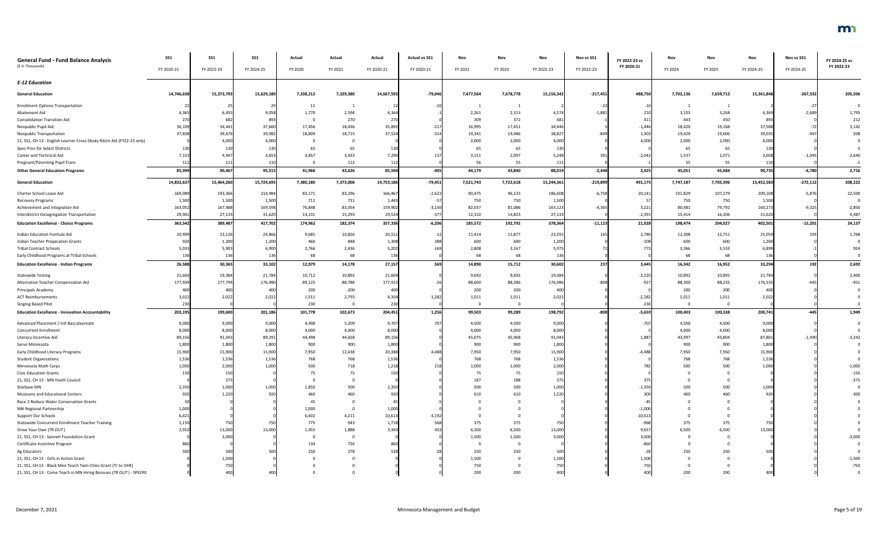| General Fund - Fund Balance Analysis ($ in Thousands) | SS1 FY 2020-21 | SS1 FY 2022-23 | SS1 FY 2024-25 | Actual FY 2020 | Actual FY 2021 | Actual FY 2020-21 | Actual vs SS1 FY 2020-21 | Nov FY 2022 | Nov FY 2023 | Nov FY 2022-23 | Nov vs SS1 FY 2022-23 | FY 2022-23 vs FY 2020-21 | Nov FY 2024 | Nov FY 2025 | Nov FY 2024-25 | Nov vs SS1 FY 2024-25 | FY 2024-25 vs FY 2022-23 |
|---|---|---|---|---|---|---|---|---|---|---|---|---|---|---|---|---|---|
| ***E-12 Education*** | | | | | | | | | | | | | | | | | |
| **General Education** | **14,746,638** | **15,373,793** | **15,629,180** | **7,338,212** | **7,329,380** | **14,667,592** | **-79,046** | **7,477,564** | **7,678,778** | **15,156,342** | **-217,451** | **488,750** | **7,702,136** | **7,659,712** | **15,361,848** | **-267,332** | **205,506** |
| Enrollment Options Transportation | 22 | 25 | 29 | 11 | 1 | 12 | -10 | 1 | 1 | 2 | -23 | -10 | 1 | 1 | 2 | -27 | 0 |
| Abatement Aid | 4,365 | 6,455 | 9,058 | 1,770 | 2,594 | 4,364 | -1 | 2,261 | 2,313 | 4,574 | -1,881 | 210 | 3,101 | 3,268 | 6,369 | -2,689 | 1,795 |
| Consolidation Transition Aid | 270 | 682 | 893 | 0 | 270 | 270 | 0 | 309 | 372 | 681 | -1 | 411 | 443 | 450 | 893 | 0 | 212 |
| Nonpublic Pupil Aid | 36,109 | 34,441 | 37,660 | 17,456 | 18,436 | 35,892 | -217 | 16,995 | 17,451 | 34,446 | 5 | -1,446 | 18,420 | 19,168 | 37,588 | -72 | 3,142 |
| Nonpublic Transportation | 37,838 | 39,676 | 39,982 | 18,809 | 18,715 | 37,524 | -314 | 19,341 | 19,486 | 38,827 | -849 | 1,303 | 19,429 | 19,606 | 39,035 | -947 | 208 |
| 21, SS1, CH 13 - English Learner Cross-Sbsdy Rdctn Aid (FY22-25 only) | 0 | 4,000 | 4,000 | 0 | 0 | 0 | 0 | 2,000 | 2,000 | 4,000 | 0 | 4,000 | 2,000 | 2,000 | 4,000 | 0 | 0 |
| Spec Prov for Select Districts | 130 | 130 | 130 | 65 | 65 | 130 | 0 | 65 | 65 | 130 | 0 | 0 | 65 | 65 | 130 | 0 | 0 |
| Career and Technical Aid | 7,153 | 4,947 | 3,653 | 3,857 | 3,433 | 7,290 | 137 | 3,151 | 2,097 | 5,248 | 301 | -2,042 | 1,537 | 1,071 | 2,608 | -1,045 | -2,640 |
| Pregnant/Parenting Pupil Trans | 112 | 111 | 110 | 0 | 112 | 112 | 0 | 56 | 55 | 111 | 0 | -1 | 55 | 55 | 110 | 0 | -1 |
| **Other General Education Programs** | **85,999** | **90,467** | **95,515** | **41,968** | **43,626** | **85,594** | **-405** | **44,179** | **43,840** | **88,019** | **-2,448** | **2,425** | **45,051** | **45,684** | **90,735** | **-4,780** | **2,716** |
| **General Education** | **14,832,637** | **15,464,260** | **15,724,695** | **7,380,180** | **7,373,006** | **14,753,186** | **-79,451** | **7,521,743** | **7,722,618** | **15,244,361** | **-219,899** | **491,175** | **7,747,187** | **7,705,396** | **15,452,583** | **-272,112** | **208,222** |
| Charter School Lease Aid | 169,089 | 193,366 | 214,984 | 83,171 | 83,296 | 166,467 | -2,622 | 90,475 | 96,133 | 186,608 | -6,758 | 20,141 | 101,829 | 107,279 | 209,108 | -5,876 | 22,500 |
| Recovery Programs | 1,500 | 1,500 | 1,500 | 712 | 731 | 1,443 | -57 | 750 | 750 | 1,500 | 0 | 57 | 750 | 750 | 1,500 | 0 | 0 |
| Achievement and Integration Aid | 163,052 | 167,488 | 169,598 | 76,848 | 83,054 | 159,902 | -3,150 | 82,037 | 81,086 | 163,123 | -4,365 | 3,221 | 80,481 | 79,792 | 160,273 | -9,325 | -2,850 |
| Interdistrict Desegregation Transportation | 29,901 | 27,133 | 31,620 | 14,231 | 15,293 | 29,524 | -377 | 12,310 | 14,823 | 27,133 | 0 | -2,391 | 15,414 | 16,206 | 31,620 | 0 | 4,487 |
| **Education Excellence - Choice Programs** | **363,542** | **389,487** | **417,702** | **174,962** | **182,374** | **357,336** | **-6,206** | **185,572** | **192,792** | **378,364** | **-11,123** | **21,028** | **198,474** | **204,027** | **402,501** | **-15,201** | **24,137** |
| Indian Education Formula Aid | 20,499 | 23,126 | 24,866 | 9,685 | 10,826 | 20,511 | 12 | 11,414 | 11,877 | 23,291 | 165 | 2,780 | 12,308 | 12,751 | 25,059 | 193 | 1,768 |
| Indian Teacher Preparation Grants | 920 | 1,200 | 1,200 | 460 | 848 | 1,308 | 388 | 600 | 600 | 1,200 | 0 | -108 | 600 | 600 | 1,200 | 0 | 0 |
| Tribal Contract Schools | 5,033 | 5,903 | 6,900 | 2,766 | 2,436 | 5,202 | 169 | 2,808 | 3,167 | 5,975 | 72 | 773 | 3,366 | 3,533 | 6,899 | -1 | 924 |
| Early Childhood Programs at Tribal Schools | 136 | 136 | 136 | 68 | 68 | 136 | 0 | 68 | 68 | 136 | 0 | 0 | 68 | 68 | 136 | 0 | 0 |
| **Education Excellence - Indian Programs** | **26,588** | **30,365** | **33,102** | **12,979** | **14,178** | **27,157** | **569** | **14,890** | **15,712** | **30,602** | **237** | **3,445** | **16,342** | **16,952** | **33,294** | **192** | **2,692** |
| Statewide Testing | 21,604 | 19,384 | 21,784 | 10,712 | 10,892 | 21,604 | 0 | 9,692 | 9,692 | 19,384 | 0 | -2,220 | 10,892 | 10,892 | 21,784 | 0 | 2,400 |
| Alternative Teacher Compensation Aid | 177,939 | 177,794 | 176,980 | 89,125 | 88,788 | 177,913 | -26 | 88,600 | 88,386 | 176,986 | -808 | -927 | 88,300 | 88,235 | 176,535 | -445 | -451 |
| Principals Academy | 400 | 400 | 400 | 200 | 200 | 400 | 0 | 200 | 200 | 400 | 0 | 0 | 200 | 200 | 400 | 0 | 0 |
| ACT Reimbursements | 3,022 | 2,022 | 2,022 | 1,511 | 2,793 | 4,304 | 1,282 | 1,011 | 1,011 | 2,022 | 0 | -2,282 | 1,011 | 1,011 | 2,022 | 0 | 0 |
| Singing Based Pilot | 230 | 0 | 0 | 230 | 0 | 230 | 0 | 0 | 0 | 0 | 0 | -230 | 0 | 0 | 0 | 0 | 0 |
| **Education Excellence - Innovation Accountability** | **203,195** | **199,600** | **201,186** | **101,778** | **102,673** | **204,451** | **1,256** | **99,503** | **99,289** | **198,792** | **-808** | **-5,659** | **100,403** | **100,338** | **200,741** | **-445** | **1,949** |
| Advanced Placement / Intl Baccalaureate | 9,000 | 9,000 | 9,000 | 4,498 | 5,209 | 9,707 | 707 | 4,500 | 4,500 | 9,000 | 0 | -707 | 4,500 | 4,500 | 9,000 | 0 | 0 |
| Concurrent Enrollment | 8,000 | 8,000 | 8,000 | 4,000 | 4,000 | 8,000 | 0 | 4,000 | 4,000 | 8,000 | 0 | 0 | 4,000 | 4,000 | 8,000 | 0 | 0 |
| Literacy Incentive Aid | 89,156 | 91,043 | 89,291 | 44,498 | 44,658 | 89,156 | 0 | 45,075 | 45,968 | 91,043 | 0 | 1,887 | 43,997 | 43,804 | 87,801 | -1,490 | -3,242 |
| Serve Minnesota | 1,800 | 1,800 | 1,800 | 900 | 900 | 1,800 | 0 | 900 | 900 | 1,800 | 0 | 0 | 900 | 900 | 1,800 | 0 | 0 |
| Early Childhood Literacy Programs | 15,900 | 15,900 | 15,900 | 7,950 | 12,438 | 20,388 | 4,488 | 7,950 | 7,950 | 15,900 | 0 | -4,488 | 7,950 | 7,950 | 15,900 | 0 | 0 |
| Student Organizations | 1,536 | 1,536 | 1,536 | 768 | 768 | 1,536 | 0 | 768 | 768 | 1,536 | 0 | 0 | 768 | 768 | 1,536 | 0 | 0 |
| Minnesota Math Corps | 1,000 | 2,000 | 1,000 | 500 | 718 | 1,218 | 218 | 1,000 | 1,000 | 2,000 | 0 | 782 | 500 | 500 | 1,000 | 0 | -1,000 |
| Civic Education Grants | 150 | 150 | 0 | 75 | 75 | 150 | 0 | 75 | 75 | 150 | 0 | 0 | 0 | 0 | 0 | 0 | -150 |
| 21, SS1, CH 13 - MN Youth Council | 0 | 375 | 0 | 0 | 0 | 0 | 0 | 187 | 188 | 375 | 0 | 375 | 0 | 0 | 0 | 0 | -375 |
| Starbase MN | 2,350 | 1,000 | 1,000 | 1,850 | 500 | 2,350 | 0 | 500 | 500 | 1,000 | 0 | -1,350 | 500 | 500 | 1,000 | 0 | 0 |
| Museums and Educational Centers | 920 | 1,220 | 920 | 460 | 460 | 920 | 0 | 610 | 610 | 1,220 | 0 | 300 | 460 | 460 | 920 | 0 | -300 |
| Race 2 Reduce Water Conservation Grants | 50 | 0 | 0 | 45 | 0 | 45 | -5 | 0 | 0 | 0 | 0 | -45 | 0 | 0 | 0 | 0 | 0 |
| NW Regional Partnership | 1,000 | 0 | 0 | 1,000 | 0 | 1,000 | 0 | 0 | 0 | 0 | 0 | -1,000 | 0 | 0 | 0 | 0 | 0 |
| Support Our Schools | 6,421 | 0 | 0 | 6,402 | 4,211 | 10,613 | 4,192 | 0 | 0 | 0 | 0 | -10,613 | 0 | 0 | 0 | 0 | 0 |
| Statewide Concurrent Enrollment Teacher Training | 1,150 | 750 | 750 | 775 | 943 | 1,718 | 568 | 375 | 375 | 750 | 0 | -968 | 375 | 375 | 750 | 0 | 0 |
| Grow Your Own (*TR OUT*) | 2,910 | 13,000 | 13,000 | 1,455 | 1,888 | 3,343 | 433 | 6,500 | 6,500 | 13,000 | 0 | 9,657 | 6,500 | 6,500 | 13,000 | 0 | 0 |
| 21, SS1, CH 13 - Sanneh Foundation Grant | 0 | 3,000 | 0 | 0 | 0 | 0 | 0 | 1,500 | 1,500 | 3,000 | 0 | 3,000 | 0 | 0 | 0 | 0 | -3,000 |
| Certificate Incentive Program | 860 | 0 | 0 | 134 | 726 | 860 | 0 | 0 | 0 | 0 | 0 | -860 | 0 | 0 | 0 | 0 | 0 |
| Ag Educators | 500 | 500 | 500 | 250 | 278 | 528 | 28 | 250 | 250 | 500 | 0 | -28 | 250 | 250 | 500 | 0 | 0 |
| 21, SS1, CH 13 - Girls in Action Grant | 0 | 1,500 | 0 | 0 | 0 | 0 | 0 | 1,500 | 0 | 1,500 | 0 | 1,500 | 0 | 0 | 0 | 0 | -1,500 |
| 21, SS1, CH 13 - Black Men Teach Twin Cities Grant (Tr to OHE) | 0 | 750 | 0 | 0 | 0 | 0 | 0 | 750 | 0 | 750 | 0 | 750 | 0 | 0 | 0 | 0 | -750 |
| 21, SS1, CH 13 - Come Teach in MN Hiring Bonuses (*TR OUT*) - SPECRE | 0 | 400 | 400 | 0 | 0 | 0 | 0 | 200 | 200 | 400 | 0 | 400 | 200 | 200 | 400 | 0 | 0 |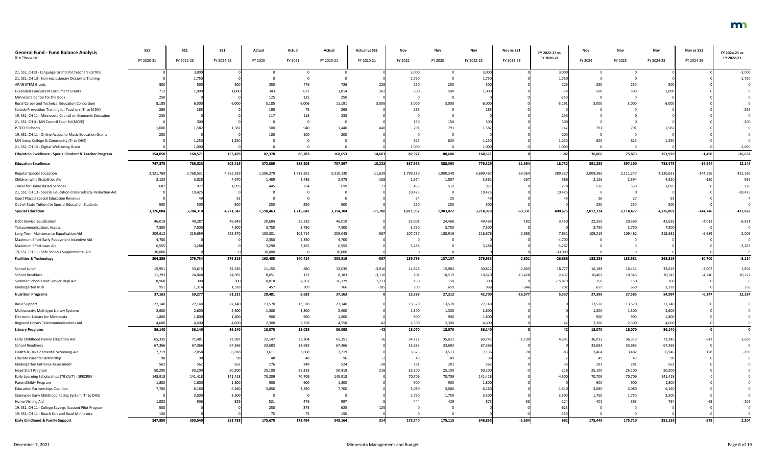| General Fund - Fund Balance Analysis<br>($ in Thousands) | SS1<br>FY 2020-21 | SS1<br>FY 2022-23 | SS1<br>FY 2024-25 | Actual<br>FY 2020 | Actual<br>FY 2021 | Actual<br>FY 2020-21 | Actual vs SS1<br>FY 2020-21 | Nov<br>FY 2022 | Nov<br>FY 2023 | Nov<br>FY 2022-23 | Nov vs SS1<br>FY 2022-23 | FY 2022-23 vs FY 2020-21 | Nov<br>FY 2024 | Nov<br>FY 2025 | Nov<br>FY 2024-25 | Nov vs SS1<br>FY 2024-25 | FY 2024-25 vs FY 2022-23 |
|---|---|---|---|---|---|---|---|---|---|---|---|---|---|---|---|---|---|
| 21, SS1, CH13 - Language Grants for Teachers (LETRS) | 0 | 3,000 | 0 | 0 | 0 | 0 | 0 | 3,000 | 0 | 3,000 | 0 | 3,000 | 0 | 0 | 0 | 0 | -3,000 |
| 21, SS1, CH 13 - Non-exclusionary Discipline Training | 0 | 1,750 | 0 | 0 | 0 | 0 | 0 | 1,750 | 0 | 1,750 | 0 | 1,750 | 0 | 0 | 0 | 0 | -1,750 |
| AP/IB STEM Grants | 500 | 500 | 500 | 250 | 476 | 726 | 226 | 250 | 250 | 500 | 0 | -226 | 250 | 250 | 500 | 0 | 0 |
| Expanded Concurrent Enrollment Grants | 712 | 1,000 | 1,000 | 343 | 671 | 1,014 | 302 | 500 | 500 | 1,000 | 0 | -14 | 500 | 500 | 1,000 | 0 | 0 |
| Minnesota Center for the Book | 250 | 0 | 0 | 125 | 125 | 250 | 0 | 0 | 0 | 0 | 0 | -250 | 0 | 0 | 0 | 0 | 0 |
| Rural Career and Technical Education Consortium | 8,185 | 6,000 | 6,000 | 5,185 | 6,006 | 11,191 | 3,006 | 3,000 | 3,000 | 6,000 | 0 | -5,191 | 3,000 | 3,000 | 6,000 | 0 | 0 |
| Suicide Prevention Training for Teachers (Tr to MDH) | 265 | 265 | 0 | 190 | 75 | 265 | 0 | 265 | 0 | 265 | 0 | 0 | 0 | 0 | 0 | 0 | -265 |
| 19, SS1, CH 11 - Minnesota Council on Economic Education | 235 | 0 | 0 | 117 | 118 | 235 | 0 | 0 | 0 | 0 | 0 | -235 | 0 | 0 | 0 | 0 | 0 |
| 21, SS1, CH 4 - MN Council Econ Ed (MCEE) | 0 | 300 | 0 | 0 | 0 | 0 | 0 | 150 | 150 | 300 | 0 | 300 | 0 | 0 | 0 | 0 | -300 |
| P-TECH Schools | 1,000 | 1,582 | 1,582 | 500 | 940 | 1,440 | 440 | 791 | 791 | 1,582 | 0 | 142 | 791 | 791 | 1,582 | 0 | 0 |
| 19, SS1, CH 11 - Online Access to Music Education Grants | 200 | 0 | 0 | 100 | 100 | 200 | 0 | 0 | 0 | 0 | 0 | -200 | 0 | 0 | 0 | 0 | 0 |
| MN Indep College & Community (Tr to OHE) | 0 | 1,250 | 1,250 | 0 | 0 | 0 | 0 | 625 | 625 | 1,250 | 0 | 1,250 | 625 | 625 | 1,250 | 0 | 0 |
| 21, SS1, CH 13 - Digital Well-being Grant | 0 | 1,000 | 0 | 0 | 0 | 0 | 0 | 1,000 | 0 | 1,000 | 0 | 1,000 | 0 | 0 | 0 | 0 | -1,000 |
| **Education Excellence - Special Student & Teacher Program** | **154,050** | **168,571** | **153,429** | **82,370** | **86,283** | **168,653** | **14,603** | **87,971** | **80,600** | **168,571** | **0** | **-82** | **76,066** | **75,873** | **151,939** | **-1,490** | **-16,632** |
| **Education Excellence** | **747,375** | **788,023** | **805,419** | **372,089** | **385,508** | **757,597** | **10,222** | **387,936** | **388,393** | **776,329** | **-11,694** | **18,732** | **391,285** | **397,190** | **788,475** | **-16,944** | **12,146** |
| Regular Special Education | 3,321,769 | 3,768,531 | 4,265,229 | 1,596,279 | 1,713,851 | 3,310,130 | -11,639 | 1,799,119 | 1,900,348 | 3,699,467 | -69,064 | 389,337 | 2,009,386 | 2,111,247 | 4,120,633 | -144,596 | 421,166 |
| Children with Disabilities Aid | 3,133 | 3,828 | 4,670 | 1,489 | 1,486 | 2,975 | -158 | 1,674 | 1,887 | 3,561 | -267 | 586 | 2,126 | 2,394 | 4,520 | -150 | 959 |
| Travel for Home Based Services | 682 | 977 | 1,095 | 445 | 254 | 699 | 17 | 465 | 512 | 977 | 0 | 278 | 536 | 559 | 1,095 | 0 | 118 |
| 21, SS1, CH 13 - Special Education Cross-Subsidy Reduction Aid | 0 | 10,425 | 0 | 0 | 0 | 0 | 0 | 10,425 | 0 | 10,425 | 0 | 10,425 | 0 | 0 | 0 | 0 | -10,425 |
| Court Placed Special Education Revenue | 0 | 49 | 53 | 0 | 0 | 0 | 0 | 24 | 25 | 49 | 0 | 49 | 26 | 27 | 53 | 0 | 4 |
| Out-of-State Tuition for Special Education Students | 500 | 500 | 500 | 250 | 250 | 500 | 0 | 250 | 250 | 500 | 0 | 0 | 250 | 250 | 500 | 0 | 0 |
| **Special Education** | **3,326,084** | **3,784,310** | **4,271,547** | **1,598,463** | **1,715,841** | **3,314,304** | **-11,780** | **1,811,957** | **1,903,022** | **3,714,979** | **-69,331** | **400,675** | **2,012,324** | **2,114,477** | **4,126,801** | **-144,746** | **411,822** |
| Debt Service Equalization | 46,019 | 49,287 | 46,649 | 20,684 | 25,335 | 46,019 | 0 | 25,001 | 24,468 | 49,469 | 182 | 3,450 | 22,269 | 20,369 | 42,638 | -4,011 | -6,831 |
| Telecommunications Access | 7,500 | 7,500 | 7,500 | 3,750 | 3,750 | 7,500 | 0 | 3,750 | 3,750 | 7,500 | 0 | 0 | 3,750 | 3,750 | 7,500 | 0 | 0 |
| Long-Term Maintenance Equalization Aid | 209,612 | 219,659 | 225,370 | 103,331 | 105,714 | 209,045 | -567 | 107,757 | 108,919 | 216,676 | -2,983 | 7,631 | 109,219 | 109,462 | 218,681 | -6,689 | 2,005 |
| Maximum Effort Early Repayment Incentive Aid | 4,700 | 0 | 0 | 2,350 | 2,350 | 4,700 | 0 | 0 | 0 | 0 | 0 | -4,700 | 0 | 0 | 0 | 0 | 0 |
| Maximum Effort Loan Aid | 6,555 | 3,288 | 0 | 3,290 | 3,265 | 6,555 | 0 | 3,288 | 0 | 3,288 | 0 | -3,267 | 0 | 0 | 0 | 0 | -3,288 |
| 19, SS1, CH 11 - Safe Schools Supplemental Aid | 30,000 | 0 | 0 | 30,000 | 0 | 30,000 | 0 | 0 | 0 | 0 | 0 | -30,000 | 0 | 0 | 0 | 0 | 0 |
| **Facilities & Technology** | **304,386** | **279,734** | **279,519** | **163,405** | **140,414** | **303,819** | **-567** | **139,796** | **137,137** | **276,933** | **-2,801** | **-26,886** | **135,238** | **133,581** | **268,819** | **-10,700** | **-8,114** |
| School Lunch | 15,951 | 33,615 | 34,626 | 11,155 | 880 | 12,035 | -3,916 | 14,828 | 15,984 | 30,812 | -2,803 | 18,777 | 16,188 | 16,431 | 32,619 | -2,007 | 1,807 |
| School Breakfast | 11,293 | 24,048 | 24,987 | 8,051 | 132 | 8,183 | -3,110 | 101 | 10,519 | 10,620 | -13,428 | 2,437 | 10,402 | 10,345 | 20,747 | -4,240 | 10,127 |
| Summer School Food Service Repl Aid | 8,968 | 300 | 300 | 8,818 | 7,361 | 16,179 | 7,211 | 150 | 150 | 300 | 0 | -15,879 | 150 | 150 | 300 | 0 | 0 |
| Kindergarten Milk | 951 | 1,314 | 1,318 | 457 | 309 | 766 | -185 | 309 | 659 | 968 | -346 | 202 | 659 | 659 | 1,318 | 0 | 350 |
| **Nutrition Programs** | **37,163** | **59,277** | **61,231** | **28,481** | **8,682** | **37,163** | **0** | **15,388** | **27,312** | **42,700** | **-16,577** | **5,537** | **27,399** | **27,585** | **54,984** | **-6,247** | **12,284** |
| Basic Support | 27,140 | 27,140 | 27,140 | 13,570 | 13,570 | 27,140 | 0 | 13,570 | 13,570 | 27,140 | 0 | 0 | 13,570 | 13,570 | 27,140 | 0 | 0 |
| Multicounty, Multitype Library Systems | 2,600 | 2,600 | 2,600 | 1,300 | 1,300 | 2,600 | 0 | 1,300 | 1,300 | 2,600 | 0 | 0 | 1,300 | 1,300 | 2,600 | 0 | 0 |
| Electronic Library for Minnesota | 1,800 | 1,800 | 1,800 | 900 | 900 | 1,800 | 0 | 900 | 900 | 1,800 | 0 | 0 | 900 | 900 | 1,800 | 0 | 0 |
| Regional Library Telecommunications Aid | 4,600 | 4,600 | 4,600 | 2,300 | 2,258 | 4,558 | -42 | 2,300 | 2,300 | 4,600 | 0 | 42 | 2,300 | 2,300 | 4,600 | 0 | 0 |
| **Library Programs** | **36,140** | **36,140** | **36,140** | **18,070** | **18,028** | **36,098** | **-42** | **18,070** | **18,070** | **36,140** | **0** | **42** | **18,070** | **18,070** | **36,140** | **0** | **0** |
| Early Childhood Family Education Aid | 65,335 | 71,481 | 72,987 | 32,147 | 33,204 | 65,351 | 16 | 34,121 | 35,621 | 69,742 | -1,739 | 4,391 | 36,032 | 36,313 | 72,345 | -642 | 2,603 |
| School Readiness | 67,366 | 67,366 | 67,366 | 33,683 | 33,683 | 67,366 | 0 | 33,683 | 33,683 | 67,366 | 0 | 0 | 33,683 | 33,683 | 67,366 | 0 | 0 |
| Health & Developmental Screening Aid | 7,219 | 7,058 | 6,818 | 3,611 | 3,608 | 7,219 | 0 | 3,623 | 3,513 | 7,136 | 78 | -83 | 3,464 | 3,482 | 6,946 | 128 | -190 |
| Educate Parents Partnership | 98 | 98 | 98 | 48 | 48 | 96 | -2 | 49 | 49 | 98 | 0 | 2 | 49 | 49 | 98 | 0 | 0 |
| Kindergarten Entrance Assessment | 562 | 562 | 562 | 276 | 248 | 524 | -38 | 281 | 281 | 562 | 0 | 38 | 281 | 281 | 562 | 0 | 0 |
| Head Start Program | 50,200 | 50,200 | 50,200 | 25,100 | 25,318 | 50,418 | 218 | 25,100 | 25,100 | 50,200 | 0 | -218 | 25,100 | 25,100 | 50,200 | 0 | 0 |
| Early Learning Scholarships (*TR OUT*) - SPECREV | 145,918 | 141,418 | 141,418 | 75,209 | 70,709 | 145,918 | 0 | 70,709 | 70,709 | 141,418 | 0 | -4,500 | 70,709 | 70,709 | 141,418 | 0 | 0 |
| ParentChild+ Program | 1,800 | 1,800 | 1,800 | 900 | 900 | 1,800 | 0 | 900 | 900 | 1,800 | 0 | 0 | 900 | 900 | 1,800 | 0 | 0 |
| Education Partnerships Coalition | 7,700 | 6,160 | 6,160 | 3,850 | 3,850 | 7,700 | 0 | 3,080 | 3,080 | 6,160 | 0 | -1,540 | 3,080 | 3,080 | 6,160 | 0 | 0 |
| Statewide Early Childhood Rating System (Tr to DHS) | 0 | 3,500 | 3,500 | 0 | 0 | 0 | 0 | 1,750 | 1,750 | 3,500 | 0 | 3,500 | 1,750 | 1,750 | 3,500 | 0 | 0 |
| Home Visiting Aid | 1,002 | 906 | 829 | 521 | 476 | 997 | -5 | 444 | 429 | 873 | -33 | -124 | 401 | 363 | 764 | -65 | -109 |
| 19, SS1, CH 11 - College Savings Account Pilot Program | 500 | 0 | 0 | 250 | 375 | 625 | 125 | 0 | 0 | 0 | 0 | -625 | 0 | 0 | 0 | 0 | 0 |
| 19, SS1, CH 11 - Reach Out and Read Minnesota | 150 | 0 | 0 | 75 | 75 | 150 | 0 | 0 | 0 | 0 | 0 | -150 | 0 | 0 | 0 | 0 | 0 |
| **Early Childhood & Family Support** | **347,850** | **350,549** | **351,738** | **175,670** | **172,494** | **348,164** | **314** | **173,740** | **175,115** | **348,855** | **-1,694** | **691** | **175,449** | **175,710** | **351,159** | **-579** | **2,304** |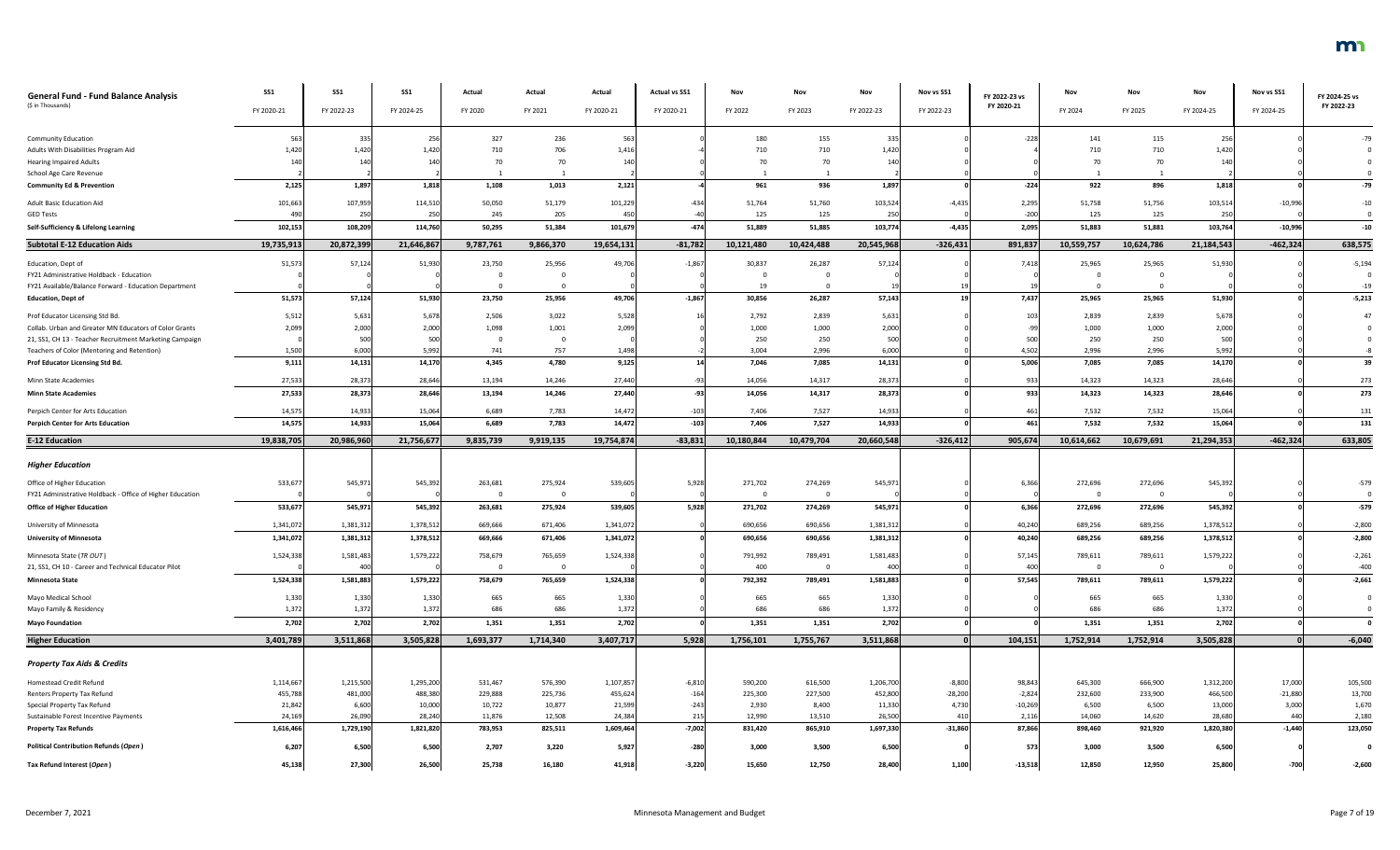| General Fund - Fund Balance Analysis<br>($ in Thousands) | SS1<br>FY 2020-21 | SS1<br>FY 2022-23 | SS1<br>FY 2024-25 | Actual<br>FY 2020 | Actual<br>FY 2021 | Actual<br>FY 2020-21 | Actual vs SS1<br>FY 2020-21 | Nov<br>FY 2022 | Nov<br>FY 2023 | Nov<br>FY 2022-23 | Nov vs SS1<br>FY 2022-23 | FY 2022-23 vs FY 2020-21 | Nov<br>FY 2024 | Nov<br>FY 2025 | Nov<br>FY 2024-25 | Nov vs SS1<br>FY 2024-25 | FY 2024-25 vs FY 2022-23 |
|---|---|---|---|---|---|---|---|---|---|---|---|---|---|---|---|---|---|
| Community Education | 563 | 335 | 256 | 327 | 236 | 563 | 0 | 180 | 155 | 335 | 0 | -228 | 141 | 115 | 256 | 0 | -79 |
| Adults With Disabilities Program Aid | 1,420 | 1,420 | 1,420 | 710 | 706 | 1,416 | -4 | 710 | 710 | 1,420 | 0 | 4 | 710 | 710 | 1,420 | 0 | 0 |
| Hearing Impaired Adults | 140 | 140 | 140 | 70 | 70 | 140 | 0 | 70 | 70 | 140 | 0 | 0 | 70 | 70 | 140 | 0 | 0 |
| School Age Care Revenue | 2 | 2 | 2 | 1 | 1 | 2 | 0 | 1 | 1 | 2 | 0 | 0 | 1 | 1 | 2 | 0 | 0 |
| **Community Ed & Prevention** | **2,125** | **1,897** | **1,818** | **1,108** | **1,013** | **2,121** | **-4** | **961** | **936** | **1,897** | **0** | **-224** | **922** | **896** | **1,818** | **0** | **-79** |
| Adult Basic Education Aid | 101,663 | 107,959 | 114,510 | 50,050 | 51,179 | 101,229 | -434 | 51,764 | 51,760 | 103,524 | -4,435 | 2,295 | 51,758 | 51,756 | 103,514 | -10,996 | -10 |
| GED Tests | 490 | 250 | 250 | 245 | 205 | 450 | -40 | 125 | 125 | 250 | 0 | -200 | 125 | 125 | 250 | 0 | 0 |
| **Self-Sufficiency & Lifelong Learning** | **102,153** | **108,209** | **114,760** | **50,295** | **51,384** | **101,679** | **-474** | **51,889** | **51,885** | **103,774** | **-4,435** | **2,095** | **51,883** | **51,881** | **103,764** | **-10,996** | **-10** |
| **Subtotal E-12 Education Aids** | **19,735,913** | **20,872,399** | **21,646,867** | **9,787,761** | **9,866,370** | **19,654,131** | **-81,782** | **10,121,480** | **10,424,488** | **20,545,968** | **-326,431** | **891,837** | **10,559,757** | **10,624,786** | **21,184,543** | **-462,324** | **638,575** |
| Education, Dept of | 51,573 | 57,124 | 51,930 | 23,750 | 25,956 | 49,706 | -1,867 | 30,837 | 26,287 | 57,124 | 0 | 7,418 | 25,965 | 25,965 | 51,930 | 0 | -5,194 |
| FY21 Administrative Holdback - Education | 0 | 0 | 0 | 0 | 0 | 0 | 0 | 0 | 0 | 0 | 0 | 0 | 0 | 0 | 0 | 0 | 0 |
| FY21 Available/Balance Forward - Education Department | 0 | 0 | 0 | 0 | 0 | 0 | 0 | 19 | 0 | 19 | 19 | 19 | 0 | 0 | 0 | 0 | -19 |
| **Education, Dept of** | **51,573** | **57,124** | **51,930** | **23,750** | **25,956** | **49,706** | **-1,867** | **30,856** | **26,287** | **57,143** | **19** | **7,437** | **25,965** | **25,965** | **51,930** | **0** | **-5,213** |
| Prof Educator Licensing Std Bd. | 5,512 | 5,631 | 5,678 | 2,506 | 3,022 | 5,528 | 16 | 2,792 | 2,839 | 5,631 | 0 | 103 | 2,839 | 2,839 | 5,678 | 0 | 47 |
| Collab. Urban and Greater MN Educators of Color Grants | 2,099 | 2,000 | 2,000 | 1,098 | 1,001 | 2,099 | 0 | 1,000 | 1,000 | 2,000 | 0 | -99 | 1,000 | 1,000 | 2,000 | 0 | 0 |
| 21, SS1, CH 13 - Teacher Recruitment Marketing Campaign | 0 | 500 | 500 | 0 | 0 | 0 | 0 | 250 | 250 | 500 | 0 | 500 | 250 | 250 | 500 | 0 | 0 |
| Teachers of Color (Mentoring and Retention) | 1,500 | 6,000 | 5,992 | 741 | 757 | 1,498 | -2 | 3,004 | 2,996 | 6,000 | 0 | 4,502 | 2,996 | 2,996 | 5,992 | 0 | -8 |
| **Prof Educator Licensing Std Bd.** | **9,111** | **14,131** | **14,170** | **4,345** | **4,780** | **9,125** | **14** | **7,046** | **7,085** | **14,131** | **0** | **5,006** | **7,085** | **7,085** | **14,170** | **0** | **39** |
| Minn State Academies | 27,533 | 28,373 | 28,646 | 13,194 | 14,246 | 27,440 | -93 | 14,056 | 14,317 | 28,373 | 0 | 933 | 14,323 | 14,323 | 28,646 | 0 | 273 |
| **Minn State Academies** | **27,533** | **28,373** | **28,646** | **13,194** | **14,246** | **27,440** | **-93** | **14,056** | **14,317** | **28,373** | **0** | **933** | **14,323** | **14,323** | **28,646** | **0** | **273** |
| Perpich Center for Arts Education | 14,575 | 14,933 | 15,064 | 6,689 | 7,783 | 14,472 | -103 | 7,406 | 7,527 | 14,933 | 0 | 461 | 7,532 | 7,532 | 15,064 | 0 | 131 |
| **Perpich Center for Arts Education** | **14,575** | **14,933** | **15,064** | **6,689** | **7,783** | **14,472** | **-103** | **7,406** | **7,527** | **14,933** | **0** | **461** | **7,532** | **7,532** | **15,064** | **0** | **131** |
| **E-12 Education** | **19,838,705** | **20,986,960** | **21,756,677** | **9,835,739** | **9,919,135** | **19,754,874** | **-83,831** | **10,180,844** | **10,479,704** | **20,660,548** | **-326,412** | **905,674** | **10,614,662** | **10,679,691** | **21,294,353** | **-462,324** | **633,805** |
| ***Higher Education*** | | | | | | | | | | | | | | | | | |
| Office of Higher Education | 533,677 | 545,971 | 545,392 | 263,681 | 275,924 | 539,605 | 5,928 | 271,702 | 274,269 | 545,971 | 0 | 6,366 | 272,696 | 272,696 | 545,392 | 0 | -579 |
| FY21 Administrative Holdback - Office of Higher Education | 0 | 0 | 0 | 0 | 0 | 0 | 0 | 0 | 0 | 0 | 0 | 0 | 0 | 0 | 0 | 0 | 0 |
| **Office of Higher Education** | **533,677** | **545,971** | **545,392** | **263,681** | **275,924** | **539,605** | **5,928** | **271,702** | **274,269** | **545,971** | **0** | **6,366** | **272,696** | **272,696** | **545,392** | **0** | **-579** |
| University of Minnesota | 1,341,072 | 1,381,312 | 1,378,512 | 669,666 | 671,406 | 1,341,072 | 0 | 690,656 | 690,656 | 1,381,312 | 0 | 40,240 | 689,256 | 689,256 | 1,378,512 | 0 | -2,800 |
| **University of Minnesota** | **1,341,072** | **1,381,312** | **1,378,512** | **669,666** | **671,406** | **1,341,072** | **0** | **690,656** | **690,656** | **1,381,312** | **0** | **40,240** | **689,256** | **689,256** | **1,378,512** | **0** | **-2,800** |
| Minnesota State (*TR OUT*) | 1,524,338 | 1,581,483 | 1,579,222 | 758,679 | 765,659 | 1,524,338 | 0 | 791,992 | 789,491 | 1,581,483 | 0 | 57,145 | 789,611 | 789,611 | 1,579,222 | 0 | -2,261 |
| 21, SS1, CH 10 - Career and Technical Educator Pilot | 0 | 400 | 0 | 0 | 0 | 0 | 0 | 400 | 0 | 400 | 0 | 400 | 0 | 0 | 0 | 0 | -400 |
| **Minnesota State** | **1,524,338** | **1,581,883** | **1,579,222** | **758,679** | **765,659** | **1,524,338** | **0** | **792,392** | **789,491** | **1,581,883** | **0** | **57,545** | **789,611** | **789,611** | **1,579,222** | **0** | **-2,661** |
| Mayo Medical School | 1,330 | 1,330 | 1,330 | 665 | 665 | 1,330 | 0 | 665 | 665 | 1,330 | 0 | 0 | 665 | 665 | 1,330 | 0 | 0 |
| Mayo Family & Residency | 1,372 | 1,372 | 1,372 | 686 | 686 | 1,372 | 0 | 686 | 686 | 1,372 | 0 | 0 | 686 | 686 | 1,372 | 0 | 0 |
| **Mayo Foundation** | **2,702** | **2,702** | **2,702** | **1,351** | **1,351** | **2,702** | **0** | **1,351** | **1,351** | **2,702** | **0** | **0** | **1,351** | **1,351** | **2,702** | **0** | **0** |
| **Higher Education** | **3,401,789** | **3,511,868** | **3,505,828** | **1,693,377** | **1,714,340** | **3,407,717** | **5,928** | **1,756,101** | **1,755,767** | **3,511,868** | **0** | **104,151** | **1,752,914** | **1,752,914** | **3,505,828** | **0** | **-6,040** |
| ***Property Tax Aids & Credits*** | | | | | | | | | | | | | | | | | |
| Homestead Credit Refund | 1,114,667 | 1,215,500 | 1,295,200 | 531,467 | 576,390 | 1,107,857 | -6,810 | 590,200 | 616,500 | 1,206,700 | -8,800 | 98,843 | 645,300 | 666,900 | 1,312,200 | 17,000 | 105,500 |
| Renters Property Tax Refund | 455,788 | 481,000 | 488,380 | 229,888 | 225,736 | 455,624 | -164 | 225,300 | 227,500 | 452,800 | -28,200 | -2,824 | 232,600 | 233,900 | 466,500 | -21,880 | 13,700 |
| Special Property Tax Refund | 21,842 | 6,600 | 10,000 | 10,722 | 10,877 | 21,599 | -243 | 2,930 | 8,400 | 11,330 | 4,730 | -10,269 | 6,500 | 6,500 | 13,000 | 3,000 | 1,670 |
| Sustainable Forest Incentive Payments | 24,169 | 26,090 | 28,240 | 11,876 | 12,508 | 24,384 | 215 | 12,990 | 13,510 | 26,500 | 410 | 2,116 | 14,060 | 14,620 | 28,680 | 440 | 2,180 |
| **Property Tax Refunds** | **1,616,466** | **1,729,190** | **1,821,820** | **783,953** | **825,511** | **1,609,464** | **-7,002** | **831,420** | **865,910** | **1,697,330** | **-31,860** | **87,866** | **898,460** | **921,920** | **1,820,380** | **-1,440** | **123,050** |
| **Political Contribution Refunds (*Open*)** | **6,207** | **6,500** | **6,500** | **2,707** | **3,220** | **5,927** | **-280** | **3,000** | **3,500** | **6,500** | **0** | **573** | **3,000** | **3,500** | **6,500** | **0** | **0** |
| **Tax Refund Interest (*Open*)** | **45,138** | **27,300** | **26,500** | **25,738** | **16,180** | **41,918** | **-3,220** | **15,650** | **12,750** | **28,400** | **1,100** | **-13,518** | **12,850** | **12,950** | **25,800** | **-700** | **-2,600** |

December 7, 2021 Minnesota Management and Budget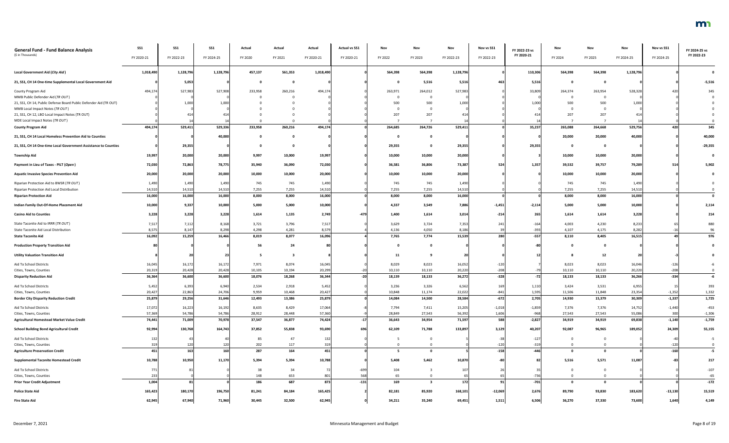| General Fund - Fund Balance Analysis<br>($ in Thousands) | SS1<br>FY 2020-21 | SS1<br>FY 2022-23 | SS1<br>FY 2024-25 | Actual<br>FY 2020 | Actual<br>FY 2021 | Actual<br>FY 2020-21 | Actual vs SS1<br>FY 2020-21 | Nov<br>FY 2022 | Nov<br>FY 2023 | Nov<br>FY 2022-23 | Nov vs SS1<br>FY 2022-23 | FY 2022-23 vs FY 2020-21 | Nov<br>FY 2024 | Nov<br>FY 2025 | Nov<br>FY 2024-25 | Nov vs SS1<br>FY 2024-25 | FY 2024-25 vs FY 2022-23 |
|---|---|---|---|---|---|---|---|---|---|---|---|---|---|---|---|---|---|
| **Local Government Aid (*City Aid*)** | **1,018,490** | **1,128,796** | **1,128,796** | **457,137** | **561,353** | **1,018,490** | **0** | **564,398** | **564,398** | **1,128,796** | **0** | **110,306** | **564,398** | **564,398** | **1,128,796** | **0** | **0** |
| **21, SS1, CH 14 One-time Supplemental Local Government Aid** | **0** | **5,053** | **0** | **0** | **0** | **0** | | **0** | **5,516** | **5,516** | **463** | **5,516** | **0** | **0** | **0** | **0** | **-5,516** |
| County Program Aid | 494,174 | 527,983 | 527,908 | 233,958 | 260,216 | 494,174 | 0 | 263,971 | 264,012 | 527,983 | 0 | 33,809 | 264,374 | 263,954 | 528,328 | 420 | 345 |
| MMB Public Defender Aid (*TR OUT*) | 0 | 0 | 0 | 0 | 0 | 0 | 0 | 0 | 0 | 0 | 0 | 0 | 0 | 0 | 0 | 0 | 0 |
| 21, SS1, CH 14, Public Defense Board Public Defender Aid (TR OUT) | 0 | 1,000 | 1,000 | 0 | 0 | 0 | 0 | 500 | 500 | 1,000 | 0 | 1,000 | 500 | 500 | 1,000 | 0 | 0 |
| MMB Local Impact Notes (*TR OUT*) | 0 | 0 | 0 | 0 | 0 | 0 | 0 | 0 | 0 | 0 | 0 | 0 | 0 | 0 | 0 | 0 | 0 |
| 21, SS1, CH 12, LBO Local Impact Notes (TR OUT) | 0 | 414 | 414 | 0 | 0 | 0 | 0 | 207 | 207 | 414 | 0 | 414 | 207 | 207 | 414 | 0 | 0 |
| MDE Local Impact Notes (*TR OUT*) | 0 | 14 | 14 | 0 | 0 | 0 | 0 | 7 | 7 | 14 | 0 | 14 | 7 | 7 | 14 | 0 | 0 |
| **County Program Aid** | **494,174** | **529,411** | **529,336** | **233,958** | **260,216** | **494,174** | **0** | **264,685** | **264,726** | **529,411** | **0** | **35,237** | **265,088** | **264,668** | **529,756** | **420** | **345** |
| **21, SS1, CH 14 Local Homeless Prevention Aid to Counties** | **0** | **0** | **40,000** | **0** | **0** | **0** | | **0** | **0** | **0** | **0** | **0** | **20,000** | **20,000** | **40,000** | **0** | **40,000** |
| **21, SS1, CH 14 One-time Local Government Assistance to Counties** | **0** | **29,355** | **0** | **0** | **0** | **0** | | **29,355** | **0** | **29,355** | **0** | **29,355** | **0** | **0** | **0** | **0** | **-29,355** |
| **Township Aid** | **19,997** | **20,000** | **20,000** | **9,997** | **10,000** | **19,997** | **0** | **10,000** | **10,000** | **20,000** | **0** | **3** | **10,000** | **10,000** | **20,000** | **0** | **0** |
| **Payment in Lieu of Taxes - PILT (*Open*)** | **72,030** | **72,863** | **78,775** | **35,940** | **36,090** | **72,030** | **0** | **36,581** | **36,806** | **73,387** | **524** | **1,357** | **39,532** | **39,757** | **79,289** | **514** | **5,902** |
| **Aquatic Invasive Species Prevention Aid** | **20,000** | **20,000** | **20,000** | **10,000** | **10,000** | **20,000** | **0** | **10,000** | **10,000** | **20,000** | **0** | **0** | **10,000** | **10,000** | **20,000** | **0** | **0** |
| Riparian Protection Aid to BWSR (*TR OUT*) | 1,490 | 1,490 | 1,490 | 745 | 745 | 1,490 | 0 | 745 | 745 | 1,490 | 0 | 0 | 745 | 745 | 1,490 | 0 | 0 |
| Riparian Protection Aid Local Distribution | 14,510 | 14,510 | 14,510 | 7,255 | 7,255 | 14,510 | 0 | 7,255 | 7,255 | 14,510 | 0 | 0 | 7,255 | 7,255 | 14,510 | 0 | 0 |
| **Riparian Protection Aid** | **16,000** | **16,000** | **16,000** | **8,000** | **8,000** | **16,000** | **0** | **8,000** | **8,000** | **16,000** | **0** | **0** | **8,000** | **8,000** | **16,000** | **0** | **0** |
| **Indian Family Out-Of-Home Placement Aid** | **10,000** | **9,337** | **10,000** | **5,000** | **5,000** | **10,000** | **0** | **4,337** | **3,549** | **7,886** | **-1,451** | **-2,114** | **5,000** | **5,000** | **10,000** | **0** | **2,114** |
| **Casino Aid to Counties** | **3,228** | **3,228** | **3,228** | **1,614** | **1,135** | **2,749** | **-479** | **1,400** | **1,614** | **3,014** | **-214** | **265** | **1,614** | **1,614** | **3,228** | **0** | **214** |
| State Taconite Aid to IRRR (*TR OUT*) | 7,517 | 7,112 | 8,168 | 3,721 | 3,796 | 7,517 | 0 | 3,629 | 3,724 | 7,353 | 241 | -164 | 4,003 | 4,230 | 8,233 | 65 | 880 |
| State Taconite Aid Local Distribution | 8,575 | 8,147 | 8,298 | 4,298 | 4,281 | 8,579 | 4 | 4,136 | 4,050 | 8,186 | 39 | -393 | 4,107 | 4,175 | 8,282 | -16 | 96 |
| **State Taconite Aid** | **16,092** | **15,259** | **16,466** | **8,019** | **8,077** | **16,096** | **4** | **7,765** | **7,774** | **15,539** | **280** | **-557** | **8,110** | **8,405** | **16,515** | **49** | **976** |
| **Production Property Transition Aid** | **80** | **0** | **0** | **56** | **24** | **80** | **0** | **0** | **0** | **0** | **0** | **-80** | **0** | **0** | **0** | **0** | **0** |
| **Utility Valuation Transition Aid** | **8** | **20** | **23** | **5** | **3** | **8** | **0** | **11** | **9** | **20** | **0** | **12** | **8** | **12** | **20** | **-3** | **0** |
| Aid To School Districts | 16,045 | 16,172 | 16,172 | 7,971 | 8,074 | 16,045 | 0 | 8,029 | 8,023 | 16,052 | -120 | 7 | 8,023 | 8,023 | 16,046 | -126 | -6 |
| Cities, Towns, Counties | 20,319 | 20,428 | 20,428 | 10,105 | 10,194 | 20,299 | -20 | 10,110 | 10,110 | 20,220 | -208 | -79 | 10,110 | 10,110 | 20,220 | -208 | 0 |
| **Disparity Reduction Aid** | **36,364** | **36,600** | **36,600** | **18,076** | **18,268** | **36,344** | **-20** | **18,139** | **18,133** | **36,272** | **-328** | **-72** | **18,133** | **18,133** | **36,266** | **-334** | **-6** |
| Aid To School Districts | 5,452 | 6,393 | 6,940 | 2,534 | 2,918 | 5,452 | 0 | 3,236 | 3,326 | 6,562 | 169 | 1,110 | 3,424 | 3,531 | 6,955 | 15 | 393 |
| Cities, Towns, Counties | 20,427 | 22,863 | 24,706 | 9,959 | 10,468 | 20,427 | 0 | 10,848 | 11,174 | 22,022 | -841 | 1,595 | 11,506 | 11,848 | 23,354 | -1,352 | 1,332 |
| **Border City Disparity Reduction Credit** | **25,879** | **29,256** | **31,646** | **12,493** | **13,386** | **25,879** | **0** | **14,084** | **14,500** | **28,584** | **-672** | **2,705** | **14,930** | **15,379** | **30,309** | **-1,337** | **1,725** |
| Aid To School Districts | 17,072 | 16,223 | 16,192 | 8,635 | 8,429 | 17,064 | -8 | 7,794 | 7,411 | 15,205 | -1,018 | -1,859 | 7,376 | 7,376 | 14,752 | -1,440 | -453 |
| Cities, Towns, Counties | 57,369 | 54,786 | 54,786 | 28,912 | 28,448 | 57,360 | -9 | 28,849 | 27,543 | 56,392 | 1,606 | -968 | 27,543 | 27,543 | 55,086 | 300 | -1,306 |
| **Agricultural Homestead Market Value Credit** | **74,441** | **71,009** | **70,978** | **37,547** | **36,877** | **74,424** | **-17** | **36,643** | **34,954** | **71,597** | **588** | **-2,827** | **34,919** | **34,919** | **69,838** | **-1,140** | **-1,759** |
| **School Building Bond Agricultural Credit** | **92,994** | **130,768** | **164,743** | **37,852** | **55,838** | **93,690** | **696** | **62,109** | **71,788** | **133,897** | **3,129** | **40,207** | **92,087** | **96,965** | **189,052** | **24,309** | **55,155** |
| Aid To School Districts | 132 | 43 | 40 | 85 | 47 | 132 | 0 | 5 | 0 | 5 | -38 | -127 | 0 | 0 | 0 | -40 | -5 |
| Cities, Towns, Counties | 319 | 120 | 120 | 202 | 117 | 319 | 0 | 0 | 0 | 0 | -120 | -319 | 0 | 0 | 0 | -120 | 0 |
| **Agriculture Preservation Credit** | **451** | **163** | **160** | **287** | **164** | **451** | **0** | **5** | **0** | **5** | **-158** | **-446** | **0** | **0** | **0** | **-160** | **-5** |
| **Supplemental Taconite Homestead Credit** | **10,788** | **10,950** | **11,170** | **5,394** | **5,394** | **10,788** | **0** | **5,408** | **5,462** | **10,870** | **-80** | **82** | **5,516** | **5,571** | **11,087** | **-83** | **217** |
| Aid To School Districts | 771 | 81 | 0 | 38 | 34 | 72 | -699 | 104 | 3 | 107 | 26 | 35 | 0 | 0 | 0 | 0 | -107 |
| Cities, Towns, Counties | 233 | 0 | 0 | 148 | 653 | 801 | 568 | 65 | 0 | 65 | 65 | -736 | 0 | 0 | 0 | 0 | -65 |
| **Prior Year Credit Adjustment** | **1,004** | **81** | **0** | **186** | **687** | **873** | **-131** | **169** | **3** | **172** | **91** | **-701** | **0** | **0** | **0** | **0** | **-172** |
| **Police State Aid** | **165,423** | **180,170** | **196,750** | **81,241** | **84,184** | **165,425** | **2** | **82,181** | **85,920** | **168,101** | **-12,069** | **2,676** | **89,790** | **93,830** | **183,620** | **-13,130** | **15,519** |
| **Fire State Aid** | **62,945** | **67,940** | **71,960** | **30,445** | **32,500** | **62,945** | **0** | **34,211** | **35,240** | **69,451** | **1,511** | **6,506** | **36,270** | **37,330** | **73,600** | **1,640** | **4,149** |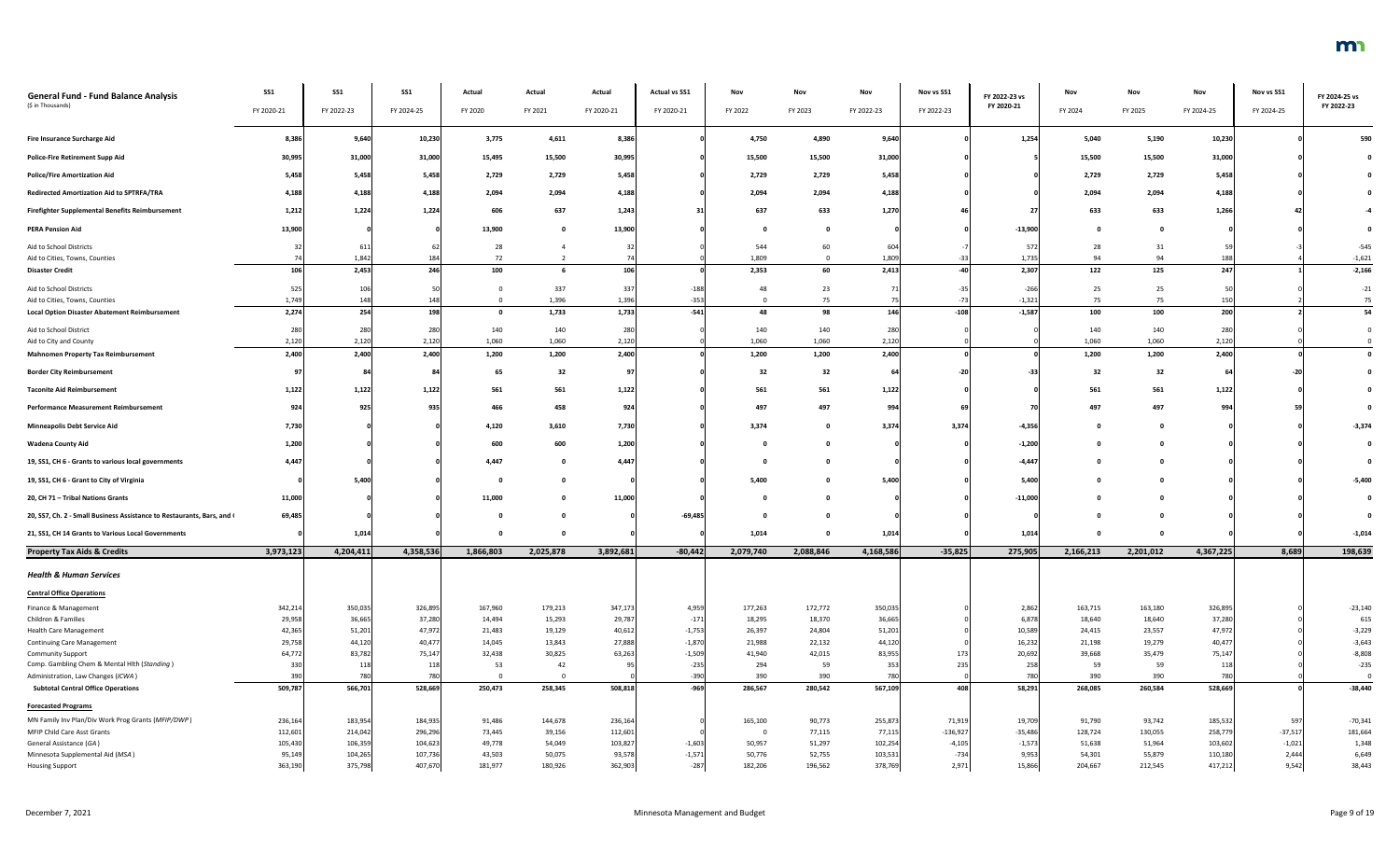| General Fund - Fund Balance Analysis<br>($ in Thousands) | SS1<br>FY 2020-21 | SS1<br>FY 2022-23 | SS1<br>FY 2024-25 | Actual<br>FY 2020 | Actual<br>FY 2021 | Actual<br>FY 2020-21 | Actual vs SS1<br>FY 2020-21 | Nov<br>FY 2022 | Nov<br>FY 2023 | Nov<br>FY 2022-23 | Nov vs SS1<br>FY 2022-23 | FY 2022-23 vs FY 2020-21 | Nov<br>FY 2024 | Nov<br>FY 2025 | Nov<br>FY 2024-25 | Nov vs SS1<br>FY 2024-25 | FY 2024-25 vs FY 2022-23 |
|---|---|---|---|---|---|---|---|---|---|---|---|---|---|---|---|---|---|
| **Fire Insurance Surcharge Aid** | **8,386** | **9,640** | **10,230** | **3,775** | **4,611** | **8,386** | **0** | **4,750** | **4,890** | **9,640** | **0** | **1,254** | **5,040** | **5,190** | **10,230** | **0** | **590** |
| **Police-Fire Retirement Supp Aid** | **30,995** | **31,000** | **31,000** | **15,495** | **15,500** | **30,995** | **0** | **15,500** | **15,500** | **31,000** | **0** | **5** | **15,500** | **15,500** | **31,000** | **0** | **0** |
| **Police/Fire Amortization Aid** | **5,458** | **5,458** | **5,458** | **2,729** | **2,729** | **5,458** | **0** | **2,729** | **2,729** | **5,458** | **0** | **0** | **2,729** | **2,729** | **5,458** | **0** | **0** |
| **Redirected Amortization Aid to SPTRFA/TRA** | **4,188** | **4,188** | **4,188** | **2,094** | **2,094** | **4,188** | **0** | **2,094** | **2,094** | **4,188** | **0** | **0** | **2,094** | **2,094** | **4,188** | **0** | **0** |
| **Firefighter Supplemental Benefits Reimbursement** | **1,212** | **1,224** | **1,224** | **606** | **637** | **1,243** | **31** | **637** | **633** | **1,270** | **46** | **27** | **633** | **633** | **1,266** | **42** | **-4** |
| **PERA Pension Aid** | **13,900** | **0** | **0** | **13,900** | **0** | **13,900** | **0** | **0** | **0** | **0** | **0** | **-13,900** | **0** | **0** | **0** | **0** | **0** |
| Aid to School Districts | 32 | 611 | 62 | 28 | 4 | 32 | 0 | 544 | 60 | 604 | -7 | 572 | 28 | 31 | 59 | -3 | -545 |
| Aid to Cities, Towns, Counties | 74 | 1,842 | 184 | 72 | 2 | 74 | 0 | 1,809 | 0 | 1,809 | -33 | 1,735 | 94 | 94 | 188 | 4 | -1,621 |
| **Disaster Credit** | **106** | **2,453** | **246** | **100** | **6** | **106** | **0** | **2,353** | **60** | **2,413** | **-40** | **2,307** | **122** | **125** | **247** | **1** | **-2,166** |
| Aid to School Districts | 525 | 106 | 50 | 0 | 337 | 337 | -188 | 48 | 23 | 71 | -35 | -266 | 25 | 25 | 50 | 0 | -21 |
| Aid to Cities, Towns, Counties | 1,749 | 148 | 148 | 0 | 1,396 | 1,396 | -353 | 0 | 75 | 75 | -73 | -1,321 | 75 | 75 | 150 | 2 | 75 |
| **Local Option Disaster Abatement Reimbursement** | **2,274** | **254** | **198** | **0** | **1,733** | **1,733** | **-541** | **48** | **98** | **146** | **-108** | **-1,587** | **100** | **100** | **200** | **2** | **54** |
| Aid to School District | 280 | 280 | 280 | 140 | 140 | 280 | 0 | 140 | 140 | 280 | 0 | 0 | 140 | 140 | 280 | 0 | 0 |
| Aid to City and County | 2,120 | 2,120 | 2,120 | 1,060 | 1,060 | 2,120 | 0 | 1,060 | 1,060 | 2,120 | 0 | 0 | 1,060 | 1,060 | 2,120 | 0 | 0 |
| **Mahnomen Property Tax Reimbursement** | **2,400** | **2,400** | **2,400** | **1,200** | **1,200** | **2,400** | **0** | **1,200** | **1,200** | **2,400** | **0** | **0** | **1,200** | **1,200** | **2,400** | **0** | **0** |
| **Border City Reimbursement** | **97** | **84** | **84** | **65** | **32** | **97** | **0** | **32** | **32** | **64** | **-20** | **-33** | **32** | **32** | **64** | **-20** | **0** |
| **Taconite Aid Reimbursement** | **1,122** | **1,122** | **1,122** | **561** | **561** | **1,122** | **0** | **561** | **561** | **1,122** | **0** | **0** | **561** | **561** | **1,122** | **0** | **0** |
| **Performance Measurement Reimbursement** | **924** | **925** | **935** | **466** | **458** | **924** | **0** | **497** | **497** | **994** | **69** | **70** | **497** | **497** | **994** | **59** | **0** |
| **Minneapolis Debt Service Aid** | **7,730** | **0** | **0** | **4,120** | **3,610** | **7,730** | **0** | **3,374** | **0** | **3,374** | **3,374** | **-4,356** | **0** | **0** | **0** | **0** | **-3,374** |
| **Wadena County Aid** | **1,200** | **0** | **0** | **600** | **600** | **1,200** | **0** | **0** | **0** | **0** | **0** | **-1,200** | **0** | **0** | **0** | **0** | **0** |
| **19, SS1, CH 6 - Grants to various local governments** | **4,447** | **0** | **0** | **4,447** | **0** | **4,447** | **0** | **0** | **0** | **0** | **0** | **-4,447** | **0** | **0** | **0** | **0** | **0** |
| **19, SS1, CH 6 - Grant to City of Virginia** | **0** | **5,400** | **0** | **0** | **0** | **0** | **0** | **5,400** | **0** | **5,400** | **0** | **5,400** | **0** | **0** | **0** | **0** | **-5,400** |
| **20, CH 71 – Tribal Nations Grants** | **11,000** | **0** | **0** | **11,000** | **0** | **11,000** | **0** | **0** | **0** | **0** | **0** | **-11,000** | **0** | **0** | **0** | **0** | **0** |
| **20, SS7, Ch. 2 - Small Business Assistance to Restaurants, Bars, and (** | **69,485** | **0** | **0** | **0** | **0** | **0** | **-69,485** | **0** | **0** | **0** | **0** | **0** | **0** | **0** | **0** | **0** | **0** |
| **21, SS1, CH 14 Grants to Various Local Governments** | **0** | **1,014** | **0** | **0** | **0** | **0** | **0** | **1,014** | **0** | **1,014** | **0** | **1,014** | **0** | **0** | **0** | **0** | **-1,014** |
| **Property Tax Aids & Credits** | **3,973,123** | **4,204,411** | **4,358,536** | **1,866,803** | **2,025,878** | **3,892,681** | **-80,442** | **2,079,740** | **2,088,846** | **4,168,586** | **-35,825** | **275,905** | **2,166,213** | **2,201,012** | **4,367,225** | **8,689** | **198,639** |
| ***Health & Human Services*** | | | | | | | | | | | | | | | | | |
| **Central Office Operations** | | | | | | | | | | | | | | | | | |
| Finance & Management | 342,214 | 350,035 | 326,895 | 167,960 | 179,213 | 347,173 | 4,959 | 177,263 | 172,772 | 350,035 | 0 | 2,862 | 163,715 | 163,180 | 326,895 | 0 | -23,140 |
| Children & Families | 29,958 | 36,665 | 37,280 | 14,494 | 15,293 | 29,787 | -171 | 18,295 | 18,370 | 36,665 | 0 | 6,878 | 18,640 | 18,640 | 37,280 | 0 | 615 |
| Health Care Management | 42,365 | 51,201 | 47,972 | 21,483 | 19,129 | 40,612 | -1,753 | 26,397 | 24,804 | 51,201 | 0 | 10,589 | 24,415 | 23,557 | 47,972 | 0 | -3,229 |
| Continuing Care Management | 29,758 | 44,120 | 40,477 | 14,045 | 13,843 | 27,888 | -1,870 | 21,988 | 22,132 | 44,120 | 0 | 16,232 | 21,198 | 19,279 | 40,477 | 0 | -3,643 |
| Community Support | 64,772 | 83,782 | 75,147 | 32,438 | 30,825 | 63,263 | -1,509 | 41,940 | 42,015 | 83,955 | 173 | 20,692 | 39,668 | 35,479 | 75,147 | 0 | -8,808 |
| Comp. Gambling Chem & Mental Hlth (*Standing*) | 330 | 118 | 118 | 53 | 42 | 95 | -235 | 294 | 59 | 353 | 235 | 258 | 59 | 59 | 118 | 0 | -235 |
| Administration, Law Changes (*ICWA*) | 390 | 780 | 780 | 0 | 0 | 0 | -390 | 390 | 390 | 780 | 0 | 780 | 390 | 390 | 780 | 0 | 0 |
| **Subtotal Central Office Operations** | **509,787** | **566,701** | **528,669** | **250,473** | **258,345** | **508,818** | **-969** | **286,567** | **280,542** | **567,109** | **408** | **58,291** | **268,085** | **260,584** | **528,669** | **0** | **-38,440** |
| **Forecasted Programs** | | | | | | | | | | | | | | | | | |
| MN Family Inv Plan/Div Work Prog Grants (*MFIP/DWP*) | 236,164 | 183,954 | 184,935 | 91,486 | 144,678 | 236,164 | 0 | 165,100 | 90,773 | 255,873 | 71,919 | 19,709 | 91,790 | 93,742 | 185,532 | 597 | -70,341 |
| MFIP Child Care Asst Grants | 112,601 | 214,042 | 296,296 | 73,445 | 39,156 | 112,601 | 0 | 0 | 77,115 | 77,115 | -136,927 | -35,486 | 128,724 | 130,055 | 258,779 | -37,517 | 181,664 |
| General Assistance (*GA*) | 105,430 | 106,359 | 104,623 | 49,778 | 54,049 | 103,827 | -1,603 | 50,957 | 51,297 | 102,254 | -4,105 | -1,573 | 51,638 | 51,964 | 103,602 | -1,021 | 1,348 |
| Minnesota Supplemental Aid (*MSA*) | 95,149 | 104,265 | 107,736 | 43,503 | 50,075 | 93,578 | -1,571 | 50,776 | 52,755 | 103,531 | -734 | 9,953 | 54,301 | 55,879 | 110,180 | 2,444 | 6,649 |
| Housing Support | 363,190 | 375,798 | 407,670 | 181,977 | 180,926 | 362,903 | -287 | 182,206 | 196,562 | 378,769 | 2,971 | 15,866 | 204,667 | 212,545 | 417,212 | 9,542 | 38,443 |

December 7, 2021 — Minnesota Management and Budget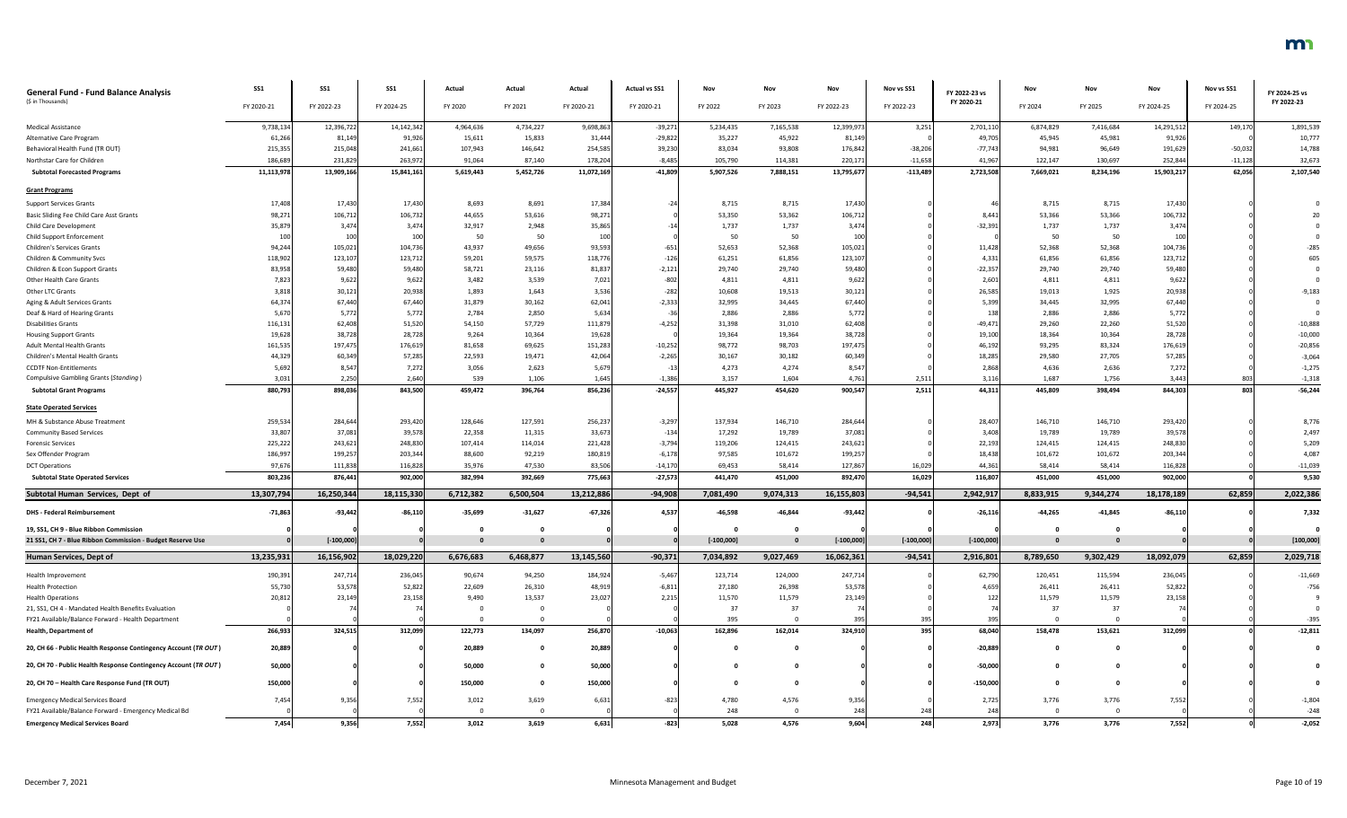| General Fund - Fund Balance Analysis ($ in Thousands) | SS1 FY 2020-21 | SS1 FY 2022-23 | SS1 FY 2024-25 | Actual FY 2020 | Actual FY 2021 | Actual FY 2020-21 | Actual vs SS1 FY 2020-21 | Nov FY 2022 | Nov FY 2023 | Nov FY 2022-23 | Nov vs SS1 FY 2022-23 | FY 2022-23 vs FY 2020-21 | Nov FY 2024 | Nov FY 2025 | Nov FY 2024-25 | Nov vs SS1 FY 2024-25 | FY 2024-25 vs FY 2022-23 |
|---|---|---|---|---|---|---|---|---|---|---|---|---|---|---|---|---|---|
| Medical Assistance | 9,738,134 | 12,396,722 | 14,142,342 | 4,964,636 | 4,734,227 | 9,698,863 | -39,271 | 5,234,435 | 7,165,538 | 12,399,973 | 3,251 | 2,701,110 | 6,874,829 | 7,416,684 | 14,291,512 | 149,170 | 1,891,539 |
| Alternative Care Program | 61,266 | 81,149 | 91,926 | 15,611 | 15,833 | 31,444 | -29,822 | 35,227 | 45,922 | 81,149 | 0 | 49,705 | 45,945 | 45,981 | 91,926 | 0 | 10,777 |
| Behavioral Health Fund (TR OUT) | 215,355 | 215,048 | 241,661 | 107,943 | 146,642 | 254,585 | 39,230 | 83,034 | 93,808 | 176,842 | -38,206 | -77,743 | 94,981 | 96,649 | 191,629 | -50,032 | 14,788 |
| Northstar Care for Children | 186,689 | 231,829 | 263,972 | 91,064 | 87,140 | 178,204 | -8,485 | 105,790 | 114,381 | 220,171 | -11,658 | 41,967 | 122,147 | 130,697 | 252,844 | -11,128 | 32,673 |
| **Subtotal Forecasted Programs** | **11,113,978** | **13,909,166** | **15,841,161** | **5,619,443** | **5,452,726** | **11,072,169** | **-41,809** | **5,907,526** | **7,888,151** | **13,795,677** | **-113,489** | **2,723,508** | **7,669,021** | **8,234,196** | **15,903,217** | **62,056** | **2,107,540** |
| **Grant Programs** | | | | | | | | | | | | | | | | | |
| Support Services Grants | 17,408 | 17,430 | 17,430 | 8,693 | 8,691 | 17,384 | -24 | 8,715 | 8,715 | 17,430 | 0 | 46 | 8,715 | 8,715 | 17,430 | 0 | 0 |
| Basic Sliding Fee Child Care Asst Grants | 98,271 | 106,712 | 106,732 | 44,655 | 53,616 | 98,271 | 0 | 53,350 | 53,362 | 106,712 | 0 | 8,441 | 53,366 | 53,366 | 106,732 | 0 | 20 |
| Child Care Development | 35,879 | 3,474 | 3,474 | 32,917 | 2,948 | 35,865 | -14 | 1,737 | 1,737 | 3,474 | 0 | -32,391 | 1,737 | 1,737 | 3,474 | 0 | 0 |
| Child Support Enforcement | 100 | 100 | 100 | 50 | 50 | 100 | 0 | 50 | 50 | 100 | 0 | 0 | 50 | 50 | 100 | 0 | 0 |
| Children's Services Grants | 94,244 | 105,021 | 104,736 | 43,937 | 49,656 | 93,593 | -651 | 52,653 | 52,368 | 105,021 | 0 | 11,428 | 52,368 | 52,368 | 104,736 | 0 | -285 |
| Children & Community Svcs | 118,902 | 123,107 | 123,712 | 59,201 | 59,575 | 118,776 | -126 | 61,251 | 61,856 | 123,107 | 0 | 4,331 | 61,856 | 61,856 | 123,712 | 0 | 605 |
| Children & Econ Support Grants | 83,958 | 59,480 | 59,480 | 58,721 | 23,116 | 81,837 | -2,121 | 29,740 | 29,740 | 59,480 | 0 | -22,357 | 29,740 | 29,740 | 59,480 | 0 | 0 |
| Other Health Care Grants | 7,823 | 9,622 | 9,622 | 3,482 | 3,539 | 7,021 | -802 | 4,811 | 4,811 | 9,622 | 0 | 2,601 | 4,811 | 4,811 | 9,622 | 0 | 0 |
| Other LTC Grants | 3,818 | 30,121 | 20,938 | 1,893 | 1,643 | 3,536 | -282 | 10,608 | 19,513 | 30,121 | 0 | 26,585 | 19,013 | 1,925 | 20,938 | 0 | -9,183 |
| Aging & Adult Services Grants | 64,374 | 67,440 | 67,440 | 31,879 | 30,162 | 62,041 | -2,333 | 32,995 | 34,445 | 67,440 | 0 | 5,399 | 34,445 | 32,995 | 67,440 | 0 | 0 |
| Deaf & Hard of Hearing Grants | 5,670 | 5,772 | 5,772 | 2,784 | 2,850 | 5,634 | -36 | 2,886 | 2,886 | 5,772 | 0 | 138 | 2,886 | 2,886 | 5,772 | 0 | 0 |
| Disabilities Grants | 116,131 | 62,408 | 51,520 | 54,150 | 57,729 | 111,879 | -4,252 | 31,398 | 31,010 | 62,408 | 0 | -49,471 | 29,260 | 22,260 | 51,520 | 0 | -10,888 |
| Housing Support Grants | 19,628 | 38,728 | 28,728 | 9,264 | 10,364 | 19,628 | 0 | 19,364 | 19,364 | 38,728 | 0 | 19,100 | 18,364 | 10,364 | 28,728 | 0 | -10,000 |
| Adult Mental Health Grants | 161,535 | 197,475 | 176,619 | 81,658 | 69,625 | 151,283 | -10,252 | 98,772 | 98,703 | 197,475 | 0 | 46,192 | 93,295 | 83,324 | 176,619 | 0 | -20,856 |
| Children's Mental Health Grants | 44,329 | 60,349 | 57,285 | 22,593 | 19,471 | 42,064 | -2,265 | 30,167 | 30,182 | 60,349 | 0 | 18,285 | 29,580 | 27,705 | 57,285 | 0 | -3,064 |
| CCDTF Non-Entitlements | 5,692 | 8,547 | 7,272 | 3,056 | 2,623 | 5,679 | -13 | 4,273 | 4,274 | 8,547 | 0 | 2,868 | 4,636 | 2,636 | 7,272 | 0 | -1,275 |
| Compulsive Gambling Grants (*Standing*) | 3,031 | 2,250 | 2,640 | 539 | 1,106 | 1,645 | -1,386 | 3,157 | 1,604 | 4,761 | 2,511 | 3,116 | 1,687 | 1,756 | 3,443 | 803 | -1,318 |
| **Subtotal Grant Programs** | **880,793** | **898,036** | **843,500** | **459,472** | **396,764** | **856,236** | **-24,557** | **445,927** | **454,620** | **900,547** | **2,511** | **44,311** | **445,809** | **398,494** | **844,303** | **803** | **-56,244** |
| **State Operated Services** | | | | | | | | | | | | | | | | | |
| MH & Substance Abuse Treatment | 259,534 | 284,644 | 293,420 | 128,646 | 127,591 | 256,237 | -3,297 | 137,934 | 146,710 | 284,644 | 0 | 28,407 | 146,710 | 146,710 | 293,420 | 0 | 8,776 |
| Community Based Services | 33,807 | 37,081 | 39,578 | 22,358 | 11,315 | 33,673 | -134 | 17,292 | 19,789 | 37,081 | 0 | 3,408 | 19,789 | 19,789 | 39,578 | 0 | 2,497 |
| Forensic Services | 225,222 | 243,621 | 248,830 | 107,414 | 114,014 | 221,428 | -3,794 | 119,206 | 124,415 | 243,621 | 0 | 22,193 | 124,415 | 124,415 | 248,830 | 0 | 5,209 |
| Sex Offender Program | 186,997 | 199,257 | 203,344 | 88,600 | 92,219 | 180,819 | -6,178 | 97,585 | 101,672 | 199,257 | 0 | 18,438 | 101,672 | 101,672 | 203,344 | 0 | 4,087 |
| DCT Operations | 97,676 | 111,838 | 116,828 | 35,976 | 47,530 | 83,506 | -14,170 | 69,453 | 58,414 | 127,867 | 16,029 | 44,361 | 58,414 | 58,414 | 116,828 | 0 | -11,039 |
| **Subtotal State Operated Services** | **803,236** | **876,441** | **902,000** | **382,994** | **392,669** | **775,663** | **-27,573** | **441,470** | **451,000** | **892,470** | **16,029** | **116,807** | **451,000** | **451,000** | **902,000** | **0** | **9,530** |
| **Subtotal Human Services, Dept of** | **13,307,794** | **16,250,344** | **18,115,330** | **6,712,382** | **6,500,504** | **13,212,886** | **-94,908** | **7,081,490** | **9,074,313** | **16,155,803** | **-94,541** | **2,942,917** | **8,833,915** | **9,344,274** | **18,178,189** | **62,859** | **2,022,386** |
| **DHS - Federal Reimbursement** | **-71,863** | **-93,442** | **-86,110** | **-35,699** | **-31,627** | **-67,326** | **4,537** | **-46,598** | **-46,844** | **-93,442** | **0** | **-26,116** | **-44,265** | **-41,845** | **-86,110** | **0** | **7,332** |
| **19, SS1, CH 9 - Blue Ribbon Commission** | **0** | **0** | **0** | **0** | **0** | **0** | **0** | **0** | **0** | **0** | **0** | **0** | **0** | **0** | **0** | **0** | **0** |
| **21 SS1, CH 7 - Blue Ribbon Commission - Budget Reserve Use** | **0** | **(-100,000)** | **0** | **0** | **0** | **0** | **0** | **(-100,000)** | **0** | **(-100,000)** | **(-100,000)** | **(-100,000)** | **0** | **0** | **0** | **0** | **(100,000)** |
| **Human Services, Dept of** | **13,235,931** | **16,156,902** | **18,029,220** | **6,676,683** | **6,468,877** | **13,145,560** | **-90,371** | **7,034,892** | **9,027,469** | **16,062,361** | **-94,541** | **2,916,801** | **8,789,650** | **9,302,429** | **18,092,079** | **62,859** | **2,029,718** |
| Health Improvement | 190,391 | 247,714 | 236,045 | 90,674 | 94,250 | 184,924 | -5,467 | 123,714 | 124,000 | 247,714 | 0 | 62,790 | 120,451 | 115,594 | 236,045 | 0 | -11,669 |
| Health Protection | 55,730 | 53,578 | 52,822 | 22,609 | 26,310 | 48,919 | -6,811 | 27,180 | 26,398 | 53,578 | 0 | 4,659 | 26,411 | 26,411 | 52,822 | 0 | -756 |
| Health Operations | 20,812 | 23,149 | 23,158 | 9,490 | 13,537 | 23,027 | 2,215 | 11,570 | 11,579 | 23,149 | 0 | 122 | 11,579 | 11,579 | 23,158 | 0 | 9 |
| 21, SS1, CH 4 - Mandated Health Benefits Evaluation | 0 | 74 | 74 | 0 | 0 | 0 | 0 | 37 | 37 | 74 | 0 | 74 | 37 | 37 | 74 | 0 | 0 |
| FY21 Available/Balance Forward - Health Department | 0 | 0 | 0 | 0 | 0 | 0 | 0 | 395 | 0 | 395 | 395 | 395 | 0 | 0 | 0 | 0 | -395 |
| **Health, Department of** | **266,933** | **324,515** | **312,099** | **122,773** | **134,097** | **256,870** | **-10,063** | **162,896** | **162,014** | **324,910** | **395** | **68,040** | **158,478** | **153,621** | **312,099** | **0** | **-12,811** |
| **20, CH 66 - Public Health Response Contingency Account (*TR OUT*)** | **20,889** | **0** | **0** | **20,889** | **0** | **20,889** | **0** | **0** | **0** | **0** | **0** | **-20,889** | **0** | **0** | **0** | **0** | **0** |
| **20, CH 70 - Public Health Response Contingency Account (*TR OUT*)** | **50,000** | **0** | **0** | **50,000** | **0** | **50,000** | **0** | **0** | **0** | **0** | **0** | **-50,000** | **0** | **0** | **0** | **0** | **0** |
| **20, CH 70 – Health Care Response Fund (TR OUT)** | **150,000** | **0** | **0** | **150,000** | **0** | **150,000** | **0** | **0** | **0** | **0** | **0** | **-150,000** | **0** | **0** | **0** | **0** | **0** |
| Emergency Medical Services Board | 7,454 | 9,356 | 7,552 | 3,012 | 3,619 | 6,631 | -823 | 4,780 | 4,576 | 9,356 | 0 | 2,725 | 3,776 | 3,776 | 7,552 | 0 | -1,804 |
| FY21 Available/Balance Forward - Emergency Medical Bd | 0 | 0 | 0 | 0 | 0 | 0 | 0 | 248 | 0 | 248 | 248 | 248 | 0 | 0 | 0 | 0 | -248 |
| **Emergency Medical Services Board** | **7,454** | **9,356** | **7,552** | **3,012** | **3,619** | **6,631** | **-823** | **5,028** | **4,576** | **9,604** | **248** | **2,973** | **3,776** | **3,776** | **7,552** | **0** | **-2,052** |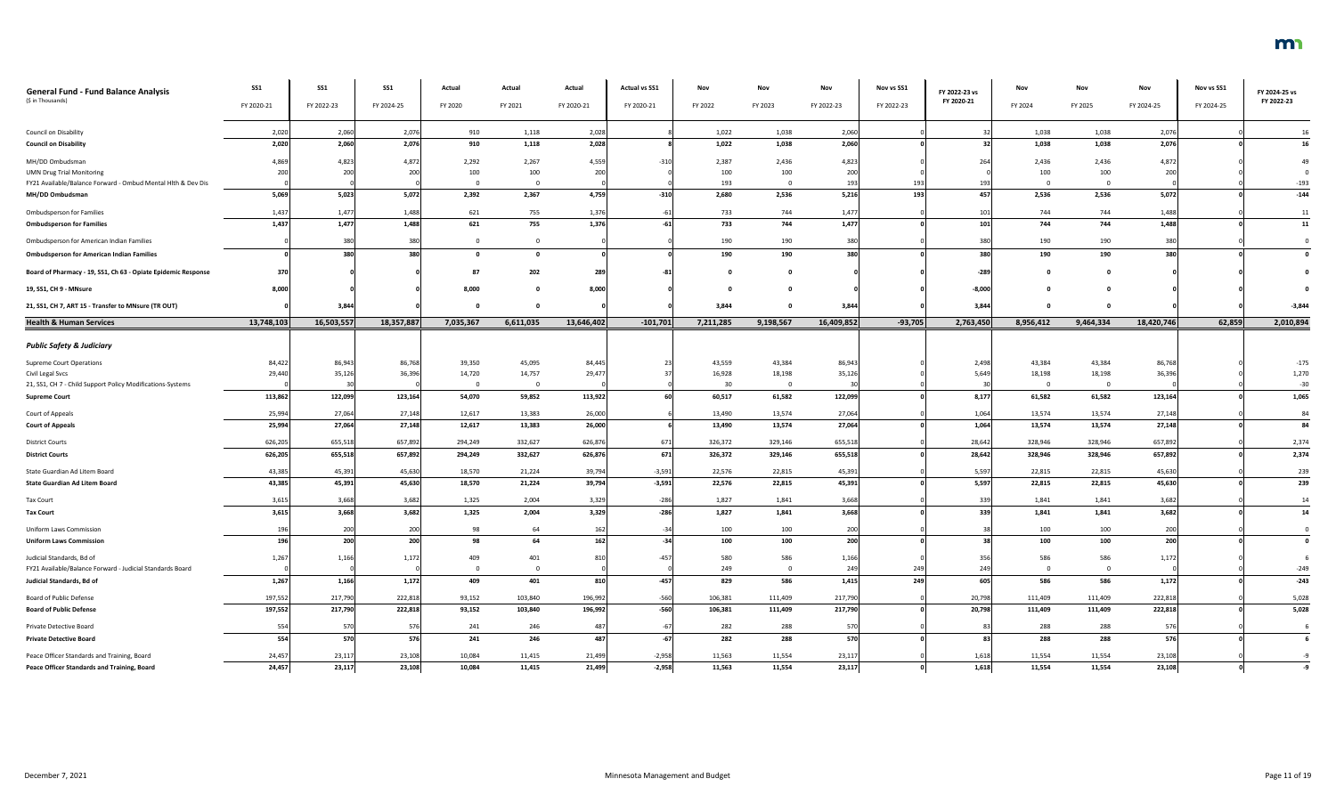| General Fund - Fund Balance Analysis<br>($ in Thousands) | SS1<br>FY 2020-21 | SS1<br>FY 2022-23 | SS1<br>FY 2024-25 | Actual<br>FY 2020 | Actual<br>FY 2021 | Actual<br>FY 2020-21 | Actual vs SS1<br>FY 2020-21 | Nov<br>FY 2022 | Nov<br>FY 2023 | Nov<br>FY 2022-23 | Nov vs SS1<br>FY 2022-23 | FY 2022-23 vs FY 2020-21 | Nov<br>FY 2024 | Nov<br>FY 2025 | Nov<br>FY 2024-25 | Nov vs SS1<br>FY 2024-25 | FY 2024-25 vs FY 2022-23 |
|---|---|---|---|---|---|---|---|---|---|---|---|---|---|---|---|---|---|
| Council on Disability | 2,020 | 2,060 | 2,076 | 910 | 1,118 | 2,028 | 8 | 1,022 | 1,038 | 2,060 | 0 | 32 | 1,038 | 1,038 | 2,076 | 0 | 16 |
| **Council on Disability** | **2,020** | **2,060** | **2,076** | **910** | **1,118** | **2,028** | **8** | **1,022** | **1,038** | **2,060** | **0** | **32** | **1,038** | **1,038** | **2,076** | **0** | **16** |
| MH/DD Ombudsman | 4,869 | 4,823 | 4,872 | 2,292 | 2,267 | 4,559 | -310 | 2,387 | 2,436 | 4,823 | 0 | 264 | 2,436 | 2,436 | 4,872 | 0 | 49 |
| UMN Drug Trial Monitoring | 200 | 200 | 200 | 100 | 100 | 200 | 0 | 100 | 100 | 200 | 0 | 0 | 100 | 100 | 200 | 0 | 0 |
| FY21 Available/Balance Forward - Ombud Mental Hlth & Dev Dis | 0 | 0 | 0 | 0 | 0 | 0 | 0 | 193 | 0 | 193 | 193 | 193 | 0 | 0 | 0 | 0 | -193 |
| **MH/DD Ombudsman** | **5,069** | **5,023** | **5,072** | **2,392** | **2,367** | **4,759** | **-310** | **2,680** | **2,536** | **5,216** | **193** | **457** | **2,536** | **2,536** | **5,072** | **0** | **-144** |
| Ombudsperson for Families | 1,437 | 1,477 | 1,488 | 621 | 755 | 1,376 | -61 | 733 | 744 | 1,477 | 0 | 101 | 744 | 744 | 1,488 | 0 | 11 |
| **Ombudsperson for Families** | **1,437** | **1,477** | **1,488** | **621** | **755** | **1,376** | **-61** | **733** | **744** | **1,477** | **0** | **101** | **744** | **744** | **1,488** | **0** | **11** |
| Ombudsperson for American Indian Families | 0 | 380 | 380 | 0 | 0 | 0 | 0 | 190 | 190 | 380 | 0 | 380 | 190 | 190 | 380 | 0 | 0 |
| **Ombudsperson for American Indian Families** | **0** | **380** | **380** | **0** | **0** | **0** | **0** | **190** | **190** | **380** | **0** | **380** | **190** | **190** | **380** | **0** | **0** |
| **Board of Pharmacy - 19, SS1, Ch 63 - Opiate Epidemic Response** | **370** | **0** | **0** | **87** | **202** | **289** | **-81** | **0** | **0** | **0** | **0** | **-289** | **0** | **0** | **0** | **0** | **0** |
| **19, SS1, CH 9 - MNsure** | **8,000** | **0** | **0** | **8,000** | **0** | **8,000** | **0** | **0** | **0** | **0** | **0** | **-8,000** | **0** | **0** | **0** | **0** | **0** |
| **21, SS1, CH 7, ART 15 - Transfer to MNsure (TR OUT)** | **0** | **3,844** | **0** | **0** | **0** | **0** | **0** | **3,844** | **0** | **3,844** | **0** | **3,844** | **0** | **0** | **0** | **0** | **-3,844** |
| **Health & Human Services** | **13,748,103** | **16,503,557** | **18,357,887** | **7,035,367** | **6,611,035** | **13,646,402** | **-101,701** | **7,211,285** | **9,198,567** | **16,409,852** | **-93,705** | **2,763,450** | **8,956,412** | **9,464,334** | **18,420,746** | **62,859** | **2,010,894** |
| ***Public Safety & Judiciary*** | | | | | | | | | | | | | | | | | |
| Supreme Court Operations | 84,422 | 86,943 | 86,768 | 39,350 | 45,095 | 84,445 | 23 | 43,559 | 43,384 | 86,943 | 0 | 2,498 | 43,384 | 43,384 | 86,768 | 0 | -175 |
| Civil Legal Svcs | 29,440 | 35,126 | 36,396 | 14,720 | 14,757 | 29,477 | 37 | 16,928 | 18,198 | 35,126 | 0 | 5,649 | 18,198 | 18,198 | 36,396 | 0 | 1,270 |
| 21, SS1, CH 7 - Child Support Policy Modifications-Systems | 0 | 30 | 0 | 0 | 0 | 0 | 0 | 30 | 0 | 30 | 0 | 30 | 0 | 0 | 0 | 0 | -30 |
| **Supreme Court** | **113,862** | **122,099** | **123,164** | **54,070** | **59,852** | **113,922** | **60** | **60,517** | **61,582** | **122,099** | **0** | **8,177** | **61,582** | **61,582** | **123,164** | **0** | **1,065** |
| Court of Appeals | 25,994 | 27,064 | 27,148 | 12,617 | 13,383 | 26,000 | 6 | 13,490 | 13,574 | 27,064 | 0 | 1,064 | 13,574 | 13,574 | 27,148 | 0 | 84 |
| **Court of Appeals** | **25,994** | **27,064** | **27,148** | **12,617** | **13,383** | **26,000** | **6** | **13,490** | **13,574** | **27,064** | **0** | **1,064** | **13,574** | **13,574** | **27,148** | **0** | **84** |
| District Courts | 626,205 | 655,518 | 657,892 | 294,249 | 332,627 | 626,876 | 671 | 326,372 | 329,146 | 655,518 | 0 | 28,642 | 328,946 | 328,946 | 657,892 | 0 | 2,374 |
| **District Courts** | **626,205** | **655,518** | **657,892** | **294,249** | **332,627** | **626,876** | **671** | **326,372** | **329,146** | **655,518** | **0** | **28,642** | **328,946** | **328,946** | **657,892** | **0** | **2,374** |
| State Guardian Ad Litem Board | 43,385 | 45,391 | 45,630 | 18,570 | 21,224 | 39,794 | -3,591 | 22,576 | 22,815 | 45,391 | 0 | 5,597 | 22,815 | 22,815 | 45,630 | 0 | 239 |
| **State Guardian Ad Litem Board** | **43,385** | **45,391** | **45,630** | **18,570** | **21,224** | **39,794** | **-3,591** | **22,576** | **22,815** | **45,391** | **0** | **5,597** | **22,815** | **22,815** | **45,630** | **0** | **239** |
| Tax Court | 3,615 | 3,668 | 3,682 | 1,325 | 2,004 | 3,329 | -286 | 1,827 | 1,841 | 3,668 | 0 | 339 | 1,841 | 1,841 | 3,682 | 0 | 14 |
| **Tax Court** | **3,615** | **3,668** | **3,682** | **1,325** | **2,004** | **3,329** | **-286** | **1,827** | **1,841** | **3,668** | **0** | **339** | **1,841** | **1,841** | **3,682** | **0** | **14** |
| Uniform Laws Commission | 196 | 200 | 200 | 98 | 64 | 162 | -34 | 100 | 100 | 200 | 0 | 38 | 100 | 100 | 200 | 0 | 0 |
| **Uniform Laws Commission** | **196** | **200** | **200** | **98** | **64** | **162** | **-34** | **100** | **100** | **200** | **0** | **38** | **100** | **100** | **200** | **0** | **0** |
| Judicial Standards, Bd of | 1,267 | 1,166 | 1,172 | 409 | 401 | 810 | -457 | 580 | 586 | 1,166 | 0 | 356 | 586 | 586 | 1,172 | 0 | 6 |
| FY21 Available/Balance Forward - Judicial Standards Board | 0 | 0 | 0 | 0 | 0 | 0 | 0 | 249 | 0 | 249 | 249 | 249 | 0 | 0 | 0 | 0 | -249 |
| **Judicial Standards, Bd of** | **1,267** | **1,166** | **1,172** | **409** | **401** | **810** | **-457** | **829** | **586** | **1,415** | **249** | **605** | **586** | **586** | **1,172** | **0** | **-243** |
| Board of Public Defense | 197,552 | 217,790 | 222,818 | 93,152 | 103,840 | 196,992 | -560 | 106,381 | 111,409 | 217,790 | 0 | 20,798 | 111,409 | 111,409 | 222,818 | 0 | 5,028 |
| **Board of Public Defense** | **197,552** | **217,790** | **222,818** | **93,152** | **103,840** | **196,992** | **-560** | **106,381** | **111,409** | **217,790** | **0** | **20,798** | **111,409** | **111,409** | **222,818** | **0** | **5,028** |
| Private Detective Board | 554 | 570 | 576 | 241 | 246 | 487 | -67 | 282 | 288 | 570 | 0 | 83 | 288 | 288 | 576 | 0 | 6 |
| **Private Detective Board** | **554** | **570** | **576** | **241** | **246** | **487** | **-67** | **282** | **288** | **570** | **0** | **83** | **288** | **288** | **576** | **0** | **6** |
| Peace Officer Standards and Training, Board | 24,457 | 23,117 | 23,108 | 10,084 | 11,415 | 21,499 | -2,958 | 11,563 | 11,554 | 23,117 | 0 | 1,618 | 11,554 | 11,554 | 23,108 | 0 | -9 |
| **Peace Officer Standards and Training, Board** | **24,457** | **23,117** | **23,108** | **10,084** | **11,415** | **21,499** | **-2,958** | **11,563** | **11,554** | **23,117** | **0** | **1,618** | **11,554** | **11,554** | **23,108** | **0** | **-9** |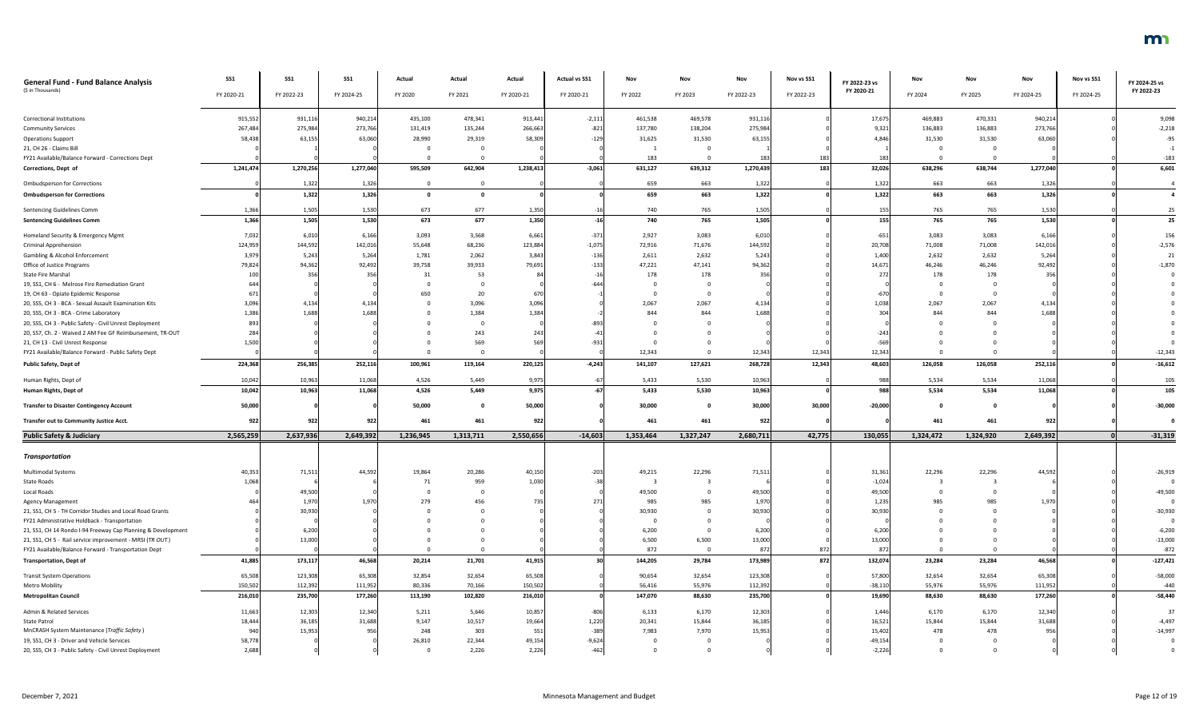| General Fund - Fund Balance Analysis<br>($ in Thousands) | SS1<br>FY 2020-21 | SS1<br>FY 2022-23 | SS1<br>FY 2024-25 | Actual<br>FY 2020 | Actual<br>FY 2021 | Actual<br>FY 2020-21 | Actual vs SS1<br>FY 2020-21 | Nov<br>FY 2022 | Nov<br>FY 2023 | Nov<br>FY 2022-23 | Nov vs SS1<br>FY 2022-23 | FY 2022-23 vs FY 2020-21 | Nov<br>FY 2024 | Nov<br>FY 2025 | Nov<br>FY 2024-25 | Nov vs SS1<br>FY 2024-25 | FY 2024-25 vs FY 2022-23 |
|---|---|---|---|---|---|---|---|---|---|---|---|---|---|---|---|---|---|
| Correctional Institutions | 915,552 | 931,116 | 940,214 | 435,100 | 478,341 | 913,441 | -2,111 | 461,538 | 469,578 | 931,116 | 0 | 17,675 | 469,883 | 470,331 | 940,214 | 0 | 9,098 |
| Community Services | 267,484 | 275,984 | 273,766 | 131,419 | 135,244 | 266,663 | -821 | 137,780 | 138,204 | 275,984 | 0 | 9,321 | 136,883 | 136,883 | 273,766 | 0 | -2,218 |
| Operations Support | 58,438 | 63,155 | 63,060 | 28,990 | 29,319 | 58,309 | -129 | 31,625 | 31,530 | 63,155 | 0 | 4,846 | 31,530 | 31,530 | 63,060 | 0 | -95 |
| 21, CH 26 - Claims Bill | 0 | 1 | 0 | 0 | 0 | 0 | 0 | 1 | 0 | 1 | 0 | 1 | 0 | 0 | 0 | 0 | -1 |
| FY21 Available/Balance Forward - Corrections Dept | 0 | 0 | 0 | 0 | 0 | 0 | 0 | 183 | 0 | 183 | 183 | 183 | 0 | 0 | 0 | 0 | -183 |
| **Corrections, Dept of** | **1,241,474** | **1,270,256** | **1,277,040** | **595,509** | **642,904** | **1,238,413** | **-3,061** | **631,127** | **639,312** | **1,270,439** | **183** | **32,026** | **638,296** | **638,744** | **1,277,040** | **0** | **6,601** |
| Ombudsperson for Corrections | 0 | 1,322 | 1,326 | 0 | 0 | 0 | 0 | 659 | 663 | 1,322 | 0 | 1,322 | 663 | 663 | 1,326 | 0 | 4 |
| **Ombudsperson for Corrections** | **0** | **1,322** | **1,326** | **0** | **0** | **0** | **0** | **659** | **663** | **1,322** | **0** | **1,322** | **663** | **663** | **1,326** | **0** | **4** |
| Sentencing Guidelines Comm | 1,366 | 1,505 | 1,530 | 673 | 677 | 1,350 | -16 | 740 | 765 | 1,505 | 0 | 155 | 765 | 765 | 1,530 | 0 | 25 |
| **Sentencing Guidelines Comm** | **1,366** | **1,505** | **1,530** | **673** | **677** | **1,350** | **-16** | **740** | **765** | **1,505** | **0** | **155** | **765** | **765** | **1,530** | **0** | **25** |
| Homeland Security & Emergency Mgmt | 7,032 | 6,010 | 6,166 | 3,093 | 3,568 | 6,661 | -371 | 2,927 | 3,083 | 6,010 | 0 | -651 | 3,083 | 3,083 | 6,166 | 0 | 156 |
| Criminal Apprehension | 124,959 | 144,592 | 142,016 | 55,648 | 68,236 | 123,884 | -1,075 | 72,916 | 71,676 | 144,592 | 0 | 20,708 | 71,008 | 71,008 | 142,016 | 0 | -2,576 |
| Gambling & Alcohol Enforcement | 3,979 | 5,243 | 5,264 | 1,781 | 2,062 | 3,843 | -136 | 2,611 | 2,632 | 5,243 | 0 | 1,400 | 2,632 | 2,632 | 5,264 | 0 | 21 |
| Office of Justice Programs | 79,824 | 94,362 | 92,492 | 39,758 | 39,933 | 79,691 | -133 | 47,221 | 47,141 | 94,362 | 0 | 14,671 | 46,246 | 46,246 | 92,492 | 0 | -1,870 |
| State Fire Marshal | 100 | 356 | 356 | 31 | 53 | 84 | -16 | 178 | 178 | 356 | 0 | 272 | 178 | 178 | 356 | 0 | 0 |
| 19, SS1, CH 6 - Melrose Fire Remediation Grant | 644 | 0 | 0 | 0 | 0 | 0 | -644 | 0 | 0 | 0 | 0 | 0 | 0 | 0 | 0 | 0 | 0 |
| 19, CH 63 - Opiate Epidemic Response | 671 | 0 | 0 | 650 | 20 | 670 | -1 | 0 | 0 | 0 | 0 | -670 | 0 | 0 | 0 | 0 | 0 |
| 20, SS5, CH 3 - BCA - Sexual Assault Examination Kits | 3,096 | 4,134 | 4,134 | 0 | 3,096 | 3,096 | 0 | 2,067 | 2,067 | 4,134 | 0 | 1,038 | 2,067 | 2,067 | 4,134 | 0 | 0 |
| 20, SS5, CH 3 - BCA - Crime Laboratory | 1,386 | 1,688 | 1,688 | 0 | 1,384 | 1,384 | -2 | 844 | 844 | 1,688 | 0 | 304 | 844 | 844 | 1,688 | 0 | 0 |
| 20, SS5, CH 3 - Public Safety - Civil Unrest Deployment | 893 | 0 | 0 | 0 | 0 | 0 | -893 | 0 | 0 | 0 | 0 | 0 | 0 | 0 | 0 | 0 | 0 |
| 20, SS7, Ch. 2 - Waived 2 AM Fee GF Reimbursement, TR-OUT | 284 | 0 | 0 | 0 | 243 | 243 | -41 | 0 | 0 | 0 | 0 | -243 | 0 | 0 | 0 | 0 | 0 |
| 21, CH 13 - Civil Unrest Response | 1,500 | 0 | 0 | 0 | 569 | 569 | -931 | 0 | 0 | 0 | 0 | -569 | 0 | 0 | 0 | 0 | 0 |
| FY21 Available/Balance Forward - Public Safety Dept | 0 | 0 | 0 | 0 | 0 | 0 | 0 | 12,343 | 0 | 12,343 | 12,343 | 12,343 | 0 | 0 | 0 | 0 | -12,343 |
| **Public Safety, Dept of** | **224,368** | **256,385** | **252,116** | **100,961** | **119,164** | **220,125** | **-4,243** | **141,107** | **127,621** | **268,728** | **12,343** | **48,603** | **126,058** | **126,058** | **252,116** | **0** | **-16,612** |
| Human Rights, Dept of | 10,042 | 10,963 | 11,068 | 4,526 | 5,449 | 9,975 | -67 | 5,433 | 5,530 | 10,963 | 0 | 988 | 5,534 | 5,534 | 11,068 | 0 | 105 |
| **Human Rights, Dept of** | **10,042** | **10,963** | **11,068** | **4,526** | **5,449** | **9,975** | **-67** | **5,433** | **5,530** | **10,963** | **0** | **988** | **5,534** | **5,534** | **11,068** | **0** | **105** |
| **Transfer to Disaster Contingency Account** | **50,000** | **0** | **0** | **50,000** | **0** | **50,000** | **0** | **30,000** | **0** | **30,000** | **30,000** | **-20,000** | **0** | **0** | **0** | **0** | **-30,000** |
| **Transfer out to Community Justice Acct.** | **922** | **922** | **922** | **461** | **461** | **922** | **0** | **461** | **461** | **922** | **0** | **0** | **461** | **461** | **922** | **0** | **0** |
| **Public Safety & Judiciary** | **2,565,259** | **2,637,936** | **2,649,392** | **1,236,945** | **1,313,711** | **2,550,656** | **-14,603** | **1,353,464** | **1,327,247** | **2,680,711** | **42,775** | **130,055** | **1,324,472** | **1,324,920** | **2,649,392** | **0** | **-31,319** |
| ***Transportation*** | | | | | | | | | | | | | | | | | |
| Multimodal Systems | 40,353 | 71,511 | 44,592 | 19,864 | 20,286 | 40,150 | -203 | 49,215 | 22,296 | 71,511 | 0 | 31,361 | 22,296 | 22,296 | 44,592 | 0 | -26,919 |
| State Roads | 1,068 | 6 | 6 | 71 | 959 | 1,030 | -38 | 3 | 3 | 6 | 0 | -1,024 | 3 | 3 | 6 | 0 | 0 |
| Local Roads | 0 | 49,500 | 0 | 0 | 0 | 0 | 0 | 49,500 | 0 | 49,500 | 0 | 49,500 | 0 | 0 | 0 | 0 | -49,500 |
| Agency Management | 464 | 1,970 | 1,970 | 279 | 456 | 735 | 271 | 985 | 985 | 1,970 | 0 | 1,235 | 985 | 985 | 1,970 | 0 | 0 |
| 21, SS1, CH 5 - TH Corridor Studies and Local Road Grants | 0 | 30,930 | 0 | 0 | 0 | 0 | 0 | 30,930 | 0 | 30,930 | 0 | 30,930 | 0 | 0 | 0 | 0 | -30,930 |
| FY21 Administrative Holdback - Transportation | 0 | 0 | 0 | 0 | 0 | 0 | 0 | 0 | 0 | 0 | 0 | 0 | 0 | 0 | 0 | 0 | 0 |
| 21, SS1, CH 14 Rondo I-94 Freeway Cap Planning & Development | 0 | 6,200 | 0 | 0 | 0 | 0 | 0 | 6,200 | 0 | 6,200 | 0 | 6,200 | 0 | 0 | 0 | 0 | -6,200 |
| 21, SS1, CH 5 - Rail service improvement - MRSI (*TR OUT*) | 0 | 13,000 | 0 | 0 | 0 | 0 | 0 | 6,500 | 6,500 | 13,000 | 0 | 13,000 | 0 | 0 | 0 | 0 | -13,000 |
| FY21 Available/Balance Forward - Transportation Dept | 0 | 0 | 0 | 0 | 0 | 0 | 0 | 872 | 0 | 872 | 872 | 872 | 0 | 0 | 0 | 0 | -872 |
| **Transportation, Dept of** | **41,885** | **173,117** | **46,568** | **20,214** | **21,701** | **41,915** | **30** | **144,205** | **29,784** | **173,989** | **872** | **132,074** | **23,284** | **23,284** | **46,568** | **0** | **-127,421** |
| Transit System Operations | 65,508 | 123,308 | 65,308 | 32,854 | 32,654 | 65,508 | 0 | 90,654 | 32,654 | 123,308 | 0 | 57,800 | 32,654 | 32,654 | 65,308 | 0 | -58,000 |
| Metro Mobility | 150,502 | 112,392 | 111,952 | 80,336 | 70,166 | 150,502 | 0 | 56,416 | 55,976 | 112,392 | 0 | -38,110 | 55,976 | 55,976 | 111,952 | 0 | -440 |
| **Metropolitan Council** | **216,010** | **235,700** | **177,260** | **113,190** | **102,820** | **216,010** | **0** | **147,070** | **88,630** | **235,700** | **0** | **19,690** | **88,630** | **88,630** | **177,260** | **0** | **-58,440** |
| Admin & Related Services | 11,663 | 12,303 | 12,340 | 5,211 | 5,646 | 10,857 | -806 | 6,133 | 6,170 | 12,303 | 0 | 1,446 | 6,170 | 6,170 | 12,340 | 0 | 37 |
| State Patrol | 18,444 | 36,185 | 31,688 | 9,147 | 10,517 | 19,664 | 1,220 | 20,341 | 15,844 | 36,185 | 0 | 16,521 | 15,844 | 15,844 | 31,688 | 0 | -4,497 |
| MnCRASH System Maintenance (*Traffic Safety*) | 940 | 15,953 | 956 | 248 | 303 | 551 | -389 | 7,983 | 7,970 | 15,953 | 0 | 15,402 | 478 | 478 | 956 | 0 | -14,997 |
| 19, SS1, CH 3 - Driver and Vehicle Services | 58,778 | 0 | 0 | 26,810 | 22,344 | 49,154 | -9,624 | 0 | 0 | 0 | 0 | -49,154 | 0 | 0 | 0 | 0 | 0 |
| 20, SS5, CH 3 - Public Safety - Civil Unrest Deployment | 2,688 | 0 | 0 | 0 | 2,226 | 2,226 | -462 | 0 | 0 | 0 | 0 | -2,226 | 0 | 0 | 0 | 0 | 0 |

December 7, 2021 — Minnesota Management and Budget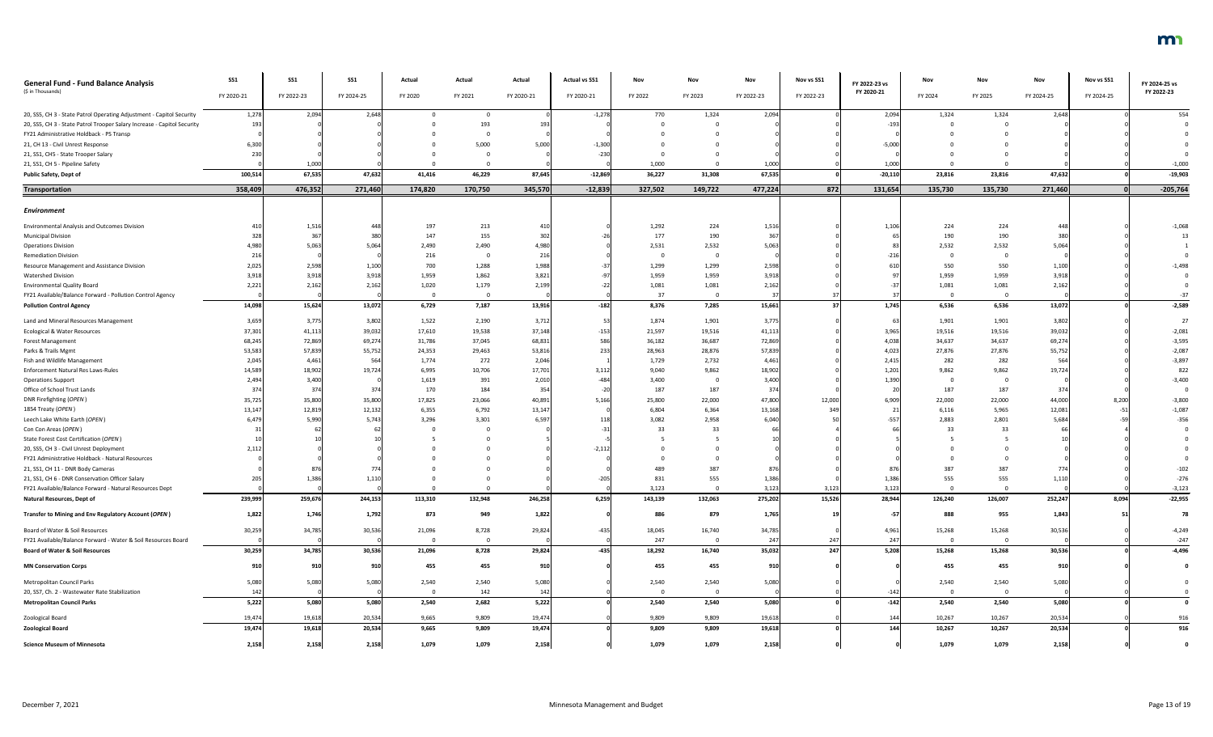| General Fund - Fund Balance Analysis ($ in Thousands) | SS1 FY 2020-21 | SS1 FY 2022-23 | SS1 FY 2024-25 | Actual FY 2020 | Actual FY 2021 | Actual FY 2020-21 | Actual vs SS1 FY 2020-21 | Nov FY 2022 | Nov FY 2023 | Nov FY 2022-23 | Nov vs SS1 FY 2022-23 | FY 2022-23 vs FY 2020-21 | Nov FY 2024 | Nov FY 2025 | Nov FY 2024-25 | Nov vs SS1 FY 2024-25 | FY 2024-25 vs FY 2022-23 |
|---|---|---|---|---|---|---|---|---|---|---|---|---|---|---|---|---|---|
| 20, SS5, CH 3 - State Patrol Operating Adjustment - Capitol Security | 1,278 | 2,094 | 2,648 | 0 | 0 | 0 | -1,278 | 770 | 1,324 | 2,094 | 0 | 2,094 | 1,324 | 1,324 | 2,648 | 0 | 554 |
| 20, SS5, CH 3 - State Patrol Trooper Salary Increase - Capitol Security | 193 | 0 | 0 | 0 | 193 | 193 | 0 | 0 | 0 | 0 | 0 | -193 | 0 | 0 | 0 | 0 | 0 |
| FY21 Administrative Holdback - PS Transp | 0 | 0 | 0 | 0 | 0 | 0 | 0 | 0 | 0 | 0 | 0 | 0 | 0 | 0 | 0 | 0 | 0 |
| 21, CH 13 - Civil Unrest Response | 6,300 | 0 | 0 | 0 | 5,000 | 5,000 | -1,300 | 0 | 0 | 0 | 0 | -5,000 | 0 | 0 | 0 | 0 | 0 |
| 21, SS1, CH5 - State Trooper Salary | 230 | 0 | 0 | 0 | 0 | 0 | -230 | 0 | 0 | 0 | 0 | 0 | 0 | 0 | 0 | 0 | 0 |
| 21, SS1, CH 5 - Pipeline Safety | 0 | 1,000 | 0 | 0 | 0 | 0 | 0 | 1,000 | 0 | 1,000 | 0 | 1,000 | 0 | 0 | 0 | 0 | -1,000 |
| **Public Safety, Dept of** | **100,514** | **67,535** | **47,632** | **41,416** | **46,229** | **87,645** | **-12,869** | **36,227** | **31,308** | **67,535** | **0** | **-20,110** | **23,816** | **23,816** | **47,632** | **0** | **-19,903** |
| **Transportation** | **358,409** | **476,352** | **271,460** | **174,820** | **170,750** | **345,570** | **-12,839** | **327,502** | **149,722** | **477,224** | **872** | **131,654** | **135,730** | **135,730** | **271,460** | **0** | **-205,764** |
| ***Environment*** | | | | | | | | | | | | | | | | | |
| Environmental Analysis and Outcomes Division | 410 | 1,516 | 448 | 197 | 213 | 410 | 0 | 1,292 | 224 | 1,516 | 0 | 1,106 | 224 | 224 | 448 | 0 | -1,068 |
| Municipal Division | 328 | 367 | 380 | 147 | 155 | 302 | -26 | 177 | 190 | 367 | 0 | 65 | 190 | 190 | 380 | 0 | 13 |
| Operations Division | 4,980 | 5,063 | 5,064 | 2,490 | 2,490 | 4,980 | 0 | 2,531 | 2,532 | 5,063 | 0 | 83 | 2,532 | 2,532 | 5,064 | 0 | 1 |
| Remediation Division | 216 | 0 | 0 | 216 | 0 | 216 | 0 | 0 | 0 | 0 | 0 | -216 | 0 | 0 | 0 | 0 | 0 |
| Resource Management and Assistance Division | 2,025 | 2,598 | 1,100 | 700 | 1,288 | 1,988 | -37 | 1,299 | 1,299 | 2,598 | 0 | 610 | 550 | 550 | 1,100 | 0 | -1,498 |
| Watershed Division | 3,918 | 3,918 | 3,918 | 1,959 | 1,862 | 3,821 | -97 | 1,959 | 1,959 | 3,918 | 0 | 97 | 1,959 | 1,959 | 3,918 | 0 | 0 |
| Environmental Quality Board | 2,221 | 2,162 | 2,162 | 1,020 | 1,179 | 2,199 | -22 | 1,081 | 1,081 | 2,162 | 0 | -37 | 1,081 | 1,081 | 2,162 | 0 | 0 |
| FY21 Available/Balance Forward - Pollution Control Agency | 0 | 0 | 0 | 0 | 0 | 0 | 0 | 37 | 0 | 37 | 37 | 37 | 0 | 0 | 0 | 0 | -37 |
| **Pollution Control Agency** | **14,098** | **15,624** | **13,072** | **6,729** | **7,187** | **13,916** | **-182** | **8,376** | **7,285** | **15,661** | **37** | **1,745** | **6,536** | **6,536** | **13,072** | **0** | **-2,589** |
| Land and Mineral Resources Management | 3,659 | 3,775 | 3,802 | 1,522 | 2,190 | 3,712 | 53 | 1,874 | 1,901 | 3,775 | 0 | 63 | 1,901 | 1,901 | 3,802 | 0 | 27 |
| Ecological & Water Resources | 37,301 | 41,113 | 39,032 | 17,610 | 19,538 | 37,148 | -153 | 21,597 | 19,516 | 41,113 | 0 | 3,965 | 19,516 | 19,516 | 39,032 | 0 | -2,081 |
| Forest Management | 68,245 | 72,869 | 69,274 | 31,786 | 37,045 | 68,831 | 586 | 36,182 | 36,687 | 72,869 | 0 | 4,038 | 34,637 | 34,637 | 69,274 | 0 | -3,595 |
| Parks & Trails Mgmt | 53,583 | 57,839 | 55,752 | 24,353 | 29,463 | 53,816 | 233 | 28,963 | 28,876 | 57,839 | 0 | 4,023 | 27,876 | 27,876 | 55,752 | 0 | -2,087 |
| Fish and Wildlife Management | 2,045 | 4,461 | 564 | 1,774 | 272 | 2,046 | 1 | 1,729 | 2,732 | 4,461 | 0 | 2,415 | 282 | 282 | 564 | 0 | -3,897 |
| Enforcement Natural Res Laws-Rules | 14,589 | 18,902 | 19,724 | 6,995 | 10,706 | 17,701 | 3,112 | 9,040 | 9,862 | 18,902 | 0 | 1,201 | 9,862 | 9,862 | 19,724 | 0 | 822 |
| Operations Support | 2,494 | 3,400 | 0 | 1,619 | 391 | 2,010 | -484 | 3,400 | 0 | 3,400 | 0 | 1,390 | 0 | 0 | 0 | 0 | -3,400 |
| Office of School Trust Lands | 374 | 374 | 374 | 170 | 184 | 354 | -20 | 187 | 187 | 374 | 0 | 20 | 187 | 187 | 374 | 0 | 0 |
| DNR Firefighting (*OPEN*) | 35,725 | 35,800 | 35,800 | 17,825 | 23,066 | 40,891 | 5,166 | 25,800 | 22,000 | 47,800 | 12,000 | 6,909 | 22,000 | 22,000 | 44,000 | 8,200 | -3,800 |
| 1854 Treaty (*OPEN*) | 13,147 | 12,819 | 12,132 | 6,355 | 6,792 | 13,147 | 0 | 6,804 | 6,364 | 13,168 | 349 | 21 | 6,116 | 5,965 | 12,081 | -51 | -1,087 |
| Leech Lake White Earth (*OPEN*) | 6,479 | 5,990 | 5,743 | 3,296 | 3,301 | 6,597 | 118 | 3,082 | 2,958 | 6,040 | 50 | -557 | 2,883 | 2,801 | 5,684 | -59 | -356 |
| Con Con Areas (*OPEN*) | 31 | 62 | 62 | 0 | 0 | 0 | -31 | 33 | 33 | 66 | 4 | 66 | 33 | 33 | 66 | 4 | 0 |
| State Forest Cost Certification (*OPEN*) | 10 | 10 | 10 | 5 | 0 | 5 | -5 | 5 | 5 | 10 | 0 | 5 | 5 | 5 | 10 | 0 | 0 |
| 20, SS5, CH 3 - Civil Unrest Deployment | 2,112 | 0 | 0 | 0 | 0 | 0 | -2,112 | 0 | 0 | 0 | 0 | 0 | 0 | 0 | 0 | 0 | 0 |
| FY21 Administrative Holdback - Natural Resources | 0 | 0 | 0 | 0 | 0 | 0 | 0 | 0 | 0 | 0 | 0 | 0 | 0 | 0 | 0 | 0 | 0 |
| 21, SS1, CH 11 - DNR Body Cameras | 0 | 876 | 774 | 0 | 0 | 0 | 0 | 489 | 387 | 876 | 0 | 876 | 387 | 387 | 774 | 0 | -102 |
| 21, SS1, CH 6 - DNR Conservation Officer Salary | 205 | 1,386 | 1,110 | 0 | 0 | 0 | -205 | 831 | 555 | 1,386 | 0 | 1,386 | 555 | 555 | 1,110 | 0 | -276 |
| FY21 Available/Balance Forward - Natural Resources Dept | 0 | 0 | 0 | 0 | 0 | 0 | 0 | 3,123 | 0 | 3,123 | 3,123 | 3,123 | 0 | 0 | 0 | 0 | -3,123 |
| **Natural Resources, Dept of** | **239,999** | **259,676** | **244,153** | **113,310** | **132,948** | **246,258** | **6,259** | **143,139** | **132,063** | **275,202** | **15,526** | **28,944** | **126,240** | **126,007** | **252,247** | **8,094** | **-22,955** |
| **Transfer to Mining and Env Regulatory Account (*OPEN*)** | **1,822** | **1,746** | **1,792** | **873** | **949** | **1,822** | **0** | **886** | **879** | **1,765** | **19** | **-57** | **888** | **955** | **1,843** | **51** | **78** |
| Board of Water & Soil Resources | 30,259 | 34,785 | 30,536 | 21,096 | 8,728 | 29,824 | -435 | 18,045 | 16,740 | 34,785 | 0 | 4,961 | 15,268 | 15,268 | 30,536 | 0 | -4,249 |
| FY21 Available/Balance Forward - Water & Soil Resources Board | 0 | 0 | 0 | 0 | 0 | 0 | 0 | 247 | 0 | 247 | 247 | 247 | 0 | 0 | 0 | 0 | -247 |
| **Board of Water & Soil Resources** | **30,259** | **34,785** | **30,536** | **21,096** | **8,728** | **29,824** | **-435** | **18,292** | **16,740** | **35,032** | **247** | **5,208** | **15,268** | **15,268** | **30,536** | **0** | **-4,496** |
| **MN Conservation Corps** | **910** | **910** | **910** | **455** | **455** | **910** | **0** | **455** | **455** | **910** | **0** | **0** | **455** | **455** | **910** | **0** | **0** |
| Metropolitan Council Parks | 5,080 | 5,080 | 5,080 | 2,540 | 2,540 | 5,080 | 0 | 2,540 | 2,540 | 5,080 | 0 | 0 | 2,540 | 2,540 | 5,080 | 0 | 0 |
| 20, SS7, Ch. 2 - Wastewater Rate Stabilization | 142 | 0 | 0 | 0 | 142 | 142 | 0 | 0 | 0 | 0 | 0 | -142 | 0 | 0 | 0 | 0 | 0 |
| **Metropolitan Council Parks** | **5,222** | **5,080** | **5,080** | **2,540** | **2,682** | **5,222** | **0** | **2,540** | **2,540** | **5,080** | **0** | **-142** | **2,540** | **2,540** | **5,080** | **0** | **0** |
| Zoological Board | 19,474 | 19,618 | 20,534 | 9,665 | 9,809 | 19,474 | 0 | 9,809 | 9,809 | 19,618 | 0 | 144 | 10,267 | 10,267 | 20,534 | 0 | 916 |
| **Zoological Board** | **19,474** | **19,618** | **20,534** | **9,665** | **9,809** | **19,474** | **0** | **9,809** | **9,809** | **19,618** | **0** | **144** | **10,267** | **10,267** | **20,534** | **0** | **916** |
| **Science Museum of Minnesota** | **2,158** | **2,158** | **2,158** | **1,079** | **1,079** | **2,158** | **0** | **1,079** | **1,079** | **2,158** | **0** | **0** | **1,079** | **1,079** | **2,158** | **0** | **0** |

December 7, 2021 — Minnesota Management and Budget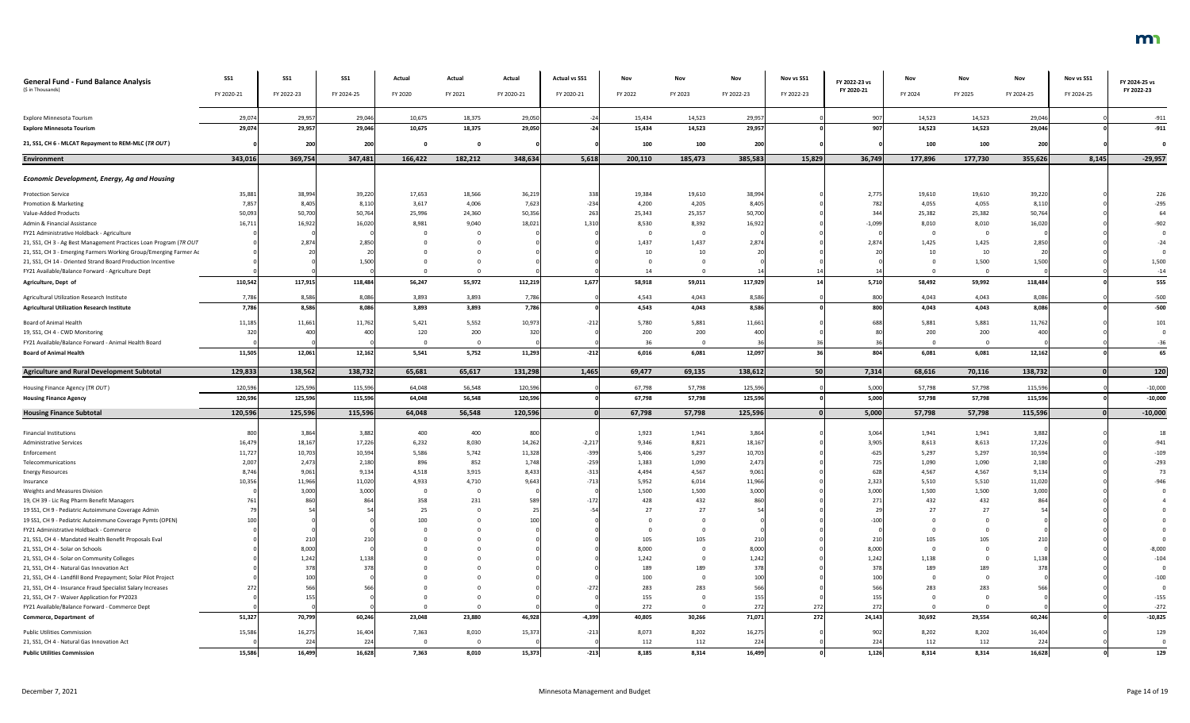| General Fund - Fund Balance Analysis<br>($ in Thousands) | SS1<br>FY 2020-21 | SS1<br>FY 2022-23 | SS1<br>FY 2024-25 | Actual<br>FY 2020 | Actual<br>FY 2021 | Actual<br>FY 2020-21 | Actual vs SS1<br>FY 2020-21 | Nov<br>FY 2022 | Nov<br>FY 2023 | Nov<br>FY 2022-23 | Nov vs SS1<br>FY 2022-23 | FY 2022-23 vs FY 2020-21 | Nov<br>FY 2024 | Nov<br>FY 2025 | Nov<br>FY 2024-25 | Nov vs SS1<br>FY 2024-25 | FY 2024-25 vs FY 2022-23 |
|---|---|---|---|---|---|---|---|---|---|---|---|---|---|---|---|---|---|
| Explore Minnesota Tourism | 29,074 | 29,957 | 29,046 | 10,675 | 18,375 | 29,050 | -24 | 15,434 | 14,523 | 29,957 | 0 | 907 | 14,523 | 14,523 | 29,046 | | -911 |
| **Explore Minnesota Tourism** | **29,074** | **29,957** | **29,046** | **10,675** | **18,375** | **29,050** | **-24** | **15,434** | **14,523** | **29,957** | **0** | **907** | **14,523** | **14,523** | **29,046** | **0** | **-911** |
| **21, SS1, CH 6 - MLCAT Repayment to REM-MLC (*TR OUT*)** | **0** | **200** | **200** | **0** | **0** | **0** | **0** | **100** | **100** | **200** | **0** | **0** | **100** | **100** | **200** | **0** | **0** |
| **Environment** | **343,016** | **369,754** | **347,481** | **166,422** | **182,212** | **348,634** | **5,618** | **200,110** | **185,473** | **385,583** | **15,829** | **36,749** | **177,896** | **177,730** | **355,626** | **8,145** | **-29,957** |
| ***Economic Development, Energy, Ag and Housing*** | | | | | | | | | | | | | | | | | |
| Protection Service | 35,881 | 38,994 | 39,220 | 17,653 | 18,566 | 36,219 | 338 | 19,384 | 19,610 | 38,994 | 0 | 2,775 | 19,610 | 19,610 | 39,220 | 0 | 226 |
| Promotion & Marketing | 7,857 | 8,405 | 8,110 | 3,617 | 4,006 | 7,623 | -234 | 4,200 | 4,205 | 8,405 | 0 | 782 | 4,055 | 4,055 | 8,110 | 0 | -295 |
| Value-Added Products | 50,093 | 50,700 | 50,764 | 25,996 | 24,360 | 50,356 | 263 | 25,343 | 25,357 | 50,700 | 0 | 344 | 25,382 | 25,382 | 50,764 | 0 | 64 |
| Admin & Financial Assistance | 16,711 | 16,922 | 16,020 | 8,981 | 9,040 | 18,021 | 1,310 | 8,530 | 8,392 | 16,922 | 0 | -1,099 | 8,010 | 8,010 | 16,020 | 0 | -902 |
| FY21 Administrative Holdback - Agriculture | 0 | 0 | 0 | 0 | 0 | 0 | 0 | 0 | 0 | 0 | 0 | 0 | 0 | 0 | 0 | 0 | 0 |
| 21, SS1, CH 3 - Ag Best Management Practices Loan Program (*TR OUT* | 0 | 2,874 | 2,850 | 0 | 0 | 0 | 0 | 1,437 | 1,437 | 2,874 | 0 | 2,874 | 1,425 | 1,425 | 2,850 | 0 | -24 |
| 21, SS1, CH 3 - Emerging Farmers Working Group/Emerging Farmer Ac | 0 | 20 | 20 | 0 | 0 | 0 | 0 | 10 | 10 | 20 | 0 | 20 | 10 | 10 | 20 | 0 | 0 |
| 21, SS1, CH 14 - Oriented Strand Board Production Incentive | 0 | 0 | 1,500 | 0 | 0 | 0 | 0 | 0 | 0 | 0 | 0 | 0 | 0 | 1,500 | 1,500 | 0 | 1,500 |
| FY21 Available/Balance Forward - Agriculture Dept | 0 | 0 | 0 | 0 | 0 | 0 | 0 | 14 | 0 | 14 | 14 | 14 | 0 | 0 | 0 | 0 | -14 |
| **Agriculture, Dept of** | **110,542** | **117,915** | **118,484** | **56,247** | **55,972** | **112,219** | **1,677** | **58,918** | **59,011** | **117,929** | **14** | **5,710** | **58,492** | **59,992** | **118,484** | **0** | **555** |
| Agricultural Utilization Research Institute | 7,786 | 8,586 | 8,086 | 3,893 | 3,893 | 7,786 | 0 | 4,543 | 4,043 | 8,586 | 0 | 800 | 4,043 | 4,043 | 8,086 | 0 | -500 |
| **Agricultural Utilization Research Institute** | **7,786** | **8,586** | **8,086** | **3,893** | **3,893** | **7,786** | **0** | **4,543** | **4,043** | **8,586** | **0** | **800** | **4,043** | **4,043** | **8,086** | **0** | **-500** |
| Board of Animal Health | 11,185 | 11,661 | 11,762 | 5,421 | 5,552 | 10,973 | -212 | 5,780 | 5,881 | 11,661 | 0 | 688 | 5,881 | 5,881 | 11,762 | 0 | 101 |
| 19, SS1, CH 4 - CWD Monitoring | 320 | 400 | 400 | 120 | 200 | 320 | 0 | 200 | 200 | 400 | 0 | 80 | 200 | 200 | 400 | 0 | 0 |
| FY21 Available/Balance Forward - Animal Health Board | 0 | 0 | 0 | 0 | 0 | 0 | 0 | 36 | 0 | 36 | 36 | 36 | 0 | 0 | 0 | 0 | -36 |
| **Board of Animal Health** | **11,505** | **12,061** | **12,162** | **5,541** | **5,752** | **11,293** | **-212** | **6,016** | **6,081** | **12,097** | **36** | **804** | **6,081** | **6,081** | **12,162** | **0** | **65** |
| **Agriculture and Rural Development Subtotal** | **129,833** | **138,562** | **138,732** | **65,681** | **65,617** | **131,298** | **1,465** | **69,477** | **69,135** | **138,612** | **50** | **7,314** | **68,616** | **70,116** | **138,732** | **0** | **120** |
| Housing Finance Agency (*TR OUT*) | 120,596 | 125,596 | 115,596 | 64,048 | 56,548 | 120,596 | 0 | 67,798 | 57,798 | 125,596 | 0 | 5,000 | 57,798 | 57,798 | 115,596 | 0 | -10,000 |
| **Housing Finance Agency** | **120,596** | **125,596** | **115,596** | **64,048** | **56,548** | **120,596** | **0** | **67,798** | **57,798** | **125,596** | **0** | **5,000** | **57,798** | **57,798** | **115,596** | **0** | **-10,000** |
| **Housing Finance Subtotal** | **120,596** | **125,596** | **115,596** | **64,048** | **56,548** | **120,596** | **0** | **67,798** | **57,798** | **125,596** | **0** | **5,000** | **57,798** | **57,798** | **115,596** | **0** | **-10,000** |
| Financial Institutions | 800 | 3,864 | 3,882 | 400 | 400 | 800 | 0 | 1,923 | 1,941 | 3,864 | 0 | 3,064 | 1,941 | 1,941 | 3,882 | 0 | 18 |
| Administrative Services | 16,479 | 18,167 | 17,226 | 6,232 | 8,030 | 14,262 | -2,217 | 9,346 | 8,821 | 18,167 | 0 | 3,905 | 8,613 | 8,613 | 17,226 | 0 | -941 |
| Enforcement | 11,727 | 10,703 | 10,594 | 5,586 | 5,742 | 11,328 | -399 | 5,406 | 5,297 | 10,703 | 0 | -625 | 5,297 | 5,297 | 10,594 | 0 | -109 |
| Telecommunications | 2,007 | 2,473 | 2,180 | 896 | 852 | 1,748 | -259 | 1,383 | 1,090 | 2,473 | 0 | 725 | 1,090 | 1,090 | 2,180 | 0 | -293 |
| Energy Resources | 8,746 | 9,061 | 9,134 | 4,518 | 3,915 | 8,433 | -313 | 4,494 | 4,567 | 9,061 | 0 | 628 | 4,567 | 4,567 | 9,134 | 0 | 73 |
| Insurance | 10,356 | 11,966 | 11,020 | 4,933 | 4,710 | 9,643 | -713 | 5,952 | 6,014 | 11,966 | 0 | 2,323 | 5,510 | 5,510 | 11,020 | 0 | -946 |
| Weights and Measures Division | 0 | 3,000 | 3,000 | 0 | 0 | 0 | 0 | 1,500 | 1,500 | 3,000 | 0 | 3,000 | 1,500 | 1,500 | 3,000 | 0 | 0 |
| 19, CH 39 - Lic Reg Pharm Benefit Managers | 761 | 860 | 864 | 358 | 231 | 589 | -172 | 428 | 432 | 860 | 0 | 271 | 432 | 432 | 864 | 0 | 4 |
| 19 SS1, CH 9 - Pediatric Autoimmune Coverage Admin | 79 | 54 | 54 | 25 | 0 | 25 | -54 | 27 | 27 | 54 | 0 | 29 | 27 | 27 | 54 | 0 | 0 |
| 19 SS1, CH 9 - Pediatric Autoimmune Coverage Pymts (OPEN) | 100 | 0 | 0 | 100 | 0 | 100 | 0 | 0 | 0 | 0 | 0 | -100 | 0 | 0 | 0 | 0 | 0 |
| FY21 Administrative Holdback - Commerce | 0 | 0 | 0 | 0 | 0 | 0 | 0 | 0 | 0 | 0 | 0 | 0 | 0 | 0 | 0 | 0 | 0 |
| 21, SS1, CH 4 - Mandated Health Benefit Proposals Eval | 0 | 210 | 210 | 0 | 0 | 0 | 0 | 105 | 105 | 210 | 0 | 210 | 105 | 105 | 210 | 0 | 0 |
| 21, SS1, CH 4 - Solar on Schools | 0 | 8,000 | 0 | 0 | 0 | 0 | 0 | 8,000 | 0 | 8,000 | 0 | 8,000 | 0 | 0 | 0 | 0 | -8,000 |
| 21, SS1, CH 4 - Solar on Community Colleges | 0 | 1,242 | 1,138 | 0 | 0 | 0 | 0 | 1,242 | 0 | 1,242 | 0 | 1,242 | 1,138 | 0 | 1,138 | 0 | -104 |
| 21, SS1, CH 4 - Natural Gas Innovation Act | 0 | 378 | 378 | 0 | 0 | 0 | 0 | 189 | 189 | 378 | 0 | 378 | 189 | 189 | 378 | 0 | 0 |
| 21, SS1, CH 4 - Landfill Bond Prepayment; Solar Pilot Project | 0 | 100 | 0 | 0 | 0 | 0 | 0 | 100 | 0 | 100 | 0 | 100 | 0 | 0 | 0 | 0 | -100 |
| 21, SS1, CH 4 - Insurance Fraud Specialist Salary Increases | 272 | 566 | 566 | 0 | 0 | 0 | -272 | 283 | 283 | 566 | 0 | 566 | 283 | 283 | 566 | 0 | 0 |
| 21, SS1, CH 7 - Waiver Application for PY2023 | 0 | 155 | 0 | 0 | 0 | 0 | 0 | 155 | 0 | 155 | 0 | 155 | 0 | 0 | 0 | 0 | -155 |
| FY21 Available/Balance Forward - Commerce Dept | 0 | 0 | 0 | 0 | 0 | 0 | 0 | 272 | 0 | 272 | 272 | 272 | 0 | 0 | 0 | 0 | -272 |
| **Commerce, Department of** | **51,327** | **70,799** | **60,246** | **23,048** | **23,880** | **46,928** | **-4,399** | **40,805** | **30,266** | **71,071** | **272** | **24,143** | **30,692** | **29,554** | **60,246** | **0** | **-10,825** |
| Public Utilities Commission | 15,586 | 16,275 | 16,404 | 7,363 | 8,010 | 15,373 | -213 | 8,073 | 8,202 | 16,275 | 0 | 902 | 8,202 | 8,202 | 16,404 | 0 | 129 |
| 21, SS1, CH 4 - Natural Gas Innovation Act | 0 | 224 | 224 | 0 | 0 | 0 | 0 | 112 | 112 | 224 | 0 | 224 | 112 | 112 | 224 | 0 | 0 |
| **Public Utilities Commission** | **15,586** | **16,499** | **16,628** | **7,363** | **8,010** | **15,373** | **-213** | **8,185** | **8,314** | **16,499** | **0** | **1,126** | **8,314** | **8,314** | **16,628** | **0** | **129** |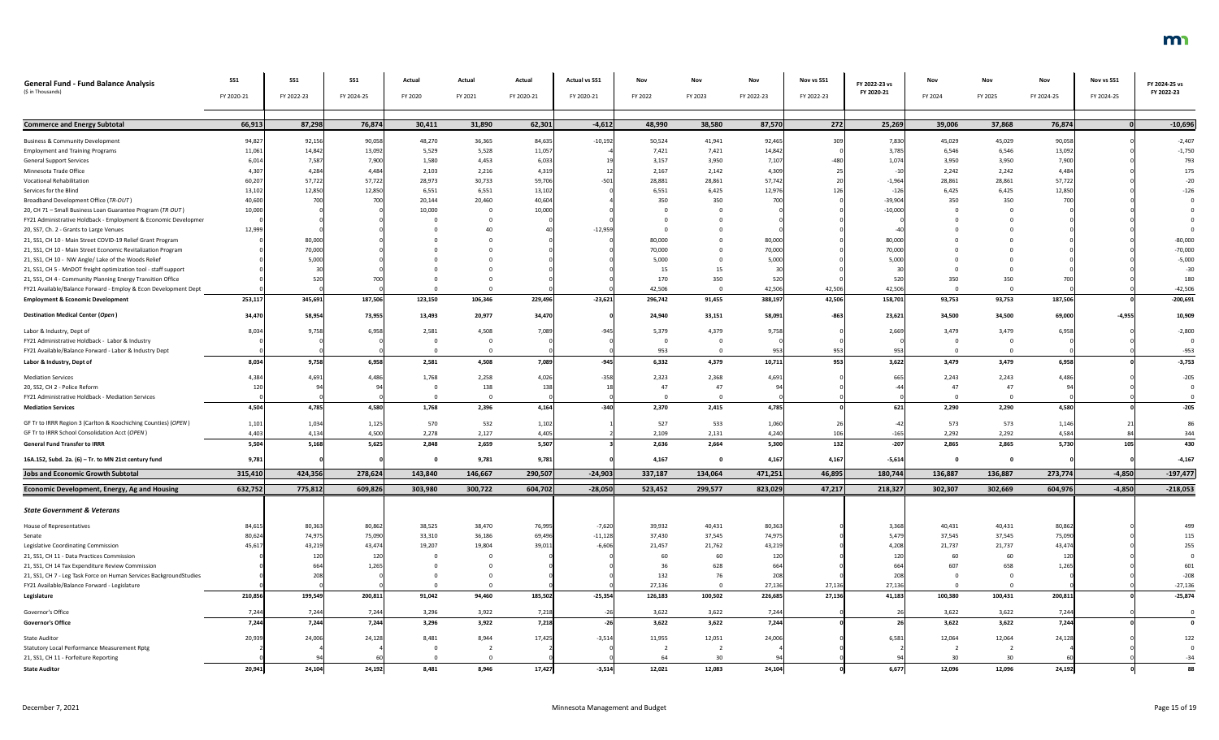| General Fund - Fund Balance Analysis<br>($ in Thousands) | SS1<br>FY 2020-21 | SS1<br>FY 2022-23 | SS1<br>FY 2024-25 | Actual<br>FY 2020 | Actual<br>FY 2021 | Actual<br>FY 2020-21 | Actual vs SS1<br>FY 2020-21 | Nov<br>FY 2022 | Nov<br>FY 2023 | Nov<br>FY 2022-23 | Nov vs SS1<br>FY 2022-23 | FY 2022-23 vs FY 2020-21 | Nov<br>FY 2024 | Nov<br>FY 2025 | Nov<br>FY 2024-25 | Nov vs SS1<br>FY 2024-25 | FY 2024-25 vs FY 2022-23 |
|---|---|---|---|---|---|---|---|---|---|---|---|---|---|---|---|---|---|
| **Commerce and Energy Subtotal** | **66,913** | **87,298** | **76,874** | **30,411** | **31,890** | **62,301** | **-4,612** | **48,990** | **38,580** | **87,570** | **272** | **25,269** | **39,006** | **37,868** | **76,874** | **0** | **-10,696** |
| Business & Community Development | 94,827 | 92,156 | 90,058 | 48,270 | 36,365 | 84,635 | -10,192 | 50,524 | 41,941 | 92,465 | 309 | 7,830 | 45,029 | 45,029 | 90,058 | 0 | -2,407 |
| Employment and Training Programs | 11,061 | 14,842 | 13,092 | 5,529 | 5,528 | 11,057 | -4 | 7,421 | 7,421 | 14,842 | 0 | 3,785 | 6,546 | 6,546 | 13,092 | 0 | -1,750 |
| General Support Services | 6,014 | 7,587 | 7,900 | 1,580 | 4,453 | 6,033 | 19 | 3,157 | 3,950 | 7,107 | -480 | 1,074 | 3,950 | 3,950 | 7,900 | 0 | 793 |
| Minnesota Trade Office | 4,307 | 4,284 | 4,484 | 2,103 | 2,216 | 4,319 | 12 | 2,167 | 2,142 | 4,309 | 25 | -10 | 2,242 | 2,242 | 4,484 | 0 | 175 |
| Vocational Rehabilitation | 60,207 | 57,722 | 57,722 | 28,973 | 30,733 | 59,706 | -501 | 28,881 | 28,861 | 57,742 | 20 | -1,964 | 28,861 | 28,861 | 57,722 | 0 | -20 |
| Services for the Blind | 13,102 | 12,850 | 12,850 | 6,551 | 6,551 | 13,102 | 0 | 6,551 | 6,425 | 12,976 | 126 | -126 | 6,425 | 6,425 | 12,850 | 0 | -126 |
| Broadband Development Office (*TR-OUT*) | 40,600 | 700 | 700 | 20,144 | 20,460 | 40,604 | 4 | 350 | 350 | 700 | 0 | -39,904 | 350 | 350 | 700 | 0 | 0 |
| 20, CH 71 – Small Business Loan Guarantee Program (*TR OUT*) | 10,000 | 0 | 0 | 10,000 | 0 | 10,000 | 0 | 0 | 0 | 0 | 0 | -10,000 | 0 | 0 | 0 | 0 | 0 |
| FY21 Administrative Holdback - Employment & Economic Developmer | 0 | 0 | 0 | 0 | 0 | 0 | 0 | 0 | 0 | 0 | 0 | 0 | 0 | 0 | 0 | 0 | 0 |
| 20, SS7, Ch. 2 - Grants to Large Venues | 12,999 | 0 | 0 | 0 | 40 | 40 | -12,959 | 0 | 0 | 0 | 0 | -40 | 0 | 0 | 0 | 0 | 0 |
| 21, SS1, CH 10 - Main Street COVID-19 Relief Grant Program | 0 | 80,000 | 0 | 0 | 0 | 0 | 0 | 80,000 | 0 | 80,000 | 0 | 80,000 | 0 | 0 | 0 | 0 | -80,000 |
| 21, SS1, CH 10 - Main Street Economic Revitalization Program | 0 | 70,000 | 0 | 0 | 0 | 0 | 0 | 70,000 | 0 | 70,000 | 0 | 70,000 | 0 | 0 | 0 | 0 | -70,000 |
| 21, SS1, CH 10 - NW Angle/ Lake of the Woods Relief | 0 | 5,000 | 0 | 0 | 0 | 0 | 0 | 5,000 | 0 | 5,000 | 0 | 5,000 | 0 | 0 | 0 | 0 | -5,000 |
| 21, SS1, CH 5 - MnDOT freight optimization tool - staff support | 0 | 30 | 0 | 0 | 0 | 0 | 0 | 15 | 15 | 30 | 0 | 30 | 0 | 0 | 0 | 0 | -30 |
| 21, SS1, CH 4 - Community Planning Energy Transition Office | 0 | 520 | 700 | 0 | 0 | 0 | 0 | 170 | 350 | 520 | 0 | 520 | 350 | 350 | 700 | 0 | 180 |
| FY21 Available/Balance Forward - Employ & Econ Development Dept | 0 | 0 | 0 | 0 | 0 | 0 | 0 | 42,506 | 0 | 42,506 | 42,506 | 42,506 | 0 | 0 | 0 | 0 | -42,506 |
| **Employment & Economic Development** | **253,117** | **345,691** | **187,506** | **123,150** | **106,346** | **229,496** | **-23,621** | **296,742** | **91,455** | **388,197** | **42,506** | **158,701** | **93,753** | **93,753** | **187,506** | **0** | **-200,691** |
| **Destination Medical Center (*Open*)** | **34,470** | **58,954** | **73,955** | **13,493** | **20,977** | **34,470** | **0** | **24,940** | **33,151** | **58,091** | **-863** | **23,621** | **34,500** | **34,500** | **69,000** | **-4,955** | **10,909** |
| Labor & Industry, Dept of | 8,034 | 9,758 | 6,958 | 2,581 | 4,508 | 7,089 | -945 | 5,379 | 4,379 | 9,758 | 0 | 2,669 | 3,479 | 3,479 | 6,958 | 0 | -2,800 |
| FY21 Administrative Holdback - Labor & Industry | 0 | 0 | 0 | 0 | 0 | 0 | 0 | 0 | 0 | 0 | 0 | 0 | 0 | 0 | 0 | 0 | 0 |
| FY21 Available/Balance Forward - Labor & Industry Dept | 0 | 0 | 0 | 0 | 0 | 0 | 0 | 953 | 0 | 953 | 953 | 953 | 0 | 0 | 0 | 0 | -953 |
| **Labor & Industry, Dept of** | **8,034** | **9,758** | **6,958** | **2,581** | **4,508** | **7,089** | **-945** | **6,332** | **4,379** | **10,711** | **953** | **3,622** | **3,479** | **3,479** | **6,958** | **0** | **-3,753** |
| Mediation Services | 4,384 | 4,691 | 4,486 | 1,768 | 2,258 | 4,026 | -358 | 2,323 | 2,368 | 4,691 | 0 | 665 | 2,243 | 2,243 | 4,486 | 0 | -205 |
| 20, SS2, CH 2 - Police Reform | 120 | 94 | 94 | 0 | 138 | 138 | 18 | 47 | 47 | 94 | 0 | -44 | 47 | 47 | 94 | 0 | 0 |
| FY21 Administrative Holdback - Mediation Services | 0 | 0 | 0 | 0 | 0 | 0 | 0 | 0 | 0 | 0 | 0 | 0 | 0 | 0 | 0 | 0 | 0 |
| **Mediation Services** | **4,504** | **4,785** | **4,580** | **1,768** | **2,396** | **4,164** | **-340** | **2,370** | **2,415** | **4,785** | **0** | **621** | **2,290** | **2,290** | **4,580** | **0** | **-205** |
| GF Tr to IRRR Region 3 (Carlton & Koochiching Counties) (*OPEN*) | 1,101 | 1,034 | 1,125 | 570 | 532 | 1,102 | 1 | 527 | 533 | 1,060 | 26 | -42 | 573 | 573 | 1,146 | 21 | 86 |
| GF Tr to IRRR School Consolidation Acct (*OPEN*) | 4,403 | 4,134 | 4,500 | 2,278 | 2,127 | 4,405 | 2 | 2,109 | 2,131 | 4,240 | 106 | -165 | 2,292 | 2,292 | 4,584 | 84 | 344 |
| **General Fund Transfer to IRRR** | **5,504** | **5,168** | **5,625** | **2,848** | **2,659** | **5,507** | **3** | **2,636** | **2,664** | **5,300** | **132** | **-207** | **2,865** | **2,865** | **5,730** | **105** | **430** |
| **16A.152, Subd. 2a. (6) – Tr. to MN 21st century fund** | **9,781** | **0** | **0** | **0** | **9,781** | **9,781** | **0** | **4,167** | **0** | **4,167** | **4,167** | **-5,614** | **0** | **0** | **0** | **0** | **-4,167** |
| **Jobs and Economic Growth Subtotal** | **315,410** | **424,356** | **278,624** | **143,840** | **146,667** | **290,507** | **-24,903** | **337,187** | **134,064** | **471,251** | **46,895** | **180,744** | **136,887** | **136,887** | **273,774** | **-4,850** | **-197,477** |
| **Economic Development, Energy, Ag and Housing** | **632,752** | **775,812** | **609,826** | **303,980** | **300,722** | **604,702** | **-28,050** | **523,452** | **299,577** | **823,029** | **47,217** | **218,327** | **302,307** | **302,669** | **604,976** | **-4,850** | **-218,053** |
| ***State Government & Veterans*** | | | | | | | | | | | | | | | | | |
| House of Representatives | 84,615 | 80,363 | 80,862 | 38,525 | 38,470 | 76,995 | -7,620 | 39,932 | 40,431 | 80,363 | 0 | 3,368 | 40,431 | 40,431 | 80,862 | 0 | 499 |
| Senate | 80,624 | 74,975 | 75,090 | 33,310 | 36,186 | 69,496 | -11,128 | 37,430 | 37,545 | 74,975 | 0 | 5,479 | 37,545 | 37,545 | 75,090 | 0 | 115 |
| Legislative Coordinating Commission | 45,617 | 43,219 | 43,474 | 19,207 | 19,804 | 39,011 | -6,606 | 21,457 | 21,762 | 43,219 | 0 | 4,208 | 21,737 | 21,737 | 43,474 | 0 | 255 |
| 21, SS1, CH 11 - Data Practices Commission | 0 | 120 | 120 | 0 | 0 | 0 | 0 | 60 | 60 | 120 | 0 | 120 | 60 | 60 | 120 | 0 | 0 |
| 21, SS1, CH 14 Tax Expenditure Review Commission | 0 | 664 | 1,265 | 0 | 0 | 0 | 0 | 36 | 628 | 664 | 0 | 664 | 607 | 658 | 1,265 | 0 | 601 |
| 21, SS1, CH 7 - Leg Task Force on Human Services BackgroundStudies | 0 | 208 | 0 | 0 | 0 | 0 | 0 | 132 | 76 | 208 | 0 | 208 | 0 | 0 | 0 | 0 | -208 |
| FY21 Available/Balance Forward - Legislature | 0 | 0 | 0 | 0 | 0 | 0 | 0 | 27,136 | 0 | 27,136 | 27,136 | 27,136 | 0 | 0 | 0 | 0 | -27,136 |
| **Legislature** | **210,856** | **199,549** | **200,811** | **91,042** | **94,460** | **185,502** | **-25,354** | **126,183** | **100,502** | **226,685** | **27,136** | **41,183** | **100,380** | **100,431** | **200,811** | **0** | **-25,874** |
| Governor's Office | 7,244 | 7,244 | 7,244 | 3,296 | 3,922 | 7,218 | -26 | 3,622 | 3,622 | 7,244 | 0 | 26 | 3,622 | 3,622 | 7,244 | 0 | 0 |
| **Governor's Office** | **7,244** | **7,244** | **7,244** | **3,296** | **3,922** | **7,218** | **-26** | **3,622** | **3,622** | **7,244** | **0** | **26** | **3,622** | **3,622** | **7,244** | **0** | **0** |
| State Auditor | 20,939 | 24,006 | 24,128 | 8,481 | 8,944 | 17,425 | -3,514 | 11,955 | 12,051 | 24,006 | 0 | 6,581 | 12,064 | 12,064 | 24,128 | 0 | 122 |
| Statutory Local Performance Measurement Rptg | 2 | 4 | 4 | 0 | 2 | 2 | 0 | 2 | 2 | 4 | 0 | 2 | 2 | 2 | 4 | 0 | 0 |
| 21, SS1, CH 11 - Forfeiture Reporting | 0 | 94 | 60 | 0 | 0 | 0 | 0 | 64 | 30 | 94 | 0 | 94 | 30 | 30 | 60 | 0 | -34 |
| **State Auditor** | **20,941** | **24,104** | **24,192** | **8,481** | **8,946** | **17,427** | **-3,514** | **12,021** | **12,083** | **24,104** | **0** | **6,677** | **12,096** | **12,096** | **24,192** | **0** | **88** |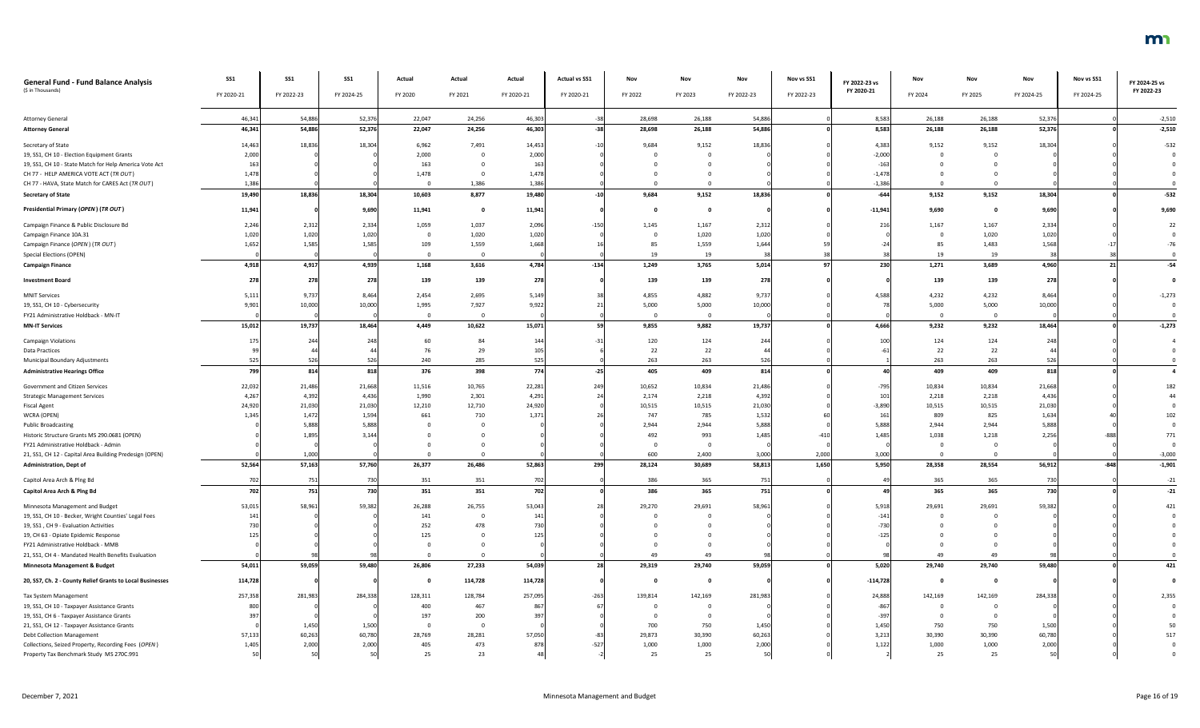| General Fund - Fund Balance Analysis ($ in Thousands) | SS1 FY 2020-21 | SS1 FY 2022-23 | SS1 FY 2024-25 | Actual FY 2020 | Actual FY 2021 | Actual FY 2020-21 | Actual vs SS1 FY 2020-21 | Nov FY 2022 | Nov FY 2023 | Nov FY 2022-23 | Nov vs SS1 FY 2022-23 | FY 2022-23 vs FY 2020-21 | Nov FY 2024 | Nov FY 2025 | Nov FY 2024-25 | Nov vs SS1 FY 2024-25 | FY 2024-25 vs FY 2022-23 |
|---|---|---|---|---|---|---|---|---|---|---|---|---|---|---|---|---|---|
| Attorney General | 46,341 | 54,886 | 52,376 | 22,047 | 24,256 | 46,303 | -38 | 28,698 | 26,188 | 54,886 | 0 | 8,583 | 26,188 | 26,188 | 52,376 | 0 | -2,510 |
| **Attorney General** | **46,341** | **54,886** | **52,376** | **22,047** | **24,256** | **46,303** | **-38** | **28,698** | **26,188** | **54,886** | **0** | **8,583** | **26,188** | **26,188** | **52,376** | **0** | **-2,510** |
| Secretary of State | 14,463 | 18,836 | 18,304 | 6,962 | 7,491 | 14,453 | -10 | 9,684 | 9,152 | 18,836 | 0 | 4,383 | 9,152 | 9,152 | 18,304 | 0 | -532 |
| 19, SS1, CH 10 - Election Equipment Grants | 2,000 | 0 | 0 | 2,000 | 0 | 2,000 | 0 | 0 | 0 | 0 | 0 | -2,000 | 0 | 0 | 0 | 0 | 0 |
| 19, SS1, CH 10 - State Match for Help America Vote Act | 163 | 0 | 0 | 163 | 0 | 163 | 0 | 0 | 0 | 0 | 0 | -163 | 0 | 0 | 0 | 0 | 0 |
| CH 77 - HELP AMERICA VOTE ACT (*TR OUT*) | 1,478 | 0 | 0 | 1,478 | 0 | 1,478 | 0 | 0 | 0 | 0 | 0 | -1,478 | 0 | 0 | 0 | 0 | 0 |
| CH 77 - HAVA, State Match for CARES Act (*TR OUT*) | 1,386 | 0 | 0 | 0 | 1,386 | 1,386 | 0 | 0 | 0 | 0 | 0 | -1,386 | 0 | 0 | 0 | 0 | 0 |
| **Secretary of State** | **19,490** | **18,836** | **18,304** | **10,603** | **8,877** | **19,480** | **-10** | **9,684** | **9,152** | **18,836** | **0** | **-644** | **9,152** | **9,152** | **18,304** | **0** | **-532** |
| **Presidential Primary (*OPEN*) (*TR OUT*)** | **11,941** | **0** | **9,690** | **11,941** | **0** | **11,941** | **0** | **0** | **0** | **0** | **0** | **-11,941** | **9,690** | **0** | **9,690** | **0** | **9,690** |
| Campaign Finance & Public Disclosure Bd | 2,246 | 2,312 | 2,334 | 1,059 | 1,037 | 2,096 | -150 | 1,145 | 1,167 | 2,312 | 0 | 216 | 1,167 | 1,167 | 2,334 | 0 | 22 |
| Campaign Finance 10A.31 | 1,020 | 1,020 | 1,020 | 0 | 1,020 | 1,020 | 0 | 0 | 1,020 | 1,020 | 0 | 0 | 0 | 1,020 | 1,020 | 0 | 0 |
| Campaign Finance (*OPEN*) (*TR OUT*) | 1,652 | 1,585 | 1,585 | 109 | 1,559 | 1,668 | 16 | 85 | 1,559 | 1,644 | 59 | -24 | 85 | 1,483 | 1,568 | -17 | -76 |
| Special Elections (OPEN) | 0 | 0 | 0 | 0 | 0 | 0 | 0 | 19 | 19 | 38 | 38 | 38 | 19 | 19 | 38 | 38 | 0 |
| **Campaign Finance** | **4,918** | **4,917** | **4,939** | **1,168** | **3,616** | **4,784** | **-134** | **1,249** | **3,765** | **5,014** | **97** | **230** | **1,271** | **3,689** | **4,960** | **21** | **-54** |
| **Investment Board** | **278** | **278** | **278** | **139** | **139** | **278** | **0** | **139** | **139** | **278** | **0** | **0** | **139** | **139** | **278** | **0** | **0** |
| MNIT Services | 5,111 | 9,737 | 8,464 | 2,454 | 2,695 | 5,149 | 38 | 4,855 | 4,882 | 9,737 | 0 | 4,588 | 4,232 | 4,232 | 8,464 | 0 | -1,273 |
| 19, SS1, CH 10 - Cybersecurity | 9,901 | 10,000 | 10,000 | 1,995 | 7,927 | 9,922 | 21 | 5,000 | 5,000 | 10,000 | 0 | 78 | 5,000 | 5,000 | 10,000 | 0 | 0 |
| FY21 Administrative Holdback - MN-IT | 0 | 0 | 0 | 0 | 0 | 0 | 0 | 0 | 0 | 0 | 0 | 0 | 0 | 0 | 0 | 0 | 0 |
| **MN-IT Services** | **15,012** | **19,737** | **18,464** | **4,449** | **10,622** | **15,071** | **59** | **9,855** | **9,882** | **19,737** | **0** | **4,666** | **9,232** | **9,232** | **18,464** | **0** | **-1,273** |
| Campaign Violations | 175 | 244 | 248 | 60 | 84 | 144 | -31 | 120 | 124 | 244 | 0 | 100 | 124 | 124 | 248 | 0 | 4 |
| Data Practices | 99 | 44 | 44 | 76 | 29 | 105 | 6 | 22 | 22 | 44 | 0 | -61 | 22 | 22 | 44 | 0 | 0 |
| Municipal Boundary Adjustments | 525 | 526 | 526 | 240 | 285 | 525 | 0 | 263 | 263 | 526 | 0 | 1 | 263 | 263 | 526 | 0 | 0 |
| **Administrative Hearings Office** | **799** | **814** | **818** | **376** | **398** | **774** | **-25** | **405** | **409** | **814** | **0** | **40** | **409** | **409** | **818** | **0** | **4** |
| Government and Citizen Services | 22,092 | 21,486 | 21,668 | 11,516 | 10,765 | 22,281 | 249 | 10,652 | 10,834 | 21,486 | 0 | -795 | 10,834 | 10,834 | 21,668 | 0 | 182 |
| Strategic Management Services | 4,267 | 4,392 | 4,436 | 1,990 | 2,301 | 4,291 | 24 | 2,174 | 2,218 | 4,392 | 0 | 101 | 2,218 | 2,218 | 4,436 | 0 | 44 |
| Fiscal Agent | 24,920 | 21,030 | 21,030 | 12,210 | 12,710 | 24,920 | 0 | 10,515 | 10,515 | 21,030 | 0 | -3,890 | 10,515 | 10,515 | 21,030 | 0 | 0 |
| WCRA (OPEN) | 1,345 | 1,472 | 1,594 | 661 | 710 | 1,371 | 26 | 747 | 785 | 1,532 | 60 | 161 | 809 | 825 | 1,634 | 40 | 102 |
| Public Broadcasting | 0 | 5,888 | 5,888 | 0 | 0 | 0 | 0 | 2,944 | 2,944 | 5,888 | 0 | 5,888 | 2,944 | 2,944 | 5,888 | 0 | 0 |
| Historic Structure Grants MS 290.0681 (OPEN) | 0 | 1,895 | 3,144 | 0 | 0 | 0 | 0 | 492 | 993 | 1,485 | -410 | 1,485 | 1,038 | 1,218 | 2,256 | -888 | 771 |
| FY21 Administrative Holdback - Admin | 0 | 0 | 0 | 0 | 0 | 0 | 0 | 0 | 0 | 0 | 0 | 0 | 0 | 0 | 0 | 0 | 0 |
| 21, SS1, CH 12 - Capital Area Building Predesign (OPEN) | 0 | 1,000 | 0 | 0 | 0 | 0 | 0 | 600 | 2,400 | 3,000 | 2,000 | 3,000 | 0 | 0 | 0 | 0 | -3,000 |
| **Administration, Dept of** | **52,564** | **57,163** | **57,760** | **26,377** | **26,486** | **52,863** | **299** | **28,124** | **30,689** | **58,813** | **1,650** | **5,950** | **28,358** | **28,554** | **56,912** | **-848** | **-1,901** |
| Capitol Area Arch & Plng Bd | 702 | 751 | 730 | 351 | 351 | 702 | 0 | 386 | 365 | 751 | 0 | 49 | 365 | 365 | 730 | 0 | -21 |
| **Capitol Area Arch & Plng Bd** | **702** | **751** | **730** | **351** | **351** | **702** | **0** | **386** | **365** | **751** | **0** | **49** | **365** | **365** | **730** | **0** | **-21** |
| Minnesota Management and Budget | 53,015 | 58,961 | 59,382 | 26,288 | 26,755 | 53,043 | 28 | 29,270 | 29,691 | 58,961 | 0 | 5,918 | 29,691 | 29,691 | 59,382 | 0 | 421 |
| 19, SS1, CH 10 - Becker, Wright Counties' Legal Fees | 141 | 0 | 0 | 141 | 0 | 141 | 0 | 0 | 0 | 0 | 0 | -141 | 0 | 0 | 0 | 0 | 0 |
| 19, SS1 , CH 9 - Evaluation Activities | 730 | 0 | 0 | 252 | 478 | 730 | 0 | 0 | 0 | 0 | 0 | -730 | 0 | 0 | 0 | 0 | 0 |
| 19, CH 63 - Opiate Epidemic Response | 125 | 0 | 0 | 125 | 0 | 125 | 0 | 0 | 0 | 0 | 0 | -125 | 0 | 0 | 0 | 0 | 0 |
| FY21 Administrative Holdback - MMB | 0 | 0 | 0 | 0 | 0 | 0 | 0 | 0 | 0 | 0 | 0 | 0 | 0 | 0 | 0 | 0 | 0 |
| 21, SS1, CH 4 - Mandated Health Benefits Evaluation | 0 | 98 | 98 | 0 | 0 | 0 | 0 | 49 | 49 | 98 | 0 | 98 | 49 | 49 | 98 | 0 | 0 |
| **Minnesota Management & Budget** | **54,011** | **59,059** | **59,480** | **26,806** | **27,233** | **54,039** | **28** | **29,319** | **29,740** | **59,059** | **0** | **5,020** | **29,740** | **29,740** | **59,480** | **0** | **421** |
| **20, SS7, Ch. 2 - County Relief Grants to Local Businesses** | **114,728** | **0** | **0** | **0** | **114,728** | **114,728** | **0** | **0** | **0** | **0** | **0** | **-114,728** | **0** | **0** | **0** | **0** | **0** |
| Tax System Management | 257,358 | 281,983 | 284,338 | 128,311 | 128,784 | 257,095 | -263 | 139,814 | 142,169 | 281,983 | 0 | 24,888 | 142,169 | 142,169 | 284,338 | 0 | 2,355 |
| 19, SS1, CH 10 - Taxpayer Assistance Grants | 800 | 0 | 0 | 400 | 467 | 867 | 67 | 0 | 0 | 0 | 0 | -867 | 0 | 0 | 0 | 0 | 0 |
| 19, SS1, CH 6 - Taxpayer Assistance Grants | 397 | 0 | 0 | 197 | 200 | 397 | 0 | 0 | 0 | 0 | 0 | -397 | 0 | 0 | 0 | 0 | 0 |
| 21, SS1, CH 12 - Taxpayer Assistance Grants | 0 | 1,450 | 1,500 | 0 | 0 | 0 | 0 | 700 | 750 | 1,450 | 0 | 1,450 | 750 | 750 | 1,500 | 0 | 50 |
| Debt Collection Management | 57,133 | 60,263 | 60,780 | 28,769 | 28,281 | 57,050 | -83 | 29,873 | 30,390 | 60,263 | 0 | 3,213 | 30,390 | 30,390 | 60,780 | 0 | 517 |
| Collections, Seized Property, Recording Fees (*OPEN*) | 1,405 | 2,000 | 2,000 | 405 | 473 | 878 | -527 | 1,000 | 1,000 | 2,000 | 0 | 1,122 | 1,000 | 1,000 | 2,000 | 0 | 0 |
| Property Tax Benchmark Study MS 270C.991 | 50 | 50 | 50 | 25 | 23 | 48 | -2 | 25 | 25 | 50 | 0 | 2 | 25 | 25 | 50 | 0 | 0 |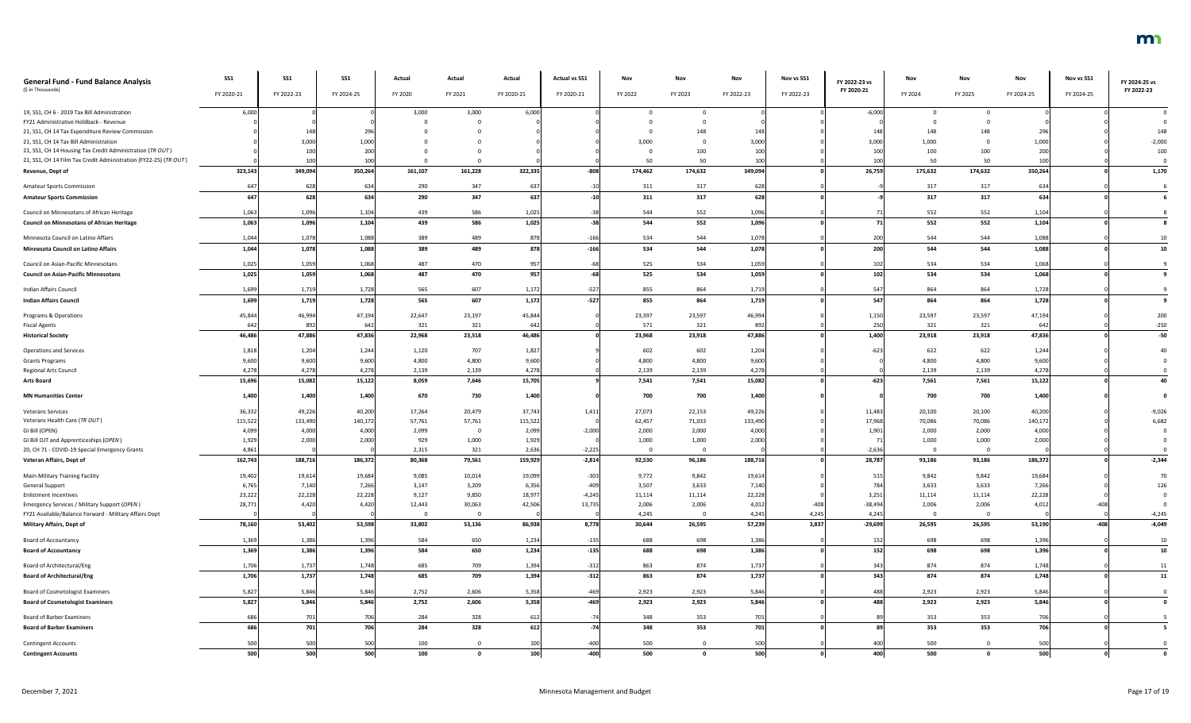| General Fund - Fund Balance Analysis ($ in Thousands) | SS1 FY 2020-21 | SS1 FY 2022-23 | SS1 FY 2024-25 | Actual FY 2020 | Actual FY 2021 | Actual FY 2020-21 | Actual vs SS1 FY 2020-21 | Nov FY 2022 | Nov FY 2023 | Nov FY 2022-23 | Nov vs SS1 FY 2022-23 | FY 2022-23 vs FY 2020-21 | Nov FY 2024 | Nov FY 2025 | Nov FY 2024-25 | Nov vs SS1 FY 2024-25 | FY 2024-25 vs FY 2022-23 |
|---|---|---|---|---|---|---|---|---|---|---|---|---|---|---|---|---|---|
| 19, SS1, CH 6 - 2019 Tax Bill Administration | 6,000 | 0 | 0 | 3,000 | 3,000 | 6,000 | 0 | 0 | 0 | 0 | 0 | -6,000 | 0 | 0 | 0 | 0 | 0 |
| FY21 Administrative Holdback - Revenue | 0 | 0 | 0 | 0 | 0 | 0 | 0 | 0 | 0 | 0 | 0 | 0 | 0 | 0 | 0 | 0 | 0 |
| 21, SS1, CH 14 Tax Expenditure Review Commission | 0 | 148 | 296 | 0 | 0 | 0 | 0 | 0 | 148 | 148 | 0 | 148 | 148 | 148 | 296 | 0 | 148 |
| 21, SS1, CH 14 Tax Bill Administration | 0 | 3,000 | 1,000 | 0 | 0 | 0 | 0 | 3,000 | 0 | 3,000 | 0 | 3,000 | 1,000 | 0 | 1,000 | 0 | -2,000 |
| 21, SS1, CH 14 Housing Tax Credit Administration (*TR OUT*) | 0 | 100 | 200 | 0 | 0 | 0 | 0 | 0 | 100 | 100 | 0 | 100 | 100 | 100 | 200 | 0 | 100 |
| 21, SS1, CH 14 Film Tax Credit Administration (FY22-25) (*TR OUT*) | 0 | 100 | 100 | 0 | 0 | 0 | 0 | 50 | 50 | 100 | 0 | 100 | 50 | 50 | 100 | 0 | 0 |
| **Revenue, Dept of** | **323,143** | **349,094** | **350,264** | **161,107** | **161,228** | **322,335** | **-808** | **174,462** | **174,632** | **349,094** | **0** | **26,759** | **175,632** | **174,632** | **350,264** | **0** | **1,170** |
| Amateur Sports Commission | 647 | 628 | 634 | 290 | 347 | 637 | -10 | 311 | 317 | 628 | 0 | -9 | 317 | 317 | 634 | 0 | 6 |
| **Amateur Sports Commission** | **647** | **628** | **634** | **290** | **347** | **637** | **-10** | **311** | **317** | **628** | **0** | **-9** | **317** | **317** | **634** | **0** | **6** |
| Council on Minnesotans of African Heritage | 1,063 | 1,096 | 1,104 | 439 | 586 | 1,025 | -38 | 544 | 552 | 1,096 | 0 | 71 | 552 | 552 | 1,104 | 0 | 8 |
| **Council on Minnesotans of African Heritage** | **1,063** | **1,096** | **1,104** | **439** | **586** | **1,025** | **-38** | **544** | **552** | **1,096** | **0** | **71** | **552** | **552** | **1,104** | **0** | **8** |
| Minnesota Council on Latino Affairs | 1,044 | 1,078 | 1,088 | 389 | 489 | 878 | -166 | 534 | 544 | 1,078 | 0 | 200 | 544 | 544 | 1,088 | 0 | 10 |
| **Minnesota Council on Latino Affairs** | **1,044** | **1,078** | **1,088** | **389** | **489** | **878** | **-166** | **534** | **544** | **1,078** | **0** | **200** | **544** | **544** | **1,088** | **0** | **10** |
| Council on Asian-Pacific Minnesotans | 1,025 | 1,059 | 1,068 | 487 | 470 | 957 | -68 | 525 | 534 | 1,059 | 0 | 102 | 534 | 534 | 1,068 | 0 | 9 |
| **Council on Asian-Pacific Minnesotans** | **1,025** | **1,059** | **1,068** | **487** | **470** | **957** | **-68** | **525** | **534** | **1,059** | **0** | **102** | **534** | **534** | **1,068** | **0** | **9** |
| Indian Affairs Council | 1,699 | 1,719 | 1,728 | 565 | 607 | 1,172 | -527 | 855 | 864 | 1,719 | 0 | 547 | 864 | 864 | 1,728 | 0 | 9 |
| **Indian Affairs Council** | **1,699** | **1,719** | **1,728** | **565** | **607** | **1,172** | **-527** | **855** | **864** | **1,719** | **0** | **547** | **864** | **864** | **1,728** | **0** | **9** |
| Programs & Operations | 45,844 | 46,994 | 47,194 | 22,647 | 23,197 | 45,844 | 0 | 23,397 | 23,597 | 46,994 | 0 | 1,150 | 23,597 | 23,597 | 47,194 | 0 | 200 |
| Fiscal Agents | 642 | 892 | 642 | 321 | 321 | 642 | 0 | 571 | 321 | 892 | 0 | 250 | 321 | 321 | 642 | 0 | -250 |
| **Historical Society** | **46,486** | **47,886** | **47,836** | **22,968** | **23,518** | **46,486** | **0** | **23,968** | **23,918** | **47,886** | **0** | **1,400** | **23,918** | **23,918** | **47,836** | **0** | **-50** |
| Operations and Services | 1,818 | 1,204 | 1,244 | 1,120 | 707 | 1,827 | 9 | 602 | 602 | 1,204 | 0 | -623 | 622 | 622 | 1,244 | 0 | 40 |
| Grants Programs | 9,600 | 9,600 | 9,600 | 4,800 | 4,800 | 9,600 | 0 | 4,800 | 4,800 | 9,600 | 0 | 0 | 4,800 | 4,800 | 9,600 | 0 | 0 |
| Regional Arts Council | 4,278 | 4,278 | 4,278 | 2,139 | 2,139 | 4,278 | 0 | 2,139 | 2,139 | 4,278 | 0 | 0 | 2,139 | 2,139 | 4,278 | 0 | 0 |
| **Arts Board** | **15,696** | **15,082** | **15,122** | **8,059** | **7,646** | **15,705** | **9** | **7,541** | **7,541** | **15,082** | **0** | **-623** | **7,561** | **7,561** | **15,122** | **0** | **40** |
| **MN Humanities Center** | **1,400** | **1,400** | **1,400** | **670** | **730** | **1,400** | **0** | **700** | **700** | **1,400** | **0** | **0** | **700** | **700** | **1,400** | **0** | **0** |
| Veterans Services | 36,332 | 49,226 | 40,200 | 17,264 | 20,479 | 37,743 | 1,411 | 27,073 | 22,153 | 49,226 | 0 | 11,483 | 20,100 | 20,100 | 40,200 | 0 | -9,026 |
| Veterans Health Care (*TR OUT*) | 115,522 | 133,490 | 140,172 | 57,761 | 57,761 | 115,522 | 0 | 62,457 | 71,033 | 133,490 | 0 | 17,968 | 70,086 | 70,086 | 140,172 | 0 | 6,682 |
| GI Bill (OPEN) | 4,099 | 4,000 | 4,000 | 2,099 | 0 | 2,099 | -2,000 | 2,000 | 2,000 | 4,000 | 0 | 1,901 | 2,000 | 2,000 | 4,000 | 0 | 0 |
| GI Bill OJT and Apprenticeships (*OPEN*) | 1,929 | 2,000 | 2,000 | 929 | 1,000 | 1,929 | 0 | 1,000 | 1,000 | 2,000 | 0 | 71 | 1,000 | 1,000 | 2,000 | 0 | 0 |
| 20, CH 71 - COVID-19 Special Emergency Grants | 4,861 | 0 | 0 | 2,315 | 321 | 2,636 | -2,225 | 0 | 0 | 0 | 0 | -2,636 | 0 | 0 | 0 | 0 | 0 |
| **Veteran Affairs, Dept of** | **162,743** | **188,716** | **186,372** | **80,368** | **79,561** | **159,929** | **-2,814** | **92,530** | **96,186** | **188,716** | **0** | **28,787** | **93,186** | **93,186** | **186,372** | **0** | **-2,344** |
| Main-Military Training Facility | 19,402 | 19,614 | 19,684 | 9,085 | 10,014 | 19,099 | -303 | 9,772 | 9,842 | 19,614 | 0 | 515 | 9,842 | 9,842 | 19,684 | 0 | 70 |
| General Support | 6,765 | 7,140 | 7,266 | 3,147 | 3,209 | 6,356 | -409 | 3,507 | 3,633 | 7,140 | 0 | 784 | 3,633 | 3,633 | 7,266 | 0 | 126 |
| Enlistment Incentives | 23,222 | 22,228 | 22,228 | 9,127 | 9,850 | 18,977 | -4,245 | 11,114 | 11,114 | 22,228 | 0 | 3,251 | 11,114 | 11,114 | 22,228 | 0 | 0 |
| Emergency Services / Military Support (*OPEN*) | 28,771 | 4,420 | 4,420 | 12,443 | 30,063 | 42,506 | 13,735 | 2,006 | 2,006 | 4,012 | -408 | -38,494 | 2,006 | 2,006 | 4,012 | -408 | 0 |
| FY21 Available/Balance Forward - Military Affairs Dept | 0 | 0 | 0 | 0 | 0 | 0 | 0 | 4,245 | 0 | 4,245 | 4,245 | 4,245 | 0 | 0 | 0 | 0 | -4,245 |
| **Military Affairs, Dept of** | **78,160** | **53,402** | **53,598** | **33,802** | **53,136** | **86,938** | **8,778** | **30,644** | **26,595** | **57,239** | **3,837** | **-29,699** | **26,595** | **26,595** | **53,190** | **-408** | **-4,049** |
| Board of Accountancy | 1,369 | 1,386 | 1,396 | 584 | 650 | 1,234 | -135 | 688 | 698 | 1,386 | 0 | 152 | 698 | 698 | 1,396 | 0 | 10 |
| **Board of Accountancy** | **1,369** | **1,386** | **1,396** | **584** | **650** | **1,234** | **-135** | **688** | **698** | **1,386** | **0** | **152** | **698** | **698** | **1,396** | **0** | **10** |
| Board of Architectural/Eng | 1,706 | 1,737 | 1,748 | 685 | 709 | 1,394 | -312 | 863 | 874 | 1,737 | 0 | 343 | 874 | 874 | 1,748 | 0 | 11 |
| **Board of Architectural/Eng** | **1,706** | **1,737** | **1,748** | **685** | **709** | **1,394** | **-312** | **863** | **874** | **1,737** | **0** | **343** | **874** | **874** | **1,748** | **0** | **11** |
| Board of Cosmetologist Examiners | 5,827 | 5,846 | 5,846 | 2,752 | 2,606 | 5,358 | -469 | 2,923 | 2,923 | 5,846 | 0 | 488 | 2,923 | 2,923 | 5,846 | 0 | 0 |
| **Board of Cosmetologist Examiners** | **5,827** | **5,846** | **5,846** | **2,752** | **2,606** | **5,358** | **-469** | **2,923** | **2,923** | **5,846** | **0** | **488** | **2,923** | **2,923** | **5,846** | **0** | **0** |
| Board of Barber Examiners | 686 | 701 | 706 | 284 | 328 | 612 | -74 | 348 | 353 | 701 | 0 | 89 | 353 | 353 | 706 | 0 | 5 |
| **Board of Barber Examiners** | **686** | **701** | **706** | **284** | **328** | **612** | **-74** | **348** | **353** | **701** | **0** | **89** | **353** | **353** | **706** | **0** | **5** |
| Contingent Accounts | 500 | 500 | 500 | 100 | 0 | 100 | -400 | 500 | 0 | 500 | 0 | 400 | 500 | 0 | 500 | 0 | 0 |
| **Contingent Accounts** | **500** | **500** | **500** | **100** | **0** | **100** | **-400** | **500** | **0** | **500** | **0** | **400** | **500** | **0** | **500** | **0** | **0** |

December 7, 2021 — Minnesota Management and Budget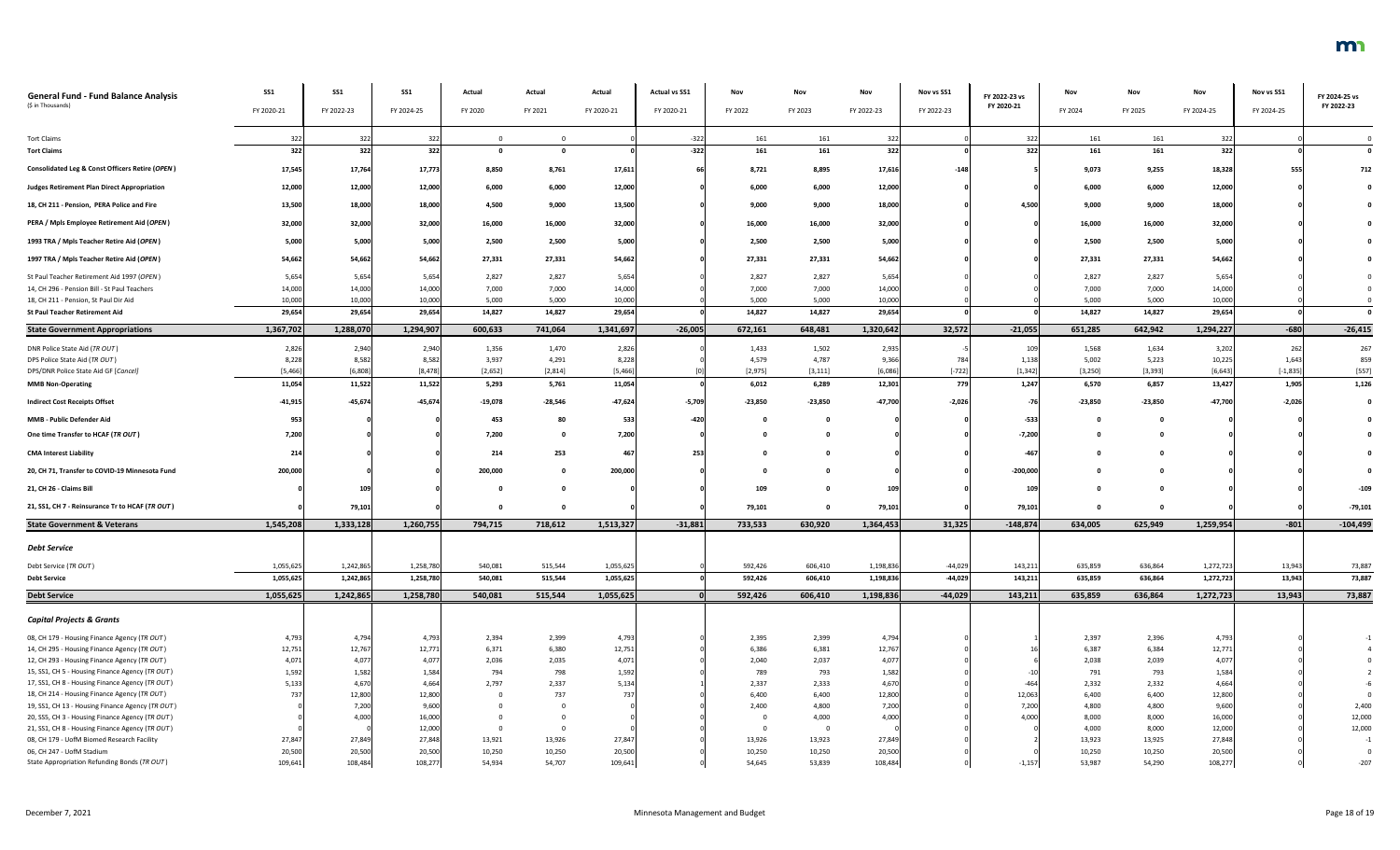## General Fund - Fund Balance Analysis

($ in Thousands)

| | SS1 FY 2020-21 | SS1 FY 2022-23 | SS1 FY 2024-25 | Actual FY 2020 | Actual FY 2021 | Actual FY 2020-21 | Actual vs SS1 FY 2020-21 | Nov FY 2022 | Nov FY 2023 | Nov FY 2022-23 | Nov vs SS1 FY 2022-23 | FY 2022-23 vs FY 2020-21 | Nov FY 2024 | Nov FY 2025 | Nov FY 2024-25 | Nov vs SS1 FY 2024-25 | FY 2024-25 vs FY 2022-23 |
|---|---|---|---|---|---|---|---|---|---|---|---|---|---|---|---|---|---|
| Tort Claims | 322 | 322 | 322 | 0 | 0 | 0 | -322 | 161 | 161 | 322 | 0 | 322 | 161 | 161 | 322 | 0 | 0 |
| **Tort Claims** | **322** | **322** | **322** | **0** | **0** | **0** | **-322** | **161** | **161** | **322** | **0** | **322** | **161** | **161** | **322** | **0** | **0** |
| **Consolidated Leg & Const Officers Retire (*OPEN*)** | **17,545** | **17,764** | **17,773** | **8,850** | **8,761** | **17,611** | **66** | **8,721** | **8,895** | **17,616** | **-148** | **5** | **9,073** | **9,255** | **18,328** | **555** | **712** |
| **Judges Retirement Plan Direct Appropriation** | **12,000** | **12,000** | **12,000** | **6,000** | **6,000** | **12,000** | **0** | **6,000** | **6,000** | **12,000** | **0** | **0** | **6,000** | **6,000** | **12,000** | **0** | **0** |
| **18, CH 211 - Pension, PERA Police and Fire** | **13,500** | **18,000** | **18,000** | **4,500** | **9,000** | **13,500** | **0** | **9,000** | **9,000** | **18,000** | **0** | **4,500** | **9,000** | **9,000** | **18,000** | **0** | **0** |
| **PERA / Mpls Employee Retirement Aid (*OPEN*)** | **32,000** | **32,000** | **32,000** | **16,000** | **16,000** | **32,000** | **0** | **16,000** | **16,000** | **32,000** | **0** | **0** | **16,000** | **16,000** | **32,000** | **0** | **0** |
| **1993 TRA / Mpls Teacher Retire Aid (*OPEN*)** | **5,000** | **5,000** | **5,000** | **2,500** | **2,500** | **5,000** | **0** | **2,500** | **2,500** | **5,000** | **0** | **0** | **2,500** | **2,500** | **5,000** | **0** | **0** |
| **1997 TRA / Mpls Teacher Retire Aid (*OPEN*)** | **54,662** | **54,662** | **54,662** | **27,331** | **27,331** | **54,662** | **0** | **27,331** | **27,331** | **54,662** | **0** | **0** | **27,331** | **27,331** | **54,662** | **0** | **0** |
| St Paul Teacher Retirement Aid 1997 (*OPEN*) | 5,654 | 5,654 | 5,654 | 2,827 | 2,827 | 5,654 | 0 | 2,827 | 2,827 | 5,654 | 0 | 0 | 2,827 | 2,827 | 5,654 | 0 | 0 |
| 14, CH 296 - Pension Bill - St Paul Teachers | 14,000 | 14,000 | 14,000 | 7,000 | 7,000 | 14,000 | 0 | 7,000 | 7,000 | 14,000 | 0 | 0 | 7,000 | 7,000 | 14,000 | 0 | 0 |
| 18, CH 211 - Pension, St Paul Dir Aid | 10,000 | 10,000 | 10,000 | 5,000 | 5,000 | 10,000 | 0 | 5,000 | 5,000 | 10,000 | 0 | 0 | 5,000 | 5,000 | 10,000 | 0 | 0 |
| **St Paul Teacher Retirement Aid** | **29,654** | **29,654** | **29,654** | **14,827** | **14,827** | **29,654** | **0** | **14,827** | **14,827** | **29,654** | **0** | **0** | **14,827** | **14,827** | **29,654** | **0** | **0** |
| **State Government Appropriations** | **1,367,702** | **1,288,070** | **1,294,907** | **600,633** | **741,064** | **1,341,697** | **-26,005** | **672,161** | **648,481** | **1,320,642** | **32,572** | **-21,055** | **651,285** | **642,942** | **1,294,227** | **-680** | **-26,415** |
| DNR Police State Aid (*TR OUT*) | 2,826 | 2,940 | 2,940 | 1,356 | 1,470 | 2,826 | 0 | 1,433 | 1,502 | 2,935 | -5 | 109 | 1,568 | 1,634 | 3,202 | 262 | 267 |
| DPS Police State Aid (*TR OUT*) | 8,228 | 8,582 | 8,582 | 3,937 | 4,291 | 8,228 | 0 | 4,579 | 4,787 | 9,366 | 784 | 1,138 | 5,002 | 5,223 | 10,225 | 1,643 | 859 |
| DPS/DNR Police State Aid GF [*Cancel*] | [5,466] | [6,808] | [8,478] | [2,652] | [2,814] | [5,466] | [0] | [2,975] | [3,111] | [6,086] | [-722] | [1,342] | [3,250] | [3,393] | [6,643] | [-1,835] | [557] |
| **MMB Non-Operating** | **11,054** | **11,522** | **11,522** | **5,293** | **5,761** | **11,054** | **0** | **6,012** | **6,289** | **12,301** | **779** | **1,247** | **6,570** | **6,857** | **13,427** | **1,905** | **1,126** |
| **Indirect Cost Receipts Offset** | **-41,915** | **-45,674** | **-45,674** | **-19,078** | **-28,546** | **-47,624** | **-5,709** | **-23,850** | **-23,850** | **-47,700** | **-2,026** | **-76** | **-23,850** | **-23,850** | **-47,700** | **-2,026** | **0** |
| **MMB - Public Defender Aid** | **953** | **0** | **0** | **453** | **80** | **533** | **-420** | **0** | **0** | **0** | **0** | **-533** | **0** | **0** | **0** | **0** | **0** |
| **One time Transfer to HCAF (*TR OUT*)** | **7,200** | **0** | **0** | **7,200** | **0** | **7,200** | **0** | **0** | **0** | **0** | **0** | **-7,200** | **0** | **0** | **0** | **0** | **0** |
| **CMA Interest Liability** | **214** | **0** | **0** | **214** | **253** | **467** | **253** | **0** | **0** | **0** | **0** | **-467** | **0** | **0** | **0** | **0** | **0** |
| **20, CH 71, Transfer to COVID-19 Minnesota Fund** | **200,000** | **0** | **0** | **200,000** | **0** | **200,000** | **0** | **0** | **0** | **0** | **0** | **-200,000** | **0** | **0** | **0** | **0** | **0** |
| **21, CH 26 - Claims Bill** | **0** | **109** | **0** | **0** | **0** | **0** | **0** | **109** | **0** | **109** | **0** | **109** | **0** | **0** | **0** | **0** | **-109** |
| **21, SS1, CH 7 - Reinsurance Tr to HCAF (*TR OUT*)** | **0** | **79,101** | **0** | **0** | **0** | **0** | **0** | **79,101** | **0** | **79,101** | **0** | **79,101** | **0** | **0** | **0** | **0** | **-79,101** |
| **State Government & Veterans** | **1,545,208** | **1,333,128** | **1,260,755** | **794,715** | **718,612** | **1,513,327** | **-31,881** | **733,533** | **630,920** | **1,364,453** | **31,325** | **-148,874** | **634,005** | **625,949** | **1,259,954** | **-801** | **-104,499** |
| ***Debt Service*** | | | | | | | | | | | | | | | | | |
| Debt Service (*TR OUT*) | 1,055,625 | 1,242,865 | 1,258,780 | 540,081 | 515,544 | 1,055,625 | 0 | 592,426 | 606,410 | 1,198,836 | -44,029 | 143,211 | 635,859 | 636,864 | 1,272,723 | 13,943 | 73,887 |
| **Debt Service** | **1,055,625** | **1,242,865** | **1,258,780** | **540,081** | **515,544** | **1,055,625** | **0** | **592,426** | **606,410** | **1,198,836** | **-44,029** | **143,211** | **635,859** | **636,864** | **1,272,723** | **13,943** | **73,887** |
| **Debt Service** | **1,055,625** | **1,242,865** | **1,258,780** | **540,081** | **515,544** | **1,055,625** | **0** | **592,426** | **606,410** | **1,198,836** | **-44,029** | **143,211** | **635,859** | **636,864** | **1,272,723** | **13,943** | **73,887** |
| ***Capital Projects & Grants*** | | | | | | | | | | | | | | | | | |
| 08, CH 179 - Housing Finance Agency (*TR OUT*) | 4,793 | 4,794 | 4,793 | 2,394 | 2,399 | 4,793 | 0 | 2,395 | 2,399 | 4,794 | 0 | 1 | 2,397 | 2,396 | 4,793 | 0 | -1 |
| 14, CH 295 - Housing Finance Agency (*TR OUT*) | 12,751 | 12,767 | 12,771 | 6,371 | 6,380 | 12,751 | 0 | 6,386 | 6,381 | 12,767 | 0 | 16 | 6,387 | 6,384 | 12,771 | 0 | 4 |
| 12, CH 293 - Housing Finance Agency (*TR OUT*) | 4,071 | 4,077 | 4,077 | 2,036 | 2,035 | 4,071 | 0 | 2,040 | 2,037 | 4,077 | 0 | 6 | 2,038 | 2,039 | 4,077 | 0 | 0 |
| 15, SS1, CH 5 - Housing Finance Agency (*TR OUT*) | 1,592 | 1,582 | 1,584 | 794 | 798 | 1,592 | 0 | 789 | 793 | 1,582 | 0 | -10 | 791 | 793 | 1,584 | 0 | 2 |
| 17, SS1, CH 8 - Housing Finance Agency (*TR OUT*) | 5,133 | 4,670 | 4,664 | 2,797 | 2,337 | 5,134 | 1 | 2,337 | 2,333 | 4,670 | 0 | -464 | 2,332 | 2,332 | 4,664 | 0 | -6 |
| 18, CH 214 - Housing Finance Agency (*TR OUT*) | 737 | 12,800 | 12,800 | 0 | 737 | 737 | 0 | 6,400 | 6,400 | 12,800 | 0 | 12,063 | 6,400 | 6,400 | 12,800 | 0 | 0 |
| 19, SS1, CH 13 - Housing Finance Agency (*TR OUT*) | 0 | 7,200 | 9,600 | 0 | 0 | 0 | 0 | 2,400 | 4,800 | 7,200 | 0 | 7,200 | 4,800 | 4,800 | 9,600 | 0 | 2,400 |
| 20, SS5, CH 3 - Housing Finance Agency (*TR OUT*) | 0 | 4,000 | 16,000 | 0 | 0 | 0 | 0 | 0 | 4,000 | 4,000 | 0 | 4,000 | 8,000 | 8,000 | 16,000 | 0 | 12,000 |
| 21, SS1, CH 8 - Housing Finance Agency (*TR OUT*) | 0 | 0 | 12,000 | 0 | 0 | 0 | 0 | 0 | 0 | 0 | 0 | 0 | 4,000 | 8,000 | 12,000 | 0 | 12,000 |
| 08, CH 179 - UofM Biomed Research Facility | 27,847 | 27,849 | 27,848 | 13,921 | 13,926 | 27,847 | 0 | 13,926 | 13,923 | 27,849 | 0 | 2 | 13,923 | 13,925 | 27,848 | 0 | -1 |
| 06, CH 247 - UofM Stadium | 20,500 | 20,500 | 20,500 | 10,250 | 10,250 | 20,500 | 0 | 10,250 | 10,250 | 20,500 | 0 | 0 | 10,250 | 10,250 | 20,500 | 0 | 0 |
| State Appropriation Refunding Bonds (*TR OUT*) | 109,641 | 108,484 | 108,277 | 54,934 | 54,707 | 109,641 | 0 | 54,645 | 53,839 | 108,484 | 0 | -1,157 | 53,987 | 54,290 | 108,277 | 0 | -207 |

December 7, 2021 — Minnesota Management and Budget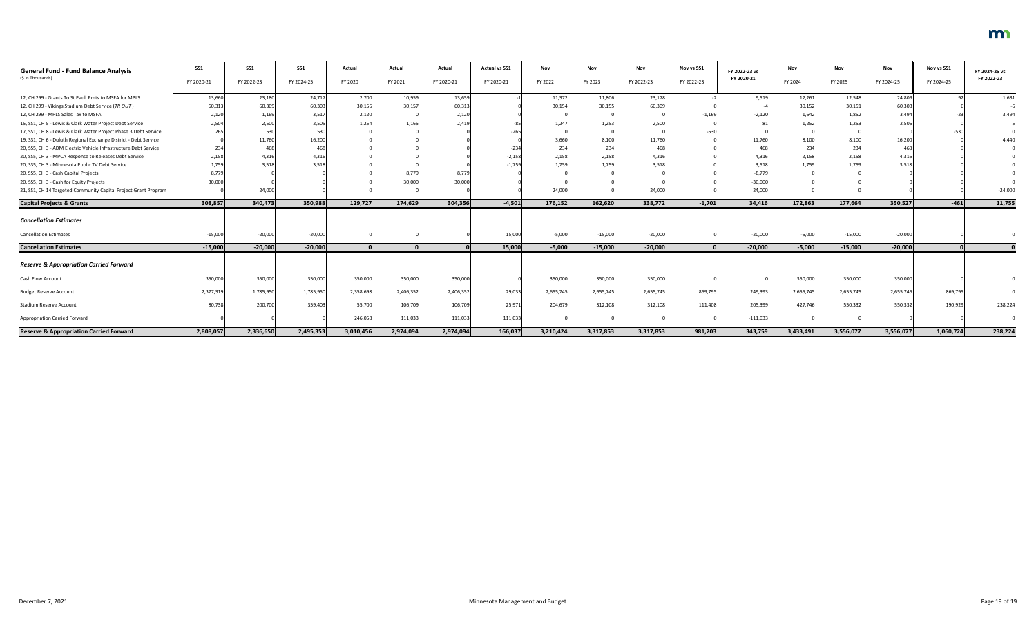| **General Fund - Fund Balance Analysis** ($ in Thousands) | SS1 FY 2020-21 | SS1 FY 2022-23 | SS1 FY 2024-25 | Actual FY 2020 | Actual FY 2021 | Actual FY 2020-21 | Actual vs SS1 FY 2020-21 | Nov FY 2022 | Nov FY 2023 | Nov FY 2022-23 | Nov vs SS1 FY 2022-23 | FY 2022-23 vs FY 2020-21 | Nov FY 2024 | Nov FY 2025 | Nov FY 2024-25 | Nov vs SS1 FY 2024-25 | FY 2024-25 vs FY 2022-23 |
|---|---|---|---|---|---|---|---|---|---|---|---|---|---|---|---|---|---|
| 12, CH 299 - Grants To St Paul, Pmts to MSFA for MPLS | 13,660 | 23,180 | 24,717 | 2,700 | 10,959 | 13,659 | -1 | 11,372 | 11,806 | 23,178 | -2 | 9,519 | 12,261 | 12,548 | 24,809 | 92 | 1,631 |
| 12, CH 299 - Vikings Stadium Debt Service (*TR OUT*) | 60,313 | 60,309 | 60,303 | 30,156 | 30,157 | 60,313 | 0 | 30,154 | 30,155 | 60,309 | 0 | -4 | 30,152 | 30,151 | 60,303 | 0 | -6 |
| 12, CH 299 - MPLS Sales Tax to MSFA | 2,120 | 1,169 | 3,517 | 2,120 | 0 | 2,120 | 0 | 0 | 0 | 0 | -1,169 | -2,120 | 1,642 | 1,852 | 3,494 | -23 | 3,494 |
| 15, SS1, CH 5 - Lewis & Clark Water Project Debt Service | 2,504 | 2,500 | 2,505 | 1,254 | 1,165 | 2,419 | -85 | 1,247 | 1,253 | 2,500 | 0 | 81 | 1,252 | 1,253 | 2,505 | 0 | 5 |
| 17, SS1, CH 8 - Lewis & Clark Water Project Phase 3 Debt Service | 265 | 530 | 530 | 0 | 0 | 0 | -265 | 0 | 0 | 0 | -530 | 0 | 0 | 0 | 0 | -530 | 0 |
| 19, SS1, CH 6 - Duluth Regional Exchange District - Debt Service | 0 | 11,760 | 16,200 | 0 | 0 | 0 | 0 | 3,660 | 8,100 | 11,760 | 0 | 11,760 | 8,100 | 8,100 | 16,200 | 0 | 4,440 |
| 20, SS5, CH 3 - ADM Electric Vehicle Infrastructure Debt Service | 234 | 468 | 468 | 0 | 0 | 0 | -234 | 234 | 234 | 468 | 0 | 468 | 234 | 234 | 468 | 0 | 0 |
| 20, SS5, CH 3 - MPCA Response to Releases Debt Service | 2,158 | 4,316 | 4,316 | 0 | 0 | 0 | -2,158 | 2,158 | 2,158 | 4,316 | 0 | 4,316 | 2,158 | 2,158 | 4,316 | 0 | 0 |
| 20, SS5, CH 3 - Minnesota Public TV Debt Service | 1,759 | 3,518 | 3,518 | 0 | 0 | 0 | -1,759 | 1,759 | 1,759 | 3,518 | 0 | 3,518 | 1,759 | 1,759 | 3,518 | 0 | 0 |
| 20, SS5, CH 3 - Cash Capital Projects | 8,779 | 0 | 0 | 0 | 8,779 | 8,779 | 0 | 0 | 0 | 0 | 0 | -8,779 | 0 | 0 | 0 | 0 | 0 |
| 20, SS5, CH 3 - Cash for Equity Projects | 30,000 | 0 | 0 | 0 | 30,000 | 30,000 | 0 | 0 | 0 | 0 | 0 | -30,000 | 0 | 0 | 0 | 0 | 0 |
| 21, SS1, CH 14 Targeted Community Capital Project Grant Program | 0 | 24,000 | 0 | 0 | 0 | 0 | 0 | 24,000 | 0 | 24,000 | 0 | 24,000 | 0 | 0 | 0 | 0 | -24,000 |
| **Capital Projects & Grants** | **308,857** | **340,473** | **350,988** | **129,727** | **174,629** | **304,356** | **-4,501** | **176,152** | **162,620** | **338,772** | **-1,701** | **34,416** | **172,863** | **177,664** | **350,527** | **-461** | **11,755** |
| ***Cancellation Estimates*** | | | | | | | | | | | | | | | | | |
| Cancellation Estimates | -15,000 | -20,000 | -20,000 | 0 | 0 | 0 | 15,000 | -5,000 | -15,000 | -20,000 | 0 | -20,000 | -5,000 | -15,000 | -20,000 | 0 | 0 |
| **Cancellation Estimates** | **-15,000** | **-20,000** | **-20,000** | **0** | **0** | **0** | **15,000** | **-5,000** | **-15,000** | **-20,000** | **0** | **-20,000** | **-5,000** | **-15,000** | **-20,000** | **0** | **0** |
| ***Reserve & Appropriation Carried Forward*** | | | | | | | | | | | | | | | | | |
| Cash Flow Account | 350,000 | 350,000 | 350,000 | 350,000 | 350,000 | 350,000 | 0 | 350,000 | 350,000 | 350,000 | 0 | 0 | 350,000 | 350,000 | 350,000 | 0 | 0 |
| Budget Reserve Account | 2,377,319 | 1,785,950 | 1,785,950 | 2,358,698 | 2,406,352 | 2,406,352 | 29,033 | 2,655,745 | 2,655,745 | 2,655,745 | 869,795 | 249,393 | 2,655,745 | 2,655,745 | 2,655,745 | 869,795 | 0 |
| Stadium Reserve Account | 80,738 | 200,700 | 359,403 | 55,700 | 106,709 | 106,709 | 25,971 | 204,679 | 312,108 | 312,108 | 111,408 | 205,399 | 427,746 | 550,332 | 550,332 | 190,929 | 238,224 |
| Appropriation Carried Forward | 0 | 0 | 0 | 246,058 | 111,033 | 111,033 | 111,033 | 0 | 0 | 0 | 0 | -111,033 | 0 | 0 | 0 | 0 | 0 |
| **Reserve & Appropriation Carried Forward** | **2,808,057** | **2,336,650** | **2,495,353** | **3,010,456** | **2,974,094** | **2,974,094** | **166,037** | **3,210,424** | **3,317,853** | **3,317,853** | **981,203** | **343,759** | **3,433,491** | **3,556,077** | **3,556,077** | **1,060,724** | **238,224** |

December 7, 2021 | Minnesota Management and Budget